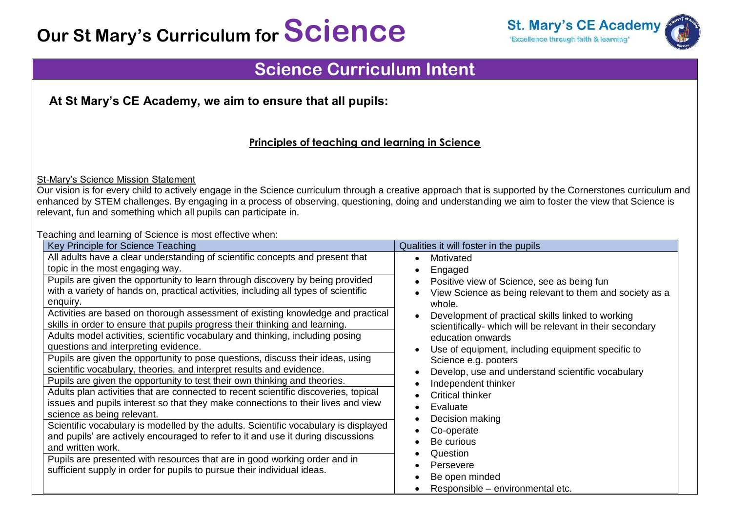# Our St Mary's Curriculum for Science

St. Mary's CE Academy
'Excellence through faith & learning'

## Science Curriculum Intent

**At St Mary's CE Academy, we aim to ensure that all pupils:**

**Principles of teaching and learning in Science**

St-Mary's Science Mission Statement

Our vision is for every child to actively engage in the Science curriculum through a creative approach that is supported by the Cornerstones curriculum and enhanced by STEM challenges. By engaging in a process of observing, questioning, doing and understanding we aim to foster the view that Science is relevant, fun and something which all pupils can participate in.

Teaching and learning of Science is most effective when:

| Key Principle for Science Teaching | Qualities it will foster in the pupils |
|---|---|
| All adults have a clear understanding of scientific concepts and present that topic in the most engaging way.<br>Pupils are given the opportunity to learn through discovery by being provided with a variety of hands on, practical activities, including all types of scientific enquiry.<br>Activities are based on thorough assessment of existing knowledge and practical skills in order to ensure that pupils progress their thinking and learning.<br>Adults model activities, scientific vocabulary and thinking, including posing questions and interpreting evidence.<br>Pupils are given the opportunity to pose questions, discuss their ideas, using scientific vocabulary, theories, and interpret results and evidence.<br>Pupils are given the opportunity to test their own thinking and theories.<br>Adults plan activities that are connected to recent scientific discoveries, topical issues and pupils interest so that they make connections to their lives and view science as being relevant.<br>Scientific vocabulary is modelled by the adults. Scientific vocabulary is displayed and pupils' are actively encouraged to refer to it and use it during discussions and written work.<br>Pupils are presented with resources that are in good working order and in sufficient supply in order for pupils to pursue their individual ideas. | • Motivated<br>• Engaged<br>• Positive view of Science, see as being fun<br>• View Science as being relevant to them and society as a whole.<br>• Development of practical skills linked to working scientifically- which will be relevant in their secondary education onwards<br>• Use of equipment, including equipment specific to Science e.g. pooters<br>• Develop, use and understand scientific vocabulary<br>• Independent thinker<br>• Critical thinker<br>• Evaluate<br>• Decision making<br>• Co-operate<br>• Be curious<br>• Question<br>• Persevere<br>• Be open minded<br>• Responsible – environmental etc. |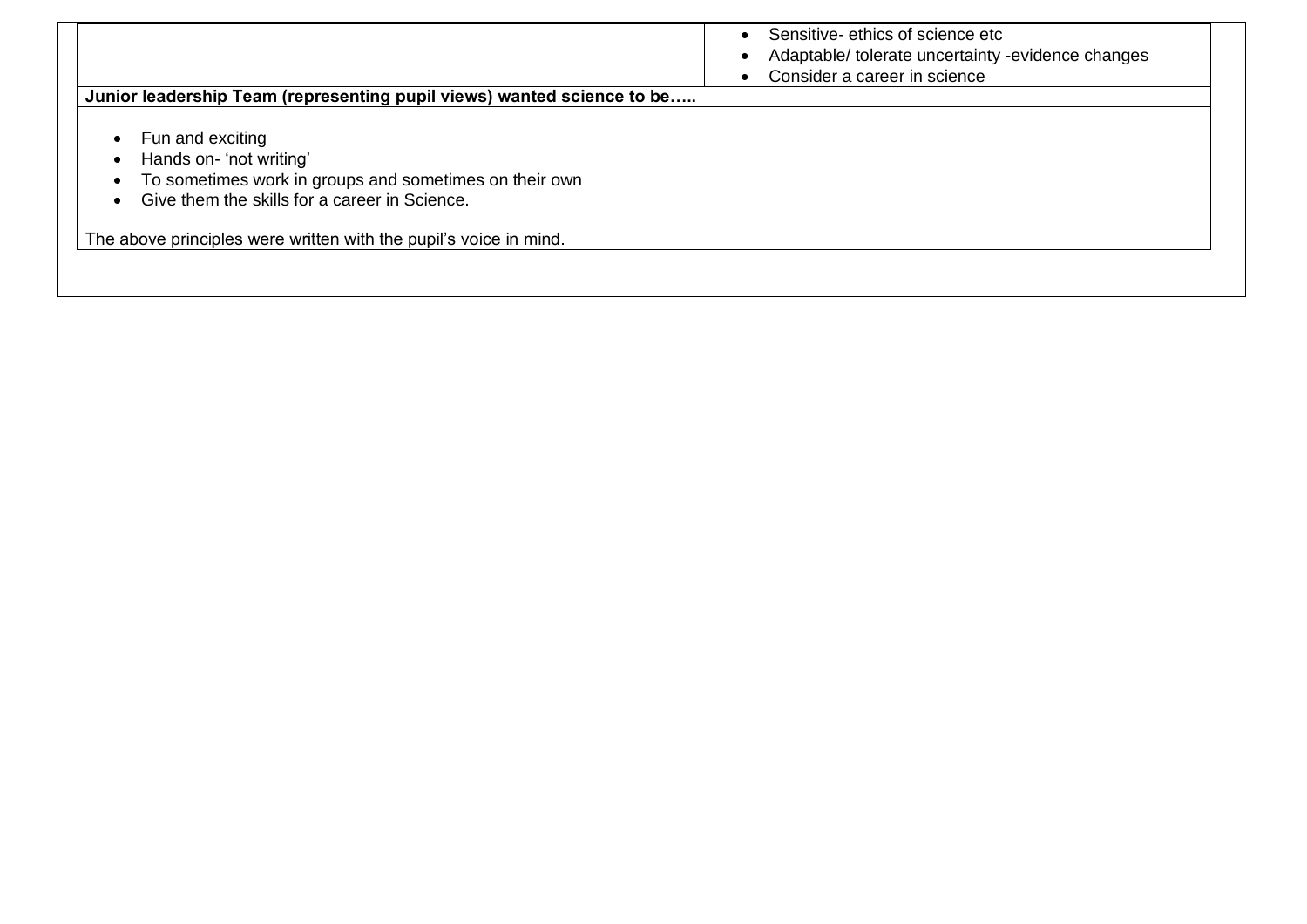| | |
|---|---|
| | • Sensitive- ethics of science etc<br>• Adaptable/ tolerate uncertainty -evidence changes<br>• Consider a career in science |

**Junior leadership Team (representing pupil views) wanted science to be…..**

- Fun and exciting
- Hands on- 'not writing'
- To sometimes work in groups and sometimes on their own
- Give them the skills for a career in Science.

The above principles were written with the pupil's voice in mind.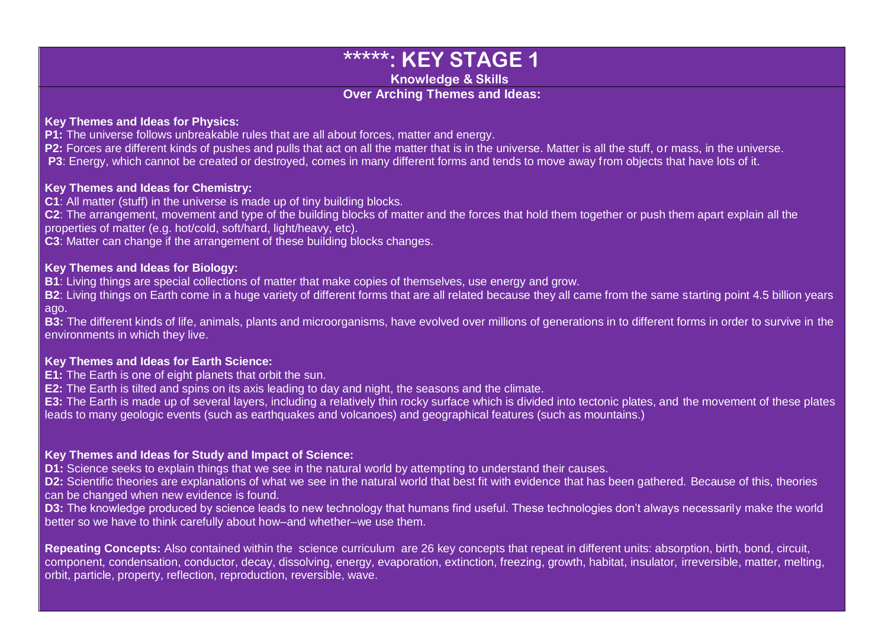# *****: KEY STAGE 1

**Knowledge & Skills**

**Over Arching Themes and Ideas:**

**Key Themes and Ideas for Physics:**

**P1:** The universe follows unbreakable rules that are all about forces, matter and energy.

**P2:** Forces are different kinds of pushes and pulls that act on all the matter that is in the universe. Matter is all the stuff, or mass, in the universe.

**P3**: Energy, which cannot be created or destroyed, comes in many different forms and tends to move away from objects that have lots of it.

**Key Themes and Ideas for Chemistry:**

**C1**: All matter (stuff) in the universe is made up of tiny building blocks.

**C2**: The arrangement, movement and type of the building blocks of matter and the forces that hold them together or push them apart explain all the properties of matter (e.g. hot/cold, soft/hard, light/heavy, etc).

**C3**: Matter can change if the arrangement of these building blocks changes.

**Key Themes and Ideas for Biology:**

**B1**: Living things are special collections of matter that make copies of themselves, use energy and grow.

**B2**: Living things on Earth come in a huge variety of different forms that are all related because they all came from the same starting point 4.5 billion years ago.

**B3:** The different kinds of life, animals, plants and microorganisms, have evolved over millions of generations in to different forms in order to survive in the environments in which they live.

**Key Themes and Ideas for Earth Science:**

**E1:** The Earth is one of eight planets that orbit the sun.

**E2:** The Earth is tilted and spins on its axis leading to day and night, the seasons and the climate.

**E3:** The Earth is made up of several layers, including a relatively thin rocky surface which is divided into tectonic plates, and the movement of these plates leads to many geologic events (such as earthquakes and volcanoes) and geographical features (such as mountains.)

**Key Themes and Ideas for Study and Impact of Science:**

**D1:** Science seeks to explain things that we see in the natural world by attempting to understand their causes.

**D2:** Scientific theories are explanations of what we see in the natural world that best fit with evidence that has been gathered. Because of this, theories can be changed when new evidence is found.

**D3:** The knowledge produced by science leads to new technology that humans find useful. These technologies don't always necessarily make the world better so we have to think carefully about how–and whether–we use them.

**Repeating Concepts:** Also contained within the science curriculum are 26 key concepts that repeat in different units: absorption, birth, bond, circuit, component, condensation, conductor, decay, dissolving, energy, evaporation, extinction, freezing, growth, habitat, insulator, irreversible, matter, melting, orbit, particle, property, reflection, reproduction, reversible, wave.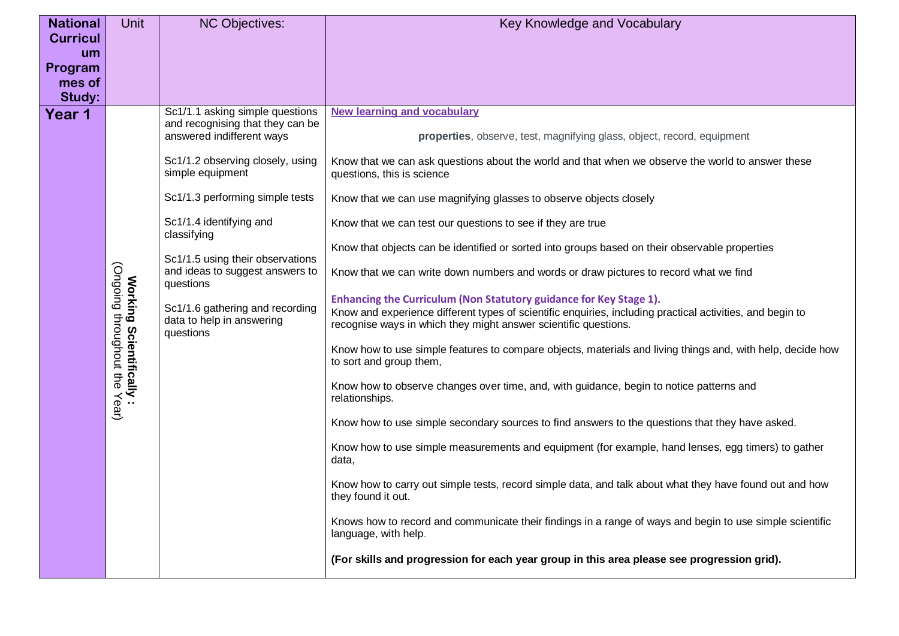| National Curriculum Programmes of Study: | Unit | NC Objectives: | Key Knowledge and Vocabulary |
|---|---|---|---|
| **Year 1** | **Working Scientifically :** (Ongoing throughout the Year) | Sc1/1.1 asking simple questions and recognising that they can be answered indifferent ways<br><br>Sc1/1.2 observing closely, using simple equipment<br><br>Sc1/1.3 performing simple tests<br><br>Sc1/1.4 identifying and classifying<br><br>Sc1/1.5 using their observations and ideas to suggest answers to questions<br><br>Sc1/1.6 gathering and recording data to help in answering questions | **New learning and vocabulary**<br><br>**properties**, observe, test, magnifying glass, object, record, equipment<br><br>Know that we can ask questions about the world and that when we observe the world to answer these questions, this is science<br><br>Know that we can use magnifying glasses to observe objects closely<br><br>Know that we can test our questions to see if they are true<br><br>Know that objects can be identified or sorted into groups based on their observable properties<br><br>Know that we can write down numbers and words or draw pictures to record what we find<br><br>**Enhancing the Curriculum (Non Statutory guidance for Key Stage 1).**<br>Know and experience different types of scientific enquiries, including practical activities, and begin to recognise ways in which they might answer scientific questions.<br><br>Know how to use simple features to compare objects, materials and living things and, with help, decide how to sort and group them,<br><br>Know how to observe changes over time, and, with guidance, begin to notice patterns and relationships.<br><br>Know how to use simple secondary sources to find answers to the questions that they have asked.<br><br>Know how to use simple measurements and equipment (for example, hand lenses, egg timers) to gather data,<br><br>Know how to carry out simple tests, record simple data, and talk about what they have found out and how they found it out.<br><br>Knows how to record and communicate their findings in a range of ways and begin to use simple scientific language, with help.<br><br>**(For skills and progression for each year group in this area please see progression grid).** |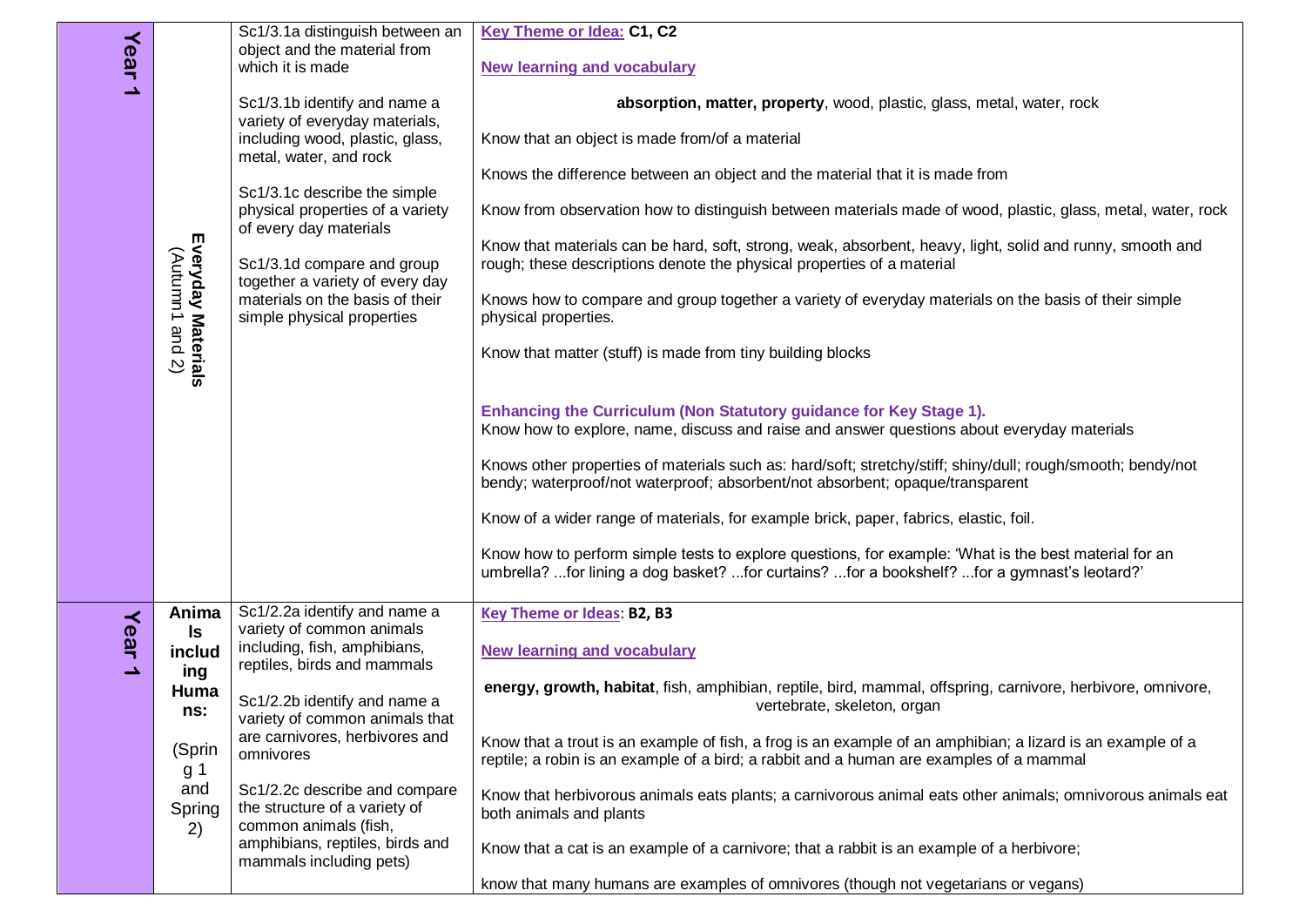| Year | Topic | Statutory Requirements | Key Theme, New Learning and Vocabulary |
|---|---|---|---|
| **Year 1** | **Everyday Materials** (Autumn1 and 2) | Sc1/3.1a distinguish between an object and the material from which it is made<br><br>Sc1/3.1b identify and name a variety of everyday materials, including wood, plastic, glass, metal, water, and rock<br><br>Sc1/3.1c describe the simple physical properties of a variety of every day materials<br><br>Sc1/3.1d compare and group together a variety of every day materials on the basis of their simple physical properties | **Key Theme or Idea: C1, C2**<br><br>**New learning and vocabulary**<br><br>**absorption, matter, property**, wood, plastic, glass, metal, water, rock<br><br>Know that an object is made from/of a material<br><br>Knows the difference between an object and the material that it is made from<br><br>Know from observation how to distinguish between materials made of wood, plastic, glass, metal, water, rock<br><br>Know that materials can be hard, soft, strong, weak, absorbent, heavy, light, solid and runny, smooth and rough; these descriptions denote the physical properties of a material<br><br>Knows how to compare and group together a variety of everyday materials on the basis of their simple physical properties.<br><br>Know that matter (stuff) is made from tiny building blocks<br><br>**Enhancing the Curriculum (Non Statutory guidance for Key Stage 1).**<br>Know how to explore, name, discuss and raise and answer questions about everyday materials<br><br>Knows other properties of materials such as: hard/soft; stretchy/stiff; shiny/dull; rough/smooth; bendy/not bendy; waterproof/not waterproof; absorbent/not absorbent; opaque/transparent<br><br>Know of a wider range of materials, for example brick, paper, fabrics, elastic, foil.<br><br>Know how to perform simple tests to explore questions, for example: 'What is the best material for an umbrella? ...for lining a dog basket? ...for curtains? ...for a bookshelf? ...for a gymnast's leotard?' |
| **Year 1** | **Animals including Humans:** (Spring 1 and Spring 2) | Sc1/2.2a identify and name a variety of common animals including, fish, amphibians, reptiles, birds and mammals<br><br>Sc1/2.2b identify and name a variety of common animals that are carnivores, herbivores and omnivores<br><br>Sc1/2.2c describe and compare the structure of a variety of common animals (fish, amphibians, reptiles, birds and mammals including pets) | **Key Theme or Ideas: B2, B3**<br><br>**New learning and vocabulary**<br><br>**energy, growth, habitat**, fish, amphibian, reptile, bird, mammal, offspring, carnivore, herbivore, omnivore, vertebrate, skeleton, organ<br><br>Know that a trout is an example of fish, a frog is an example of an amphibian; a lizard is an example of a reptile; a robin is an example of a bird; a rabbit and a human are examples of a mammal<br><br>Know that herbivorous animals eats plants; a carnivorous animal eats other animals; omnivorous animals eat both animals and plants<br><br>Know that a cat is an example of a carnivore; that a rabbit is an example of a herbivore;<br><br>know that many humans are examples of omnivores (though not vegetarians or vegans) |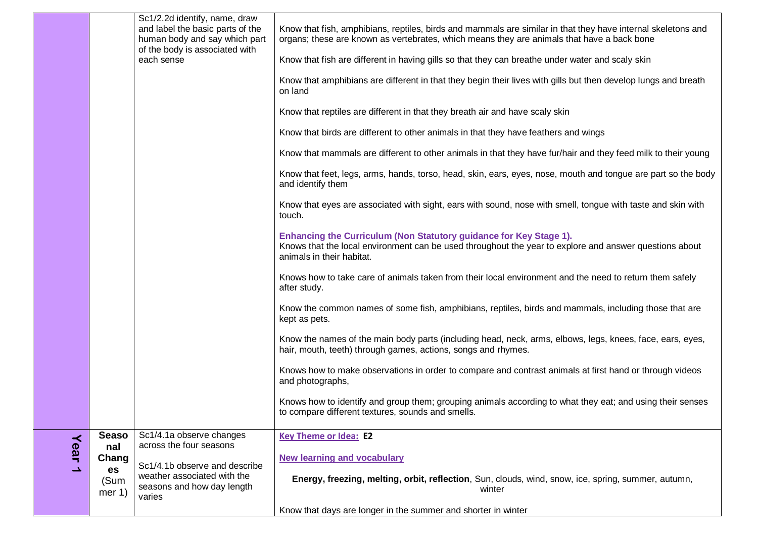| | | | |
|---|---|---|---|
| | | Sc1/2.2d identify, name, draw and label the basic parts of the human body and say which part of the body is associated with each sense | Know that fish, amphibians, reptiles, birds and mammals are similar in that they have internal skeletons and organs; these are known as vertebrates, which means they are animals that have a back bone<br><br>Know that fish are different in having gills so that they can breathe under water and scaly skin<br><br>Know that amphibians are different in that they begin their lives with gills but then develop lungs and breath on land<br><br>Know that reptiles are different in that they breath air and have scaly skin<br><br>Know that birds are different to other animals in that they have feathers and wings<br><br>Know that mammals are different to other animals in that they have fur/hair and they feed milk to their young<br><br>Know that feet, legs, arms, hands, torso, head, skin, ears, eyes, nose, mouth and tongue are part so the body and identify them<br><br>Know that eyes are associated with sight, ears with sound, nose with smell, tongue with taste and skin with touch.<br><br>**Enhancing the Curriculum (Non Statutory guidance for Key Stage 1).**<br>Knows that the local environment can be used throughout the year to explore and answer questions about animals in their habitat.<br><br>Knows how to take care of animals taken from their local environment and the need to return them safely after study.<br><br>Know the common names of some fish, amphibians, reptiles, birds and mammals, including those that are kept as pets.<br><br>Know the names of the main body parts (including head, neck, arms, elbows, legs, knees, face, ears, eyes, hair, mouth, teeth) through games, actions, songs and rhymes.<br><br>Knows how to make observations in order to compare and contrast animals at first hand or through videos and photographs,<br><br>Knows how to identify and group them; grouping animals according to what they eat; and using their senses to compare different textures, sounds and smells. |
| Year 1 | **Seasonal Changes** (Summer 1) | Sc1/4.1a observe changes across the four seasons<br><br>Sc1/4.1b observe and describe weather associated with the seasons and how day length varies | **Key Theme or Idea: E2**<br><br>**New learning and vocabulary**<br><br>**Energy, freezing, melting, orbit, reflection**, Sun, clouds, wind, snow, ice, spring, summer, autumn, winter<br><br>Know that days are longer in the summer and shorter in winter |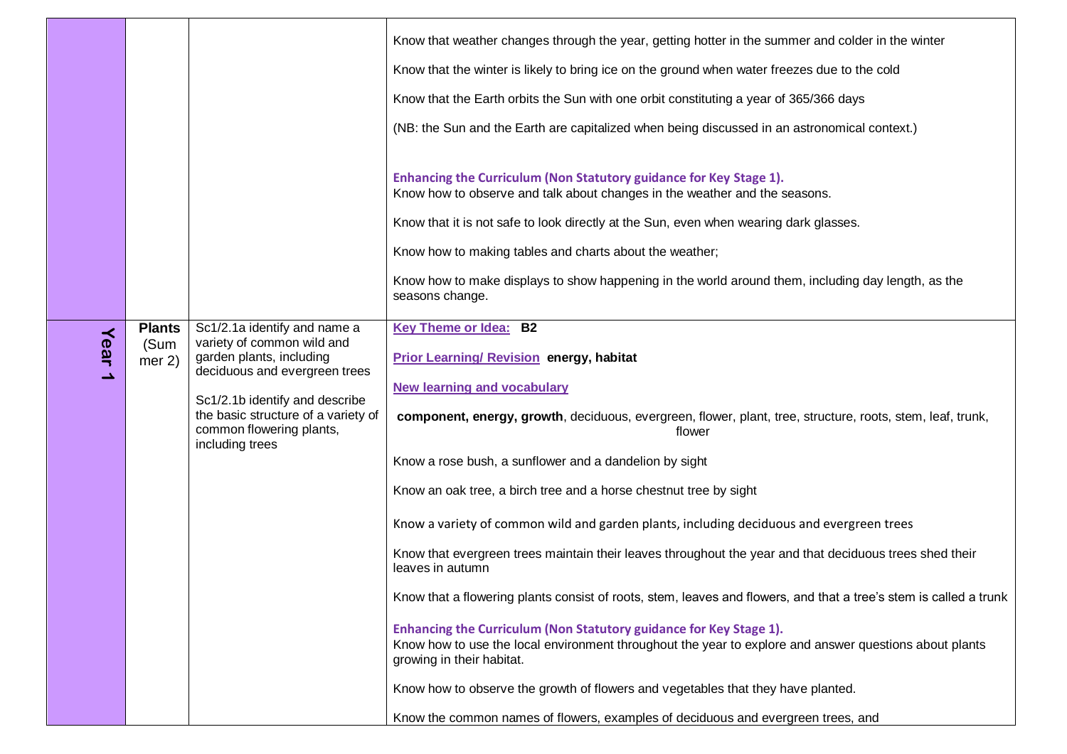| | | | |
|---|---|---|---|
| | | | Know that weather changes through the year, getting hotter in the summer and colder in the winter<br><br>Know that the winter is likely to bring ice on the ground when water freezes due to the cold<br><br>Know that the Earth orbits the Sun with one orbit constituting a year of 365/366 days<br><br>(NB: the Sun and the Earth are capitalized when being discussed in an astronomical context.)<br><br>**Enhancing the Curriculum (Non Statutory guidance for Key Stage 1).**<br>Know how to observe and talk about changes in the weather and the seasons.<br><br>Know that it is not safe to look directly at the Sun, even when wearing dark glasses.<br><br>Know how to making tables and charts about the weather;<br><br>Know how to make displays to show happening in the world around them, including day length, as the seasons change. |
| **Year 1** | **Plants** (Summer 2) | Sc1/2.1a identify and name a variety of common wild and garden plants, including deciduous and evergreen trees<br><br>Sc1/2.1b identify and describe the basic structure of a variety of common flowering plants, including trees | **Key Theme or Idea: B2**<br><br>**Prior Learning/ Revision energy, habitat**<br><br>**New learning and vocabulary**<br><br>**component, energy, growth**, deciduous, evergreen, flower, plant, tree, structure, roots, stem, leaf, trunk, flower<br><br>Know a rose bush, a sunflower and a dandelion by sight<br><br>Know an oak tree, a birch tree and a horse chestnut tree by sight<br><br>Know a variety of common wild and garden plants, including deciduous and evergreen trees<br><br>Know that evergreen trees maintain their leaves throughout the year and that deciduous trees shed their leaves in autumn<br><br>Know that a flowering plants consist of roots, stem, leaves and flowers, and that a tree's stem is called a trunk<br><br>**Enhancing the Curriculum (Non Statutory guidance for Key Stage 1).**<br>Know how to use the local environment throughout the year to explore and answer questions about plants growing in their habitat.<br><br>Know how to observe the growth of flowers and vegetables that they have planted.<br><br>Know the common names of flowers, examples of deciduous and evergreen trees, and |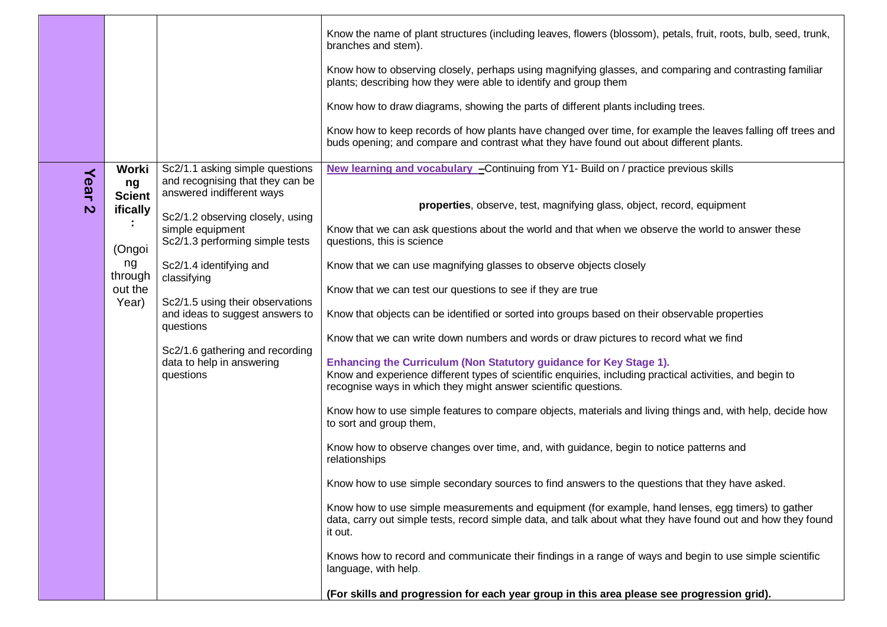| | | | |
|---|---|---|---|
| | | | Know the name of plant structures (including leaves, flowers (blossom), petals, fruit, roots, bulb, seed, trunk, branches and stem).<br><br>Know how to observing closely, perhaps using magnifying glasses, and comparing and contrasting familiar plants; describing how they were able to identify and group them<br><br>Know how to draw diagrams, showing the parts of different plants including trees.<br><br>Know how to keep records of how plants have changed over time, for example the leaves falling off trees and buds opening; and compare and contrast what they have found out about different plants. |
| **Year 2** | **Working Scientifically:**<br><br>(Ongoing throughout the Year) | Sc2/1.1 asking simple questions and recognising that they can be answered indifferent ways<br><br>Sc2/1.2 observing closely, using simple equipment<br>Sc2/1.3 performing simple tests<br><br>Sc2/1.4 identifying and classifying<br><br>Sc2/1.5 using their observations and ideas to suggest answers to questions<br><br>Sc2/1.6 gathering and recording data to help in answering questions | **New learning and vocabulary –**Continuing from Y1- Build on / practice previous skills<br><br>**properties**, observe, test, magnifying glass, object, record, equipment<br><br>Know that we can ask questions about the world and that when we observe the world to answer these questions, this is science<br><br>Know that we can use magnifying glasses to observe objects closely<br><br>Know that we can test our questions to see if they are true<br><br>Know that objects can be identified or sorted into groups based on their observable properties<br><br>Know that we can write down numbers and words or draw pictures to record what we find<br><br>**Enhancing the Curriculum (Non Statutory guidance for Key Stage 1).**<br>Know and experience different types of scientific enquiries, including practical activities, and begin to recognise ways in which they might answer scientific questions.<br><br>Know how to use simple features to compare objects, materials and living things and, with help, decide how to sort and group them,<br><br>Know how to observe changes over time, and, with guidance, begin to notice patterns and relationships<br><br>Know how to use simple secondary sources to find answers to the questions that they have asked.<br><br>Know how to use simple measurements and equipment (for example, hand lenses, egg timers) to gather data, carry out simple tests, record simple data, and talk about what they have found out and how they found it out.<br><br>Knows how to record and communicate their findings in a range of ways and begin to use simple scientific language, with help.<br><br>**(For skills and progression for each year group in this area please see progression grid).** |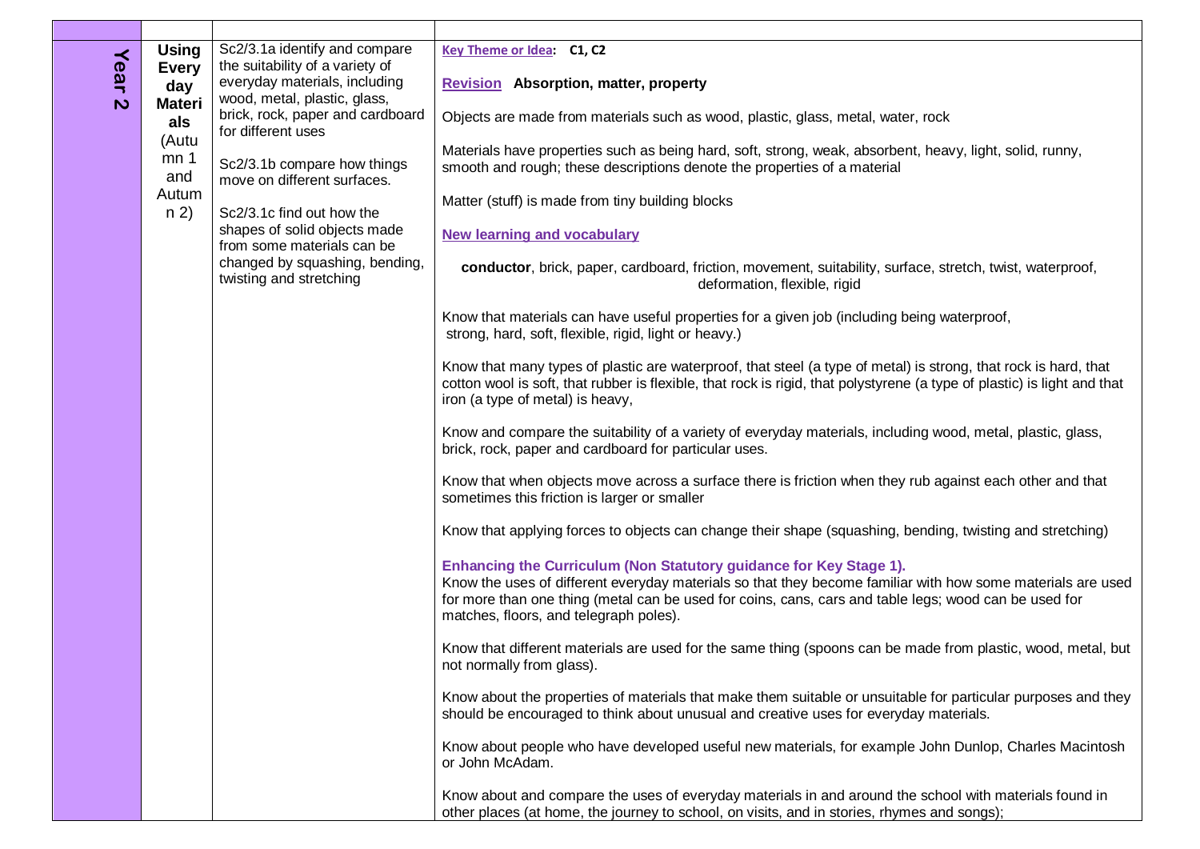| | | | |
|---|---|---|---|
| **Year 2** | **Using Every day Materi als** (Autu mn 1 and Autum n 2) | Sc2/3.1a identify and compare the suitability of a variety of everyday materials, including wood, metal, plastic, glass, brick, rock, paper and cardboard for different uses<br><br>Sc2/3.1b compare how things move on different surfaces.<br><br>Sc2/3.1c find out how the shapes of solid objects made from some materials can be changed by squashing, bending, twisting and stretching | **Key Theme or Idea: C1, C2**<br><br>**Revision Absorption, matter, property**<br><br>Objects are made from materials such as wood, plastic, glass, metal, water, rock<br><br>Materials have properties such as being hard, soft, strong, weak, absorbent, heavy, light, solid, runny, smooth and rough; these descriptions denote the properties of a material<br><br>Matter (stuff) is made from tiny building blocks<br><br>**New learning and vocabulary**<br><br>**conductor**, brick, paper, cardboard, friction, movement, suitability, surface, stretch, twist, waterproof, deformation, flexible, rigid<br><br>Know that materials can have useful properties for a given job (including being waterproof, strong, hard, soft, flexible, rigid, light or heavy.)<br><br>Know that many types of plastic are waterproof, that steel (a type of metal) is strong, that rock is hard, that cotton wool is soft, that rubber is flexible, that rock is rigid, that polystyrene (a type of plastic) is light and that iron (a type of metal) is heavy,<br><br>Know and compare the suitability of a variety of everyday materials, including wood, metal, plastic, glass, brick, rock, paper and cardboard for particular uses.<br><br>Know that when objects move across a surface there is friction when they rub against each other and that sometimes this friction is larger or smaller<br><br>Know that applying forces to objects can change their shape (squashing, bending, twisting and stretching)<br><br>**Enhancing the Curriculum (Non Statutory guidance for Key Stage 1).**<br>Know the uses of different everyday materials so that they become familiar with how some materials are used for more than one thing (metal can be used for coins, cans, cars and table legs; wood can be used for matches, floors, and telegraph poles).<br><br>Know that different materials are used for the same thing (spoons can be made from plastic, wood, metal, but not normally from glass).<br><br>Know about the properties of materials that make them suitable or unsuitable for particular purposes and they should be encouraged to think about unusual and creative uses for everyday materials.<br><br>Know about people who have developed useful new materials, for example John Dunlop, Charles Macintosh or John McAdam.<br><br>Know about and compare the uses of everyday materials in and around the school with materials found in other places (at home, the journey to school, on visits, and in stories, rhymes and songs); |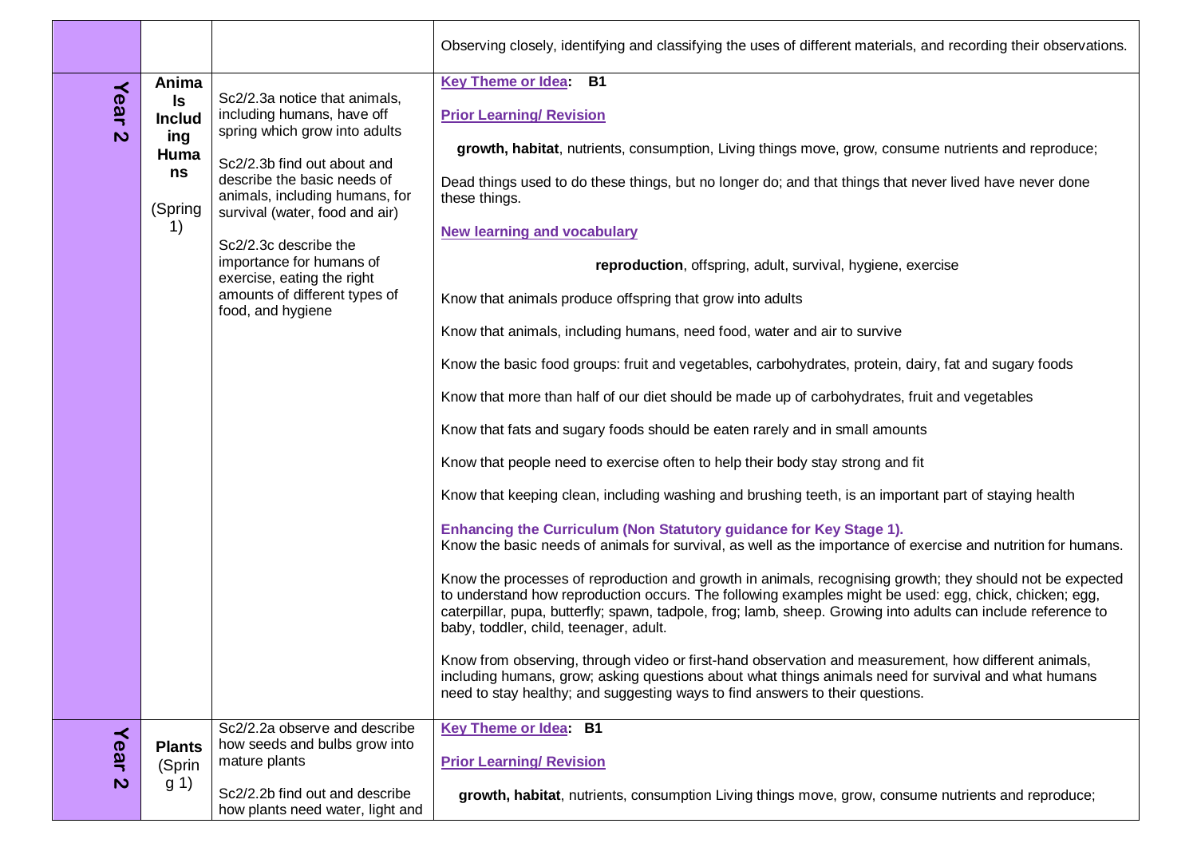| | | | |
|---|---|---|---|
| | | | Observing closely, identifying and classifying the uses of different materials, and recording their observations. |
| Year 2 | **Animals Including Humans** (Spring 1) | Sc2/2.3a notice that animals, including humans, have off spring which grow into adults<br><br>Sc2/2.3b find out about and describe the basic needs of animals, including humans, for survival (water, food and air)<br><br>Sc2/2.3c describe the importance for humans of exercise, eating the right amounts of different types of food, and hygiene | **Key Theme or Idea: B1**<br><br>**Prior Learning/ Revision**<br><br>**growth, habitat**, nutrients, consumption, Living things move, grow, consume nutrients and reproduce;<br><br>Dead things used to do these things, but no longer do; and that things that never lived have never done these things.<br><br>**New learning and vocabulary**<br><br>**reproduction**, offspring, adult, survival, hygiene, exercise<br><br>Know that animals produce offspring that grow into adults<br><br>Know that animals, including humans, need food, water and air to survive<br><br>Know the basic food groups: fruit and vegetables, carbohydrates, protein, dairy, fat and sugary foods<br><br>Know that more than half of our diet should be made up of carbohydrates, fruit and vegetables<br><br>Know that fats and sugary foods should be eaten rarely and in small amounts<br><br>Know that people need to exercise often to help their body stay strong and fit<br><br>Know that keeping clean, including washing and brushing teeth, is an important part of staying health<br><br>**Enhancing the Curriculum (Non Statutory guidance for Key Stage 1).**<br>Know the basic needs of animals for survival, as well as the importance of exercise and nutrition for humans.<br><br>Know the processes of reproduction and growth in animals, recognising growth; they should not be expected to understand how reproduction occurs. The following examples might be used: egg, chick, chicken; egg, caterpillar, pupa, butterfly; spawn, tadpole, frog; lamb, sheep. Growing into adults can include reference to baby, toddler, child, teenager, adult.<br><br>Know from observing, through video or first-hand observation and measurement, how different animals, including humans, grow; asking questions about what things animals need for survival and what humans need to stay healthy; and suggesting ways to find answers to their questions. |
| Year 2 | **Plants** (Spring 1) | Sc2/2.2a observe and describe how seeds and bulbs grow into mature plants<br><br>Sc2/2.2b find out and describe how plants need water, light and | **Key Theme or Idea: B1**<br><br>**Prior Learning/ Revision**<br><br>**growth, habitat**, nutrients, consumption Living things move, grow, consume nutrients and reproduce; |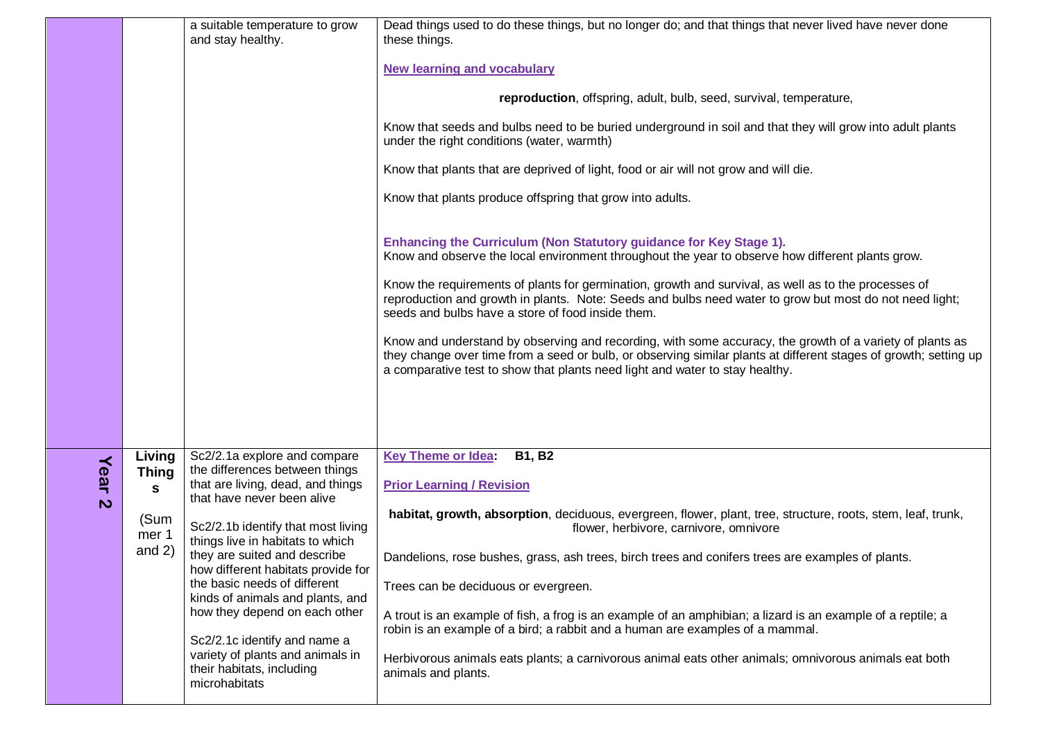| | | | |
|---|---|---|---|
| | | a suitable temperature to grow and stay healthy. | Dead things used to do these things, but no longer do; and that things that never lived have never done these things.<br><br>**New learning and vocabulary**<br><br>**reproduction**, offspring, adult, bulb, seed, survival, temperature,<br><br>Know that seeds and bulbs need to be buried underground in soil and that they will grow into adult plants under the right conditions (water, warmth)<br><br>Know that plants that are deprived of light, food or air will not grow and will die.<br><br>Know that plants produce offspring that grow into adults.<br><br>**Enhancing the Curriculum (Non Statutory guidance for Key Stage 1).**<br>Know and observe the local environment throughout the year to observe how different plants grow.<br><br>Know the requirements of plants for germination, growth and survival, as well as to the processes of reproduction and growth in plants. Note: Seeds and bulbs need water to grow but most do not need light; seeds and bulbs have a store of food inside them.<br><br>Know and understand by observing and recording, with some accuracy, the growth of a variety of plants as they change over time from a seed or bulb, or observing similar plants at different stages of growth; setting up a comparative test to show that plants need light and water to stay healthy. |
| **Year 2** | **Living Things**<br><br>(Summer 1 and 2) | Sc2/2.1a explore and compare the differences between things that are living, dead, and things that have never been alive<br><br>Sc2/2.1b identify that most living things live in habitats to which they are suited and describe how different habitats provide for the basic needs of different kinds of animals and plants, and how they depend on each other<br><br>Sc2/2.1c identify and name a variety of plants and animals in their habitats, including microhabitats | **Key Theme or Idea: B1, B2**<br><br>**Prior Learning / Revision**<br><br>**habitat, growth, absorption**, deciduous, evergreen, flower, plant, tree, structure, roots, stem, leaf, trunk, flower, herbivore, carnivore, omnivore<br><br>Dandelions, rose bushes, grass, ash trees, birch trees and conifers trees are examples of plants.<br><br>Trees can be deciduous or evergreen.<br><br>A trout is an example of fish, a frog is an example of an amphibian; a lizard is an example of a reptile; a robin is an example of a bird; a rabbit and a human are examples of a mammal.<br><br>Herbivorous animals eats plants; a carnivorous animal eats other animals; omnivorous animals eat both animals and plants. |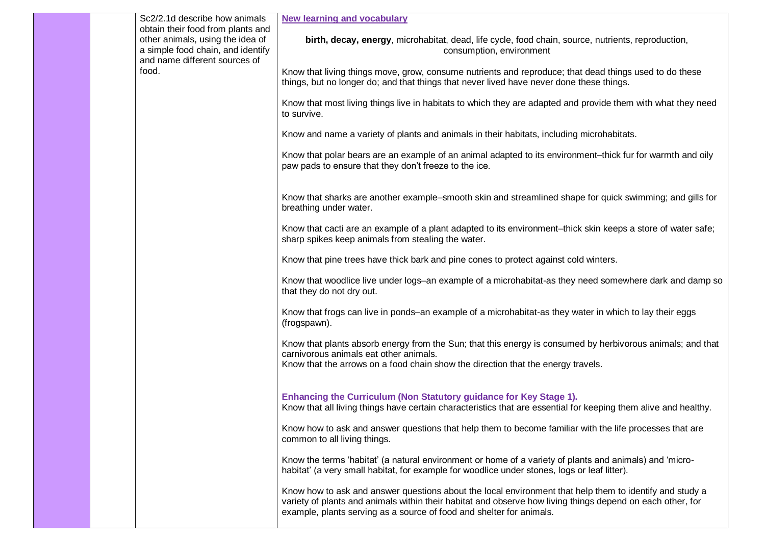| | | | |
|---|---|---|---|
| | | Sc2/2.1d describe how animals obtain their food from plants and other animals, using the idea of a simple food chain, and identify and name different sources of food. | **New learning and vocabulary**<br><br>**birth, decay, energy**, microhabitat, dead, life cycle, food chain, source, nutrients, reproduction, consumption, environment<br><br>Know that living things move, grow, consume nutrients and reproduce; that dead things used to do these things, but no longer do; and that things that never lived have never done these things.<br><br>Know that most living things live in habitats to which they are adapted and provide them with what they need to survive.<br><br>Know and name a variety of plants and animals in their habitats, including microhabitats.<br><br>Know that polar bears are an example of an animal adapted to its environment–thick fur for warmth and oily paw pads to ensure that they don't freeze to the ice.<br><br>Know that sharks are another example–smooth skin and streamlined shape for quick swimming; and gills for breathing under water.<br><br>Know that cacti are an example of a plant adapted to its environment–thick skin keeps a store of water safe; sharp spikes keep animals from stealing the water.<br><br>Know that pine trees have thick bark and pine cones to protect against cold winters.<br><br>Know that woodlice live under logs–an example of a microhabitat-as they need somewhere dark and damp so that they do not dry out.<br><br>Know that frogs can live in ponds–an example of a microhabitat-as they water in which to lay their eggs (frogspawn).<br><br>Know that plants absorb energy from the Sun; that this energy is consumed by herbivorous animals; and that carnivorous animals eat other animals.<br>Know that the arrows on a food chain show the direction that the energy travels.<br><br>**Enhancing the Curriculum (Non Statutory guidance for Key Stage 1).**<br>Know that all living things have certain characteristics that are essential for keeping them alive and healthy.<br><br>Know how to ask and answer questions that help them to become familiar with the life processes that are common to all living things.<br><br>Know the terms 'habitat' (a natural environment or home of a variety of plants and animals) and 'micro-habitat' (a very small habitat, for example for woodlice under stones, logs or leaf litter).<br><br>Know how to ask and answer questions about the local environment that help them to identify and study a variety of plants and animals within their habitat and observe how living things depend on each other, for example, plants serving as a source of food and shelter for animals. |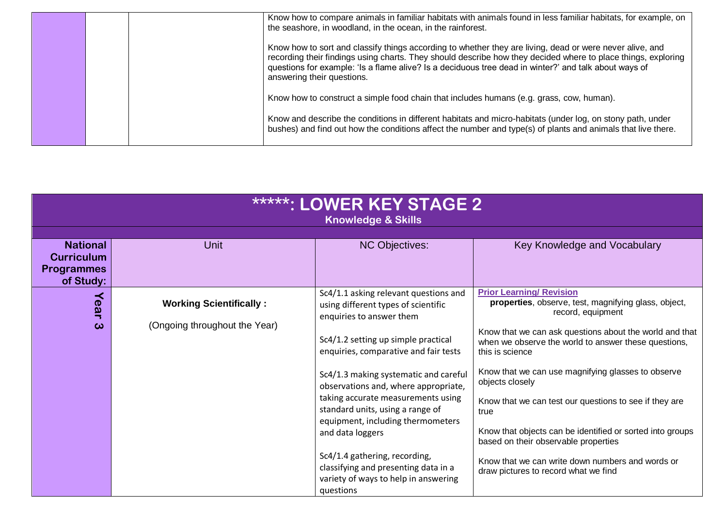| | | | |
|---|---|---|---|
| | | | Know how to compare animals in familiar habitats with animals found in less familiar habitats, for example, on the seashore, in woodland, in the ocean, in the rainforest.<br><br>Know how to sort and classify things according to whether they are living, dead or were never alive, and recording their findings using charts. They should describe how they decided where to place things, exploring questions for example: 'Is a flame alive? Is a deciduous tree dead in winter?' and talk about ways of answering their questions.<br><br>Know how to construct a simple food chain that includes humans (e.g. grass, cow, human).<br><br>Know and describe the conditions in different habitats and micro-habitats (under log, on stony path, under bushes) and find out how the conditions affect the number and type(s) of plants and animals that live there. |

# *****: LOWER KEY STAGE 2

**Knowledge & Skills**

| National Curriculum Programmes of Study: | Unit | NC Objectives: | Key Knowledge and Vocabulary |
|---|---|---|---|
| Year 3 | **Working Scientifically :**<br><br>(Ongoing throughout the Year) | Sc4/1.1 asking relevant questions and using different types of scientific enquiries to answer them<br><br>Sc4/1.2 setting up simple practical enquiries, comparative and fair tests<br><br>Sc4/1.3 making systematic and careful observations and, where appropriate, taking accurate measurements using standard units, using a range of equipment, including thermometers and data loggers<br><br>Sc4/1.4 gathering, recording, classifying and presenting data in a variety of ways to help in answering questions | **Prior Learning/ Revision**<br>**properties**, observe, test, magnifying glass, object, record, equipment<br><br>Know that we can ask questions about the world and that when we observe the world to answer these questions, this is science<br><br>Know that we can use magnifying glasses to observe objects closely<br><br>Know that we can test our questions to see if they are true<br><br>Know that objects can be identified or sorted into groups based on their observable properties<br><br>Know that we can write down numbers and words or draw pictures to record what we find |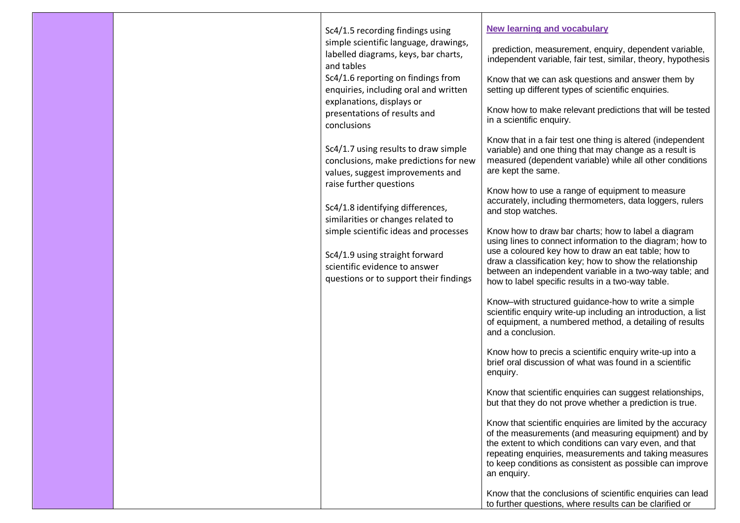| | | | |
|---|---|---|---|
| | | Sc4/1.5 recording findings using simple scientific language, drawings, labelled diagrams, keys, bar charts, and tables<br>Sc4/1.6 reporting on findings from enquiries, including oral and written explanations, displays or presentations of results and conclusions<br><br>Sc4/1.7 using results to draw simple conclusions, make predictions for new values, suggest improvements and raise further questions<br><br>Sc4/1.8 identifying differences, similarities or changes related to simple scientific ideas and processes<br><br>Sc4/1.9 using straight forward scientific evidence to answer questions or to support their findings | **New learning and vocabulary**<br><br>prediction, measurement, enquiry, dependent variable, independent variable, fair test, similar, theory, hypothesis<br><br>Know that we can ask questions and answer them by setting up different types of scientific enquiries.<br><br>Know how to make relevant predictions that will be tested in a scientific enquiry.<br><br>Know that in a fair test one thing is altered (independent variable) and one thing that may change as a result is measured (dependent variable) while all other conditions are kept the same.<br><br>Know how to use a range of equipment to measure accurately, including thermometers, data loggers, rulers and stop watches.<br><br>Know how to draw bar charts; how to label a diagram using lines to connect information to the diagram; how to use a coloured key how to draw an eat table; how to draw a classification key; how to show the relationship between an independent variable in a two-way table; and how to label specific results in a two-way table.<br><br>Know–with structured guidance-how to write a simple scientific enquiry write-up including an introduction, a list of equipment, a numbered method, a detailing of results and a conclusion.<br><br>Know how to precis a scientific enquiry write-up into a brief oral discussion of what was found in a scientific enquiry.<br><br>Know that scientific enquiries can suggest relationships, but that they do not prove whether a prediction is true.<br><br>Know that scientific enquiries are limited by the accuracy of the measurements (and measuring equipment) and by the extent to which conditions can vary even, and that repeating enquiries, measurements and taking measures to keep conditions as consistent as possible can improve an enquiry.<br><br>Know that the conclusions of scientific enquiries can lead to further questions, where results can be clarified or |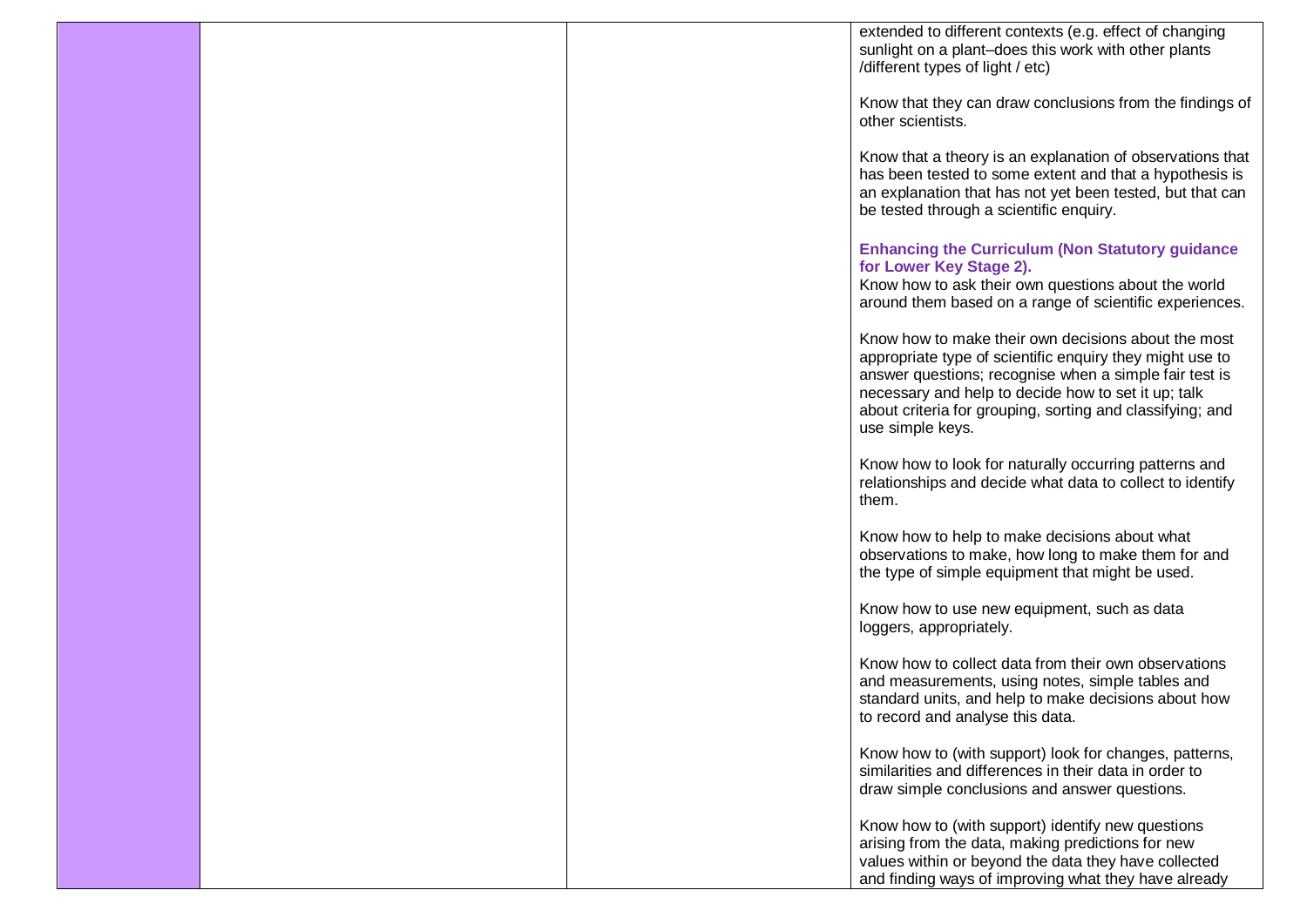| | | | extended to different contexts (e.g. effect of changing sunlight on a plant–does this work with other plants /different types of light / etc)<br><br>Know that they can draw conclusions from the findings of other scientists.<br><br>Know that a theory is an explanation of observations that has been tested to some extent and that a hypothesis is an explanation that has not yet been tested, but that can be tested through a scientific enquiry.<br><br>**Enhancing the Curriculum (Non Statutory guidance for Lower Key Stage 2).**<br>Know how to ask their own questions about the world around them based on a range of scientific experiences.<br><br>Know how to make their own decisions about the most appropriate type of scientific enquiry they might use to answer questions; recognise when a simple fair test is necessary and help to decide how to set it up; talk about criteria for grouping, sorting and classifying; and use simple keys.<br><br>Know how to look for naturally occurring patterns and relationships and decide what data to collect to identify them.<br><br>Know how to help to make decisions about what observations to make, how long to make them for and the type of simple equipment that might be used.<br><br>Know how to use new equipment, such as data loggers, appropriately.<br><br>Know how to collect data from their own observations and measurements, using notes, simple tables and standard units, and help to make decisions about how to record and analyse this data.<br><br>Know how to (with support) look for changes, patterns, similarities and differences in their data in order to draw simple conclusions and answer questions.<br><br>Know how to (with support) identify new questions arising from the data, making predictions for new values within or beyond the data they have collected and finding ways of improving what they have already |
|---|---|---|---|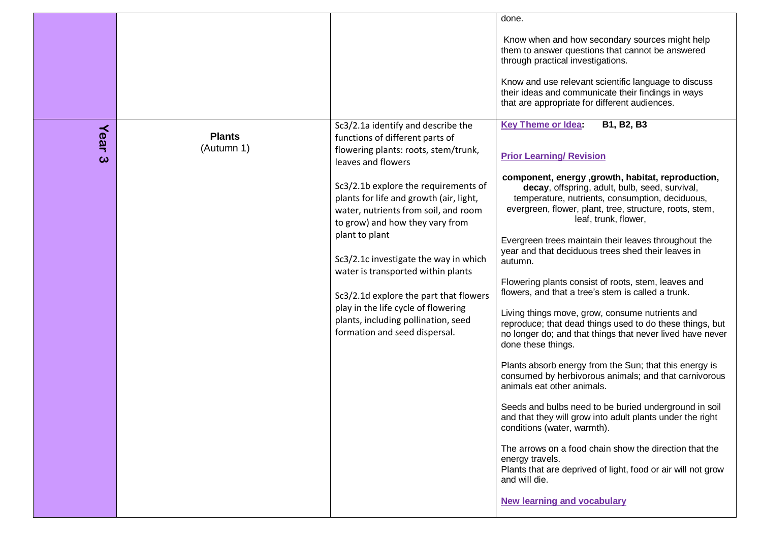| | | | |
|---|---|---|---|
| | | | done.<br><br>Know when and how secondary sources might help them to answer questions that cannot be answered through practical investigations.<br><br>Know and use relevant scientific language to discuss their ideas and communicate their findings in ways that are appropriate for different audiences. |
| **Year 3** | **Plants**<br>(Autumn 1) | Sc3/2.1a identify and describe the functions of different parts of flowering plants: roots, stem/trunk, leaves and flowers<br><br>Sc3/2.1b explore the requirements of plants for life and growth (air, light, water, nutrients from soil, and room to grow) and how they vary from plant to plant<br><br>Sc3/2.1c investigate the way in which water is transported within plants<br><br>Sc3/2.1d explore the part that flowers play in the life cycle of flowering plants, including pollination, seed formation and seed dispersal. | **Key Theme or Idea: B1, B2, B3**<br><br>**Prior Learning/ Revision**<br><br>**component, energy ,growth, habitat, reproduction, decay**, offspring, adult, bulb, seed, survival, temperature, nutrients, consumption, deciduous, evergreen, flower, plant, tree, structure, roots, stem, leaf, trunk, flower,<br><br>Evergreen trees maintain their leaves throughout the year and that deciduous trees shed their leaves in autumn.<br><br>Flowering plants consist of roots, stem, leaves and flowers, and that a tree's stem is called a trunk.<br><br>Living things move, grow, consume nutrients and reproduce; that dead things used to do these things, but no longer do; and that things that never lived have never done these things.<br><br>Plants absorb energy from the Sun; that this energy is consumed by herbivorous animals; and that carnivorous animals eat other animals.<br><br>Seeds and bulbs need to be buried underground in soil and that they will grow into adult plants under the right conditions (water, warmth).<br><br>The arrows on a food chain show the direction that the energy travels.<br>Plants that are deprived of light, food or air will not grow and will die.<br><br>**New learning and vocabulary** |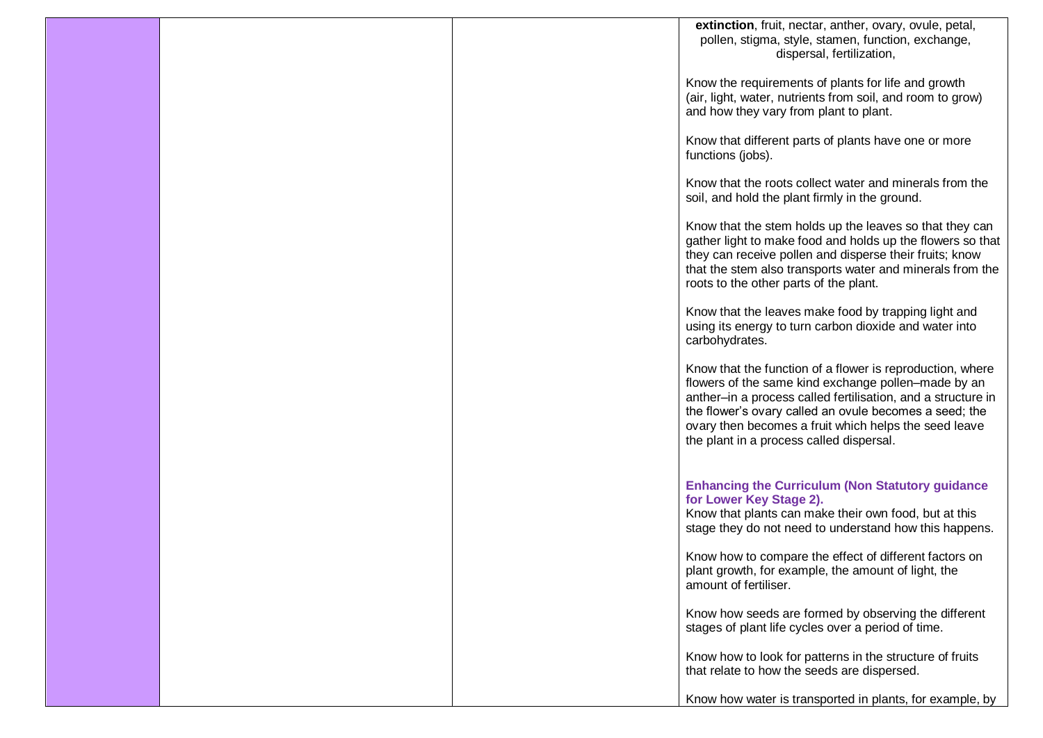| | | | **extinction**, fruit, nectar, anther, ovary, ovule, petal, pollen, stigma, style, stamen, function, exchange, dispersal, fertilization,<br><br>Know the requirements of plants for life and growth (air, light, water, nutrients from soil, and room to grow) and how they vary from plant to plant.<br><br>Know that different parts of plants have one or more functions (jobs).<br><br>Know that the roots collect water and minerals from the soil, and hold the plant firmly in the ground.<br><br>Know that the stem holds up the leaves so that they can gather light to make food and holds up the flowers so that they can receive pollen and disperse their fruits; know that the stem also transports water and minerals from the roots to the other parts of the plant.<br><br>Know that the leaves make food by trapping light and using its energy to turn carbon dioxide and water into carbohydrates.<br><br>Know that the function of a flower is reproduction, where flowers of the same kind exchange pollen–made by an anther–in a process called fertilisation, and a structure in the flower's ovary called an ovule becomes a seed; the ovary then becomes a fruit which helps the seed leave the plant in a process called dispersal.<br><br>**Enhancing the Curriculum (Non Statutory guidance for Lower Key Stage 2).**<br>Know that plants can make their own food, but at this stage they do not need to understand how this happens.<br><br>Know how to compare the effect of different factors on plant growth, for example, the amount of light, the amount of fertiliser.<br><br>Know how seeds are formed by observing the different stages of plant life cycles over a period of time.<br><br>Know how to look for patterns in the structure of fruits that relate to how the seeds are dispersed.<br><br>Know how water is transported in plants, for example, by |
|---|---|---|---|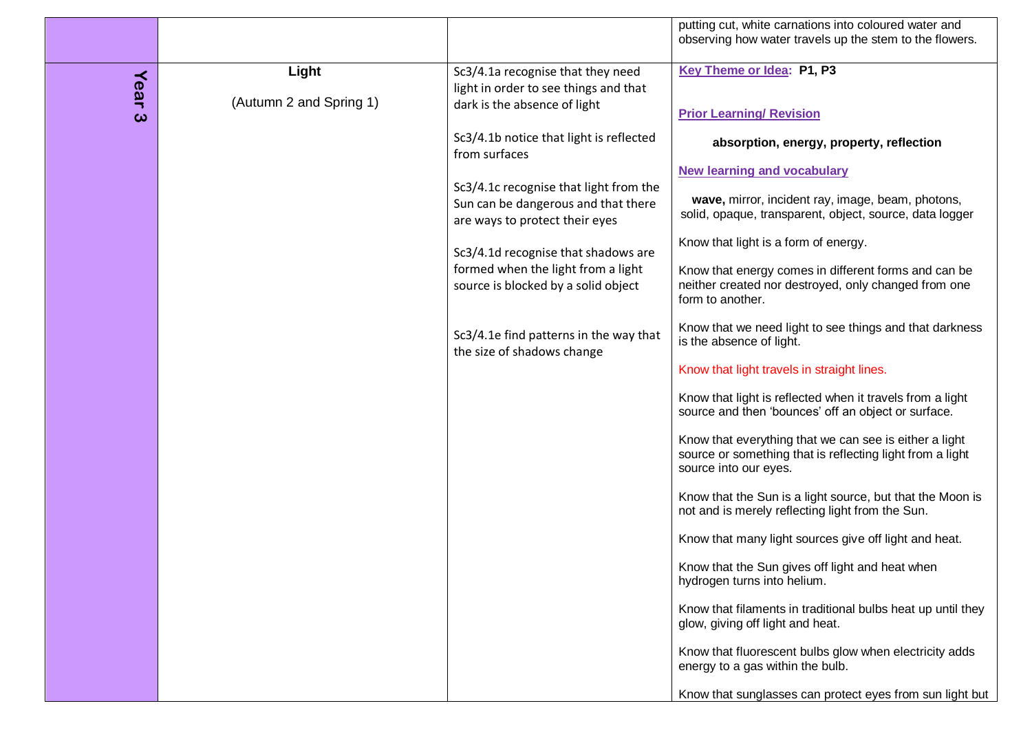| | | | |
|---|---|---|---|
| | | | putting cut, white carnations into coloured water and observing how water travels up the stem to the flowers. |
| **Year 3** | **Light**<br><br>(Autumn 2 and Spring 1) | Sc3/4.1a recognise that they need light in order to see things and that dark is the absence of light<br><br>Sc3/4.1b notice that light is reflected from surfaces<br><br>Sc3/4.1c recognise that light from the Sun can be dangerous and that there are ways to protect their eyes<br><br>Sc3/4.1d recognise that shadows are formed when the light from a light source is blocked by a solid object<br><br>Sc3/4.1e find patterns in the way that the size of shadows change | **Key Theme or Idea: P1, P3**<br><br>**Prior Learning/ Revision**<br><br>**absorption, energy, property, reflection**<br><br>**New learning and vocabulary**<br><br>**wave,** mirror, incident ray, image, beam, photons, solid, opaque, transparent, object, source, data logger<br><br>Know that light is a form of energy.<br><br>Know that energy comes in different forms and can be neither created nor destroyed, only changed from one form to another.<br><br>Know that we need light to see things and that darkness is the absence of light.<br><br>Know that light travels in straight lines.<br><br>Know that light is reflected when it travels from a light source and then 'bounces' off an object or surface.<br><br>Know that everything that we can see is either a light source or something that is reflecting light from a light source into our eyes.<br><br>Know that the Sun is a light source, but that the Moon is not and is merely reflecting light from the Sun.<br><br>Know that many light sources give off light and heat.<br><br>Know that the Sun gives off light and heat when hydrogen turns into helium.<br><br>Know that filaments in traditional bulbs heat up until they glow, giving off light and heat.<br><br>Know that fluorescent bulbs glow when electricity adds energy to a gas within the bulb.<br><br>Know that sunglasses can protect eyes from sun light but |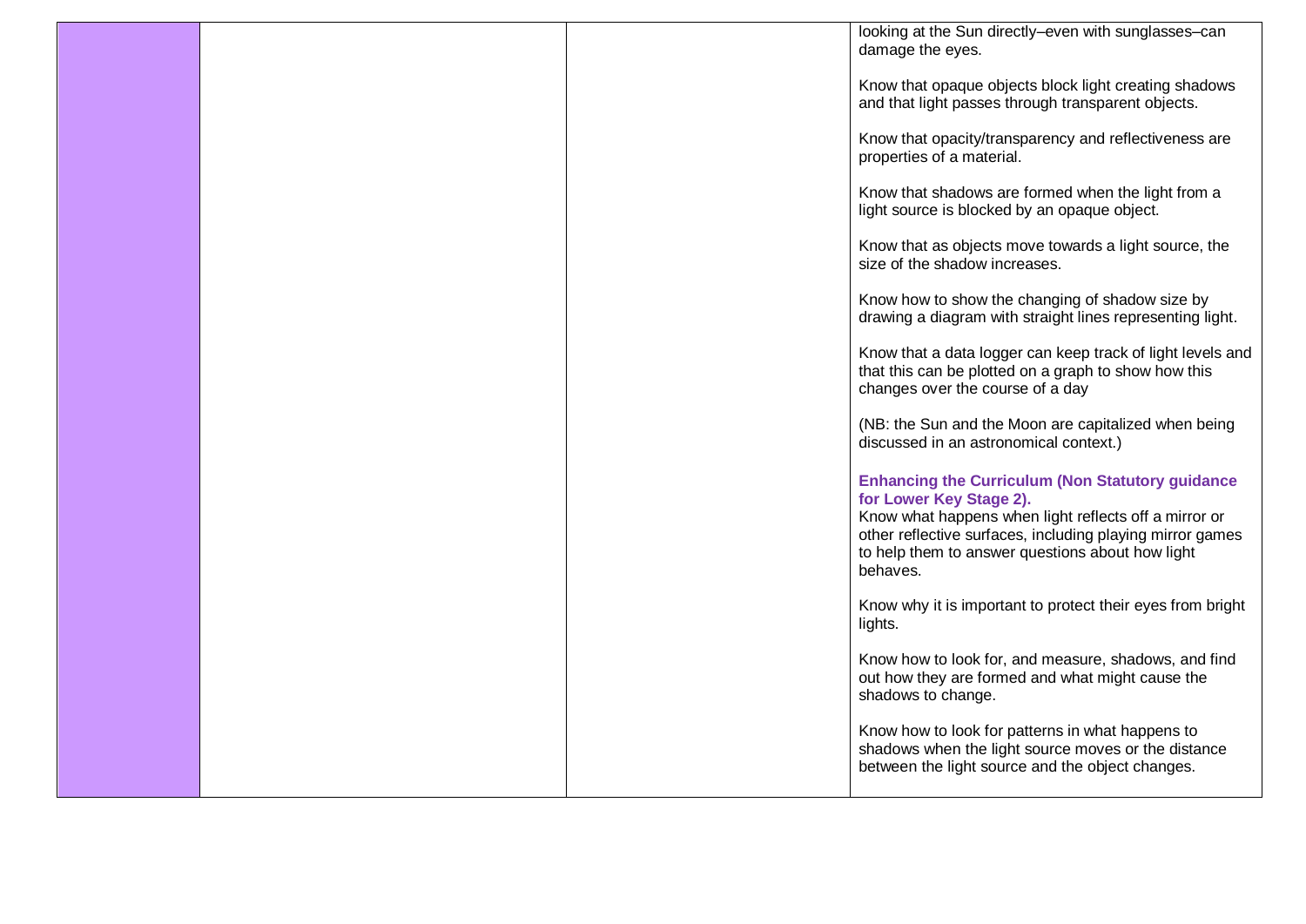| | | | |
|---|---|---|---|
| | | | looking at the Sun directly–even with sunglasses–can damage the eyes.<br><br>Know that opaque objects block light creating shadows and that light passes through transparent objects.<br><br>Know that opacity/transparency and reflectiveness are properties of a material.<br><br>Know that shadows are formed when the light from a light source is blocked by an opaque object.<br><br>Know that as objects move towards a light source, the size of the shadow increases.<br><br>Know how to show the changing of shadow size by drawing a diagram with straight lines representing light.<br><br>Know that a data logger can keep track of light levels and that this can be plotted on a graph to show how this changes over the course of a day<br><br>(NB: the Sun and the Moon are capitalized when being discussed in an astronomical context.)<br><br>**Enhancing the Curriculum (Non Statutory guidance for Lower Key Stage 2).**<br>Know what happens when light reflects off a mirror or other reflective surfaces, including playing mirror games to help them to answer questions about how light behaves.<br><br>Know why it is important to protect their eyes from bright lights.<br><br>Know how to look for, and measure, shadows, and find out how they are formed and what might cause the shadows to change.<br><br>Know how to look for patterns in what happens to shadows when the light source moves or the distance between the light source and the object changes. |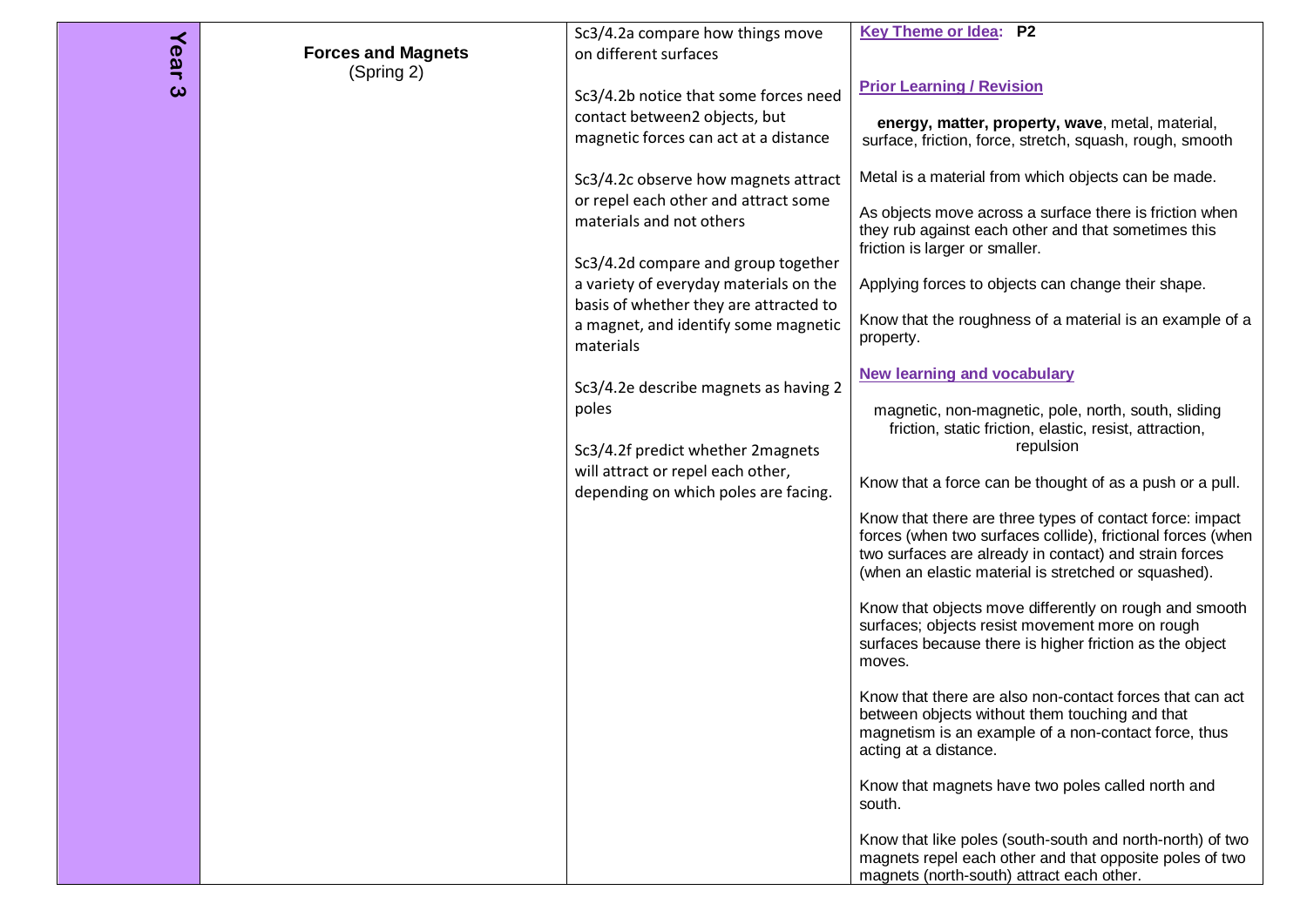| Year 3 | Forces and Magnets (Spring 2) | Sc3/4.2a compare how things move on different surfaces<br><br>Sc3/4.2b notice that some forces need contact between2 objects, but magnetic forces can act at a distance<br><br>Sc3/4.2c observe how magnets attract or repel each other and attract some materials and not others<br><br>Sc3/4.2d compare and group together a variety of everyday materials on the basis of whether they are attracted to a magnet, and identify some magnetic materials<br><br>Sc3/4.2e describe magnets as having 2 poles<br><br>Sc3/4.2f predict whether 2magnets will attract or repel each other, depending on which poles are facing. | **Key Theme or Idea: P2**<br><br>**Prior Learning / Revision**<br><br>**energy, matter, property, wave**, metal, material, surface, friction, force, stretch, squash, rough, smooth<br><br>Metal is a material from which objects can be made.<br><br>As objects move across a surface there is friction when they rub against each other and that sometimes this friction is larger or smaller.<br><br>Applying forces to objects can change their shape.<br><br>Know that the roughness of a material is an example of a property.<br><br>**New learning and vocabulary**<br><br>magnetic, non-magnetic, pole, north, south, sliding friction, static friction, elastic, resist, attraction, repulsion<br><br>Know that a force can be thought of as a push or a pull.<br><br>Know that there are three types of contact force: impact forces (when two surfaces collide), frictional forces (when two surfaces are already in contact) and strain forces (when an elastic material is stretched or squashed).<br><br>Know that objects move differently on rough and smooth surfaces; objects resist movement more on rough surfaces because there is higher friction as the object moves.<br><br>Know that there are also non-contact forces that can act between objects without them touching and that magnetism is an example of a non-contact force, thus acting at a distance.<br><br>Know that magnets have two poles called north and south.<br><br>Know that like poles (south-south and north-north) of two magnets repel each other and that opposite poles of two magnets (north-south) attract each other. |
|---|---|---|---|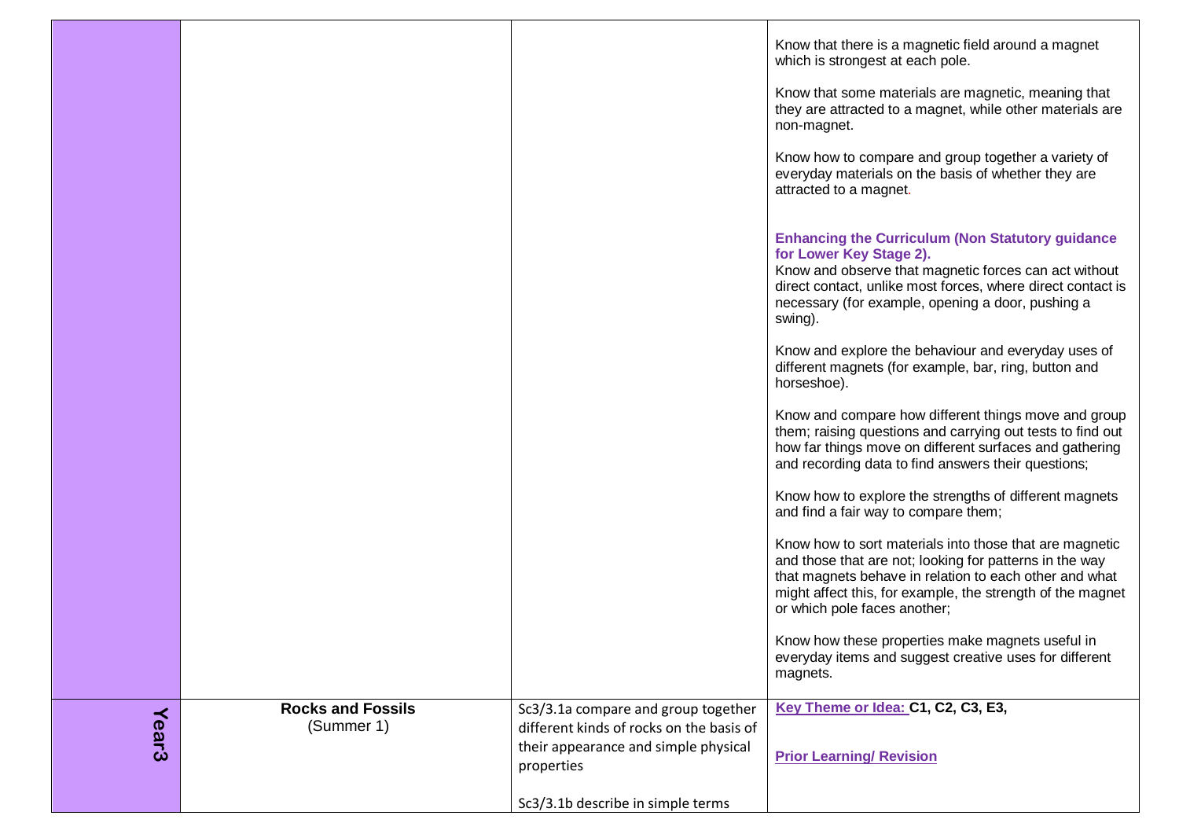| | | | |
|---|---|---|---|
| | | | Know that there is a magnetic field around a magnet which is strongest at each pole.<br><br>Know that some materials are magnetic, meaning that they are attracted to a magnet, while other materials are non-magnet.<br><br>Know how to compare and group together a variety of everyday materials on the basis of whether they are attracted to a magnet.<br><br>**Enhancing the Curriculum (Non Statutory guidance for Lower Key Stage 2).**<br>Know and observe that magnetic forces can act without direct contact, unlike most forces, where direct contact is necessary (for example, opening a door, pushing a swing).<br><br>Know and explore the behaviour and everyday uses of different magnets (for example, bar, ring, button and horseshoe).<br><br>Know and compare how different things move and group them; raising questions and carrying out tests to find out how far things move on different surfaces and gathering and recording data to find answers their questions;<br><br>Know how to explore the strengths of different magnets and find a fair way to compare them;<br><br>Know how to sort materials into those that are magnetic and those that are not; looking for patterns in the way that magnets behave in relation to each other and what might affect this, for example, the strength of the magnet or which pole faces another;<br><br>Know how these properties make magnets useful in everyday items and suggest creative uses for different magnets. |
| **Year3** | **Rocks and Fossils**<br>(Summer 1) | Sc3/3.1a compare and group together different kinds of rocks on the basis of their appearance and simple physical properties<br><br>Sc3/3.1b describe in simple terms | **Key Theme or Idea: C1, C2, C3, E3,**<br><br>**Prior Learning/ Revision** |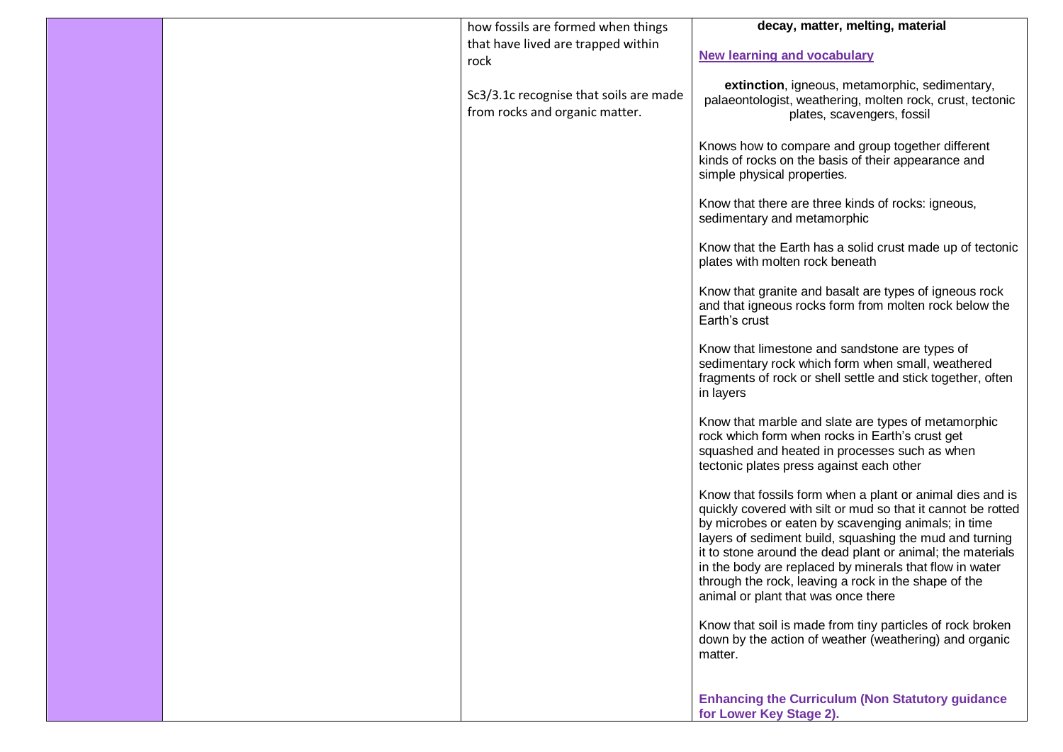| | | | |
|---|---|---|---|
| | | how fossils are formed when things that have lived are trapped within rock<br><br>Sc3/3.1c recognise that soils are made from rocks and organic matter. | **decay, matter, melting, material**<br><br>**New learning and vocabulary**<br><br>**extinction**, igneous, metamorphic, sedimentary, palaeontologist, weathering, molten rock, crust, tectonic plates, scavengers, fossil<br><br>Knows how to compare and group together different kinds of rocks on the basis of their appearance and simple physical properties.<br><br>Know that there are three kinds of rocks: igneous, sedimentary and metamorphic<br><br>Know that the Earth has a solid crust made up of tectonic plates with molten rock beneath<br><br>Know that granite and basalt are types of igneous rock and that igneous rocks form from molten rock below the Earth's crust<br><br>Know that limestone and sandstone are types of sedimentary rock which form when small, weathered fragments of rock or shell settle and stick together, often in layers<br><br>Know that marble and slate are types of metamorphic rock which form when rocks in Earth's crust get squashed and heated in processes such as when tectonic plates press against each other<br><br>Know that fossils form when a plant or animal dies and is quickly covered with silt or mud so that it cannot be rotted by microbes or eaten by scavenging animals; in time layers of sediment build, squashing the mud and turning it to stone around the dead plant or animal; the materials in the body are replaced by minerals that flow in water through the rock, leaving a rock in the shape of the animal or plant that was once there<br><br>Know that soil is made from tiny particles of rock broken down by the action of weather (weathering) and organic matter.<br><br>**Enhancing the Curriculum (Non Statutory guidance for Lower Key Stage 2).** |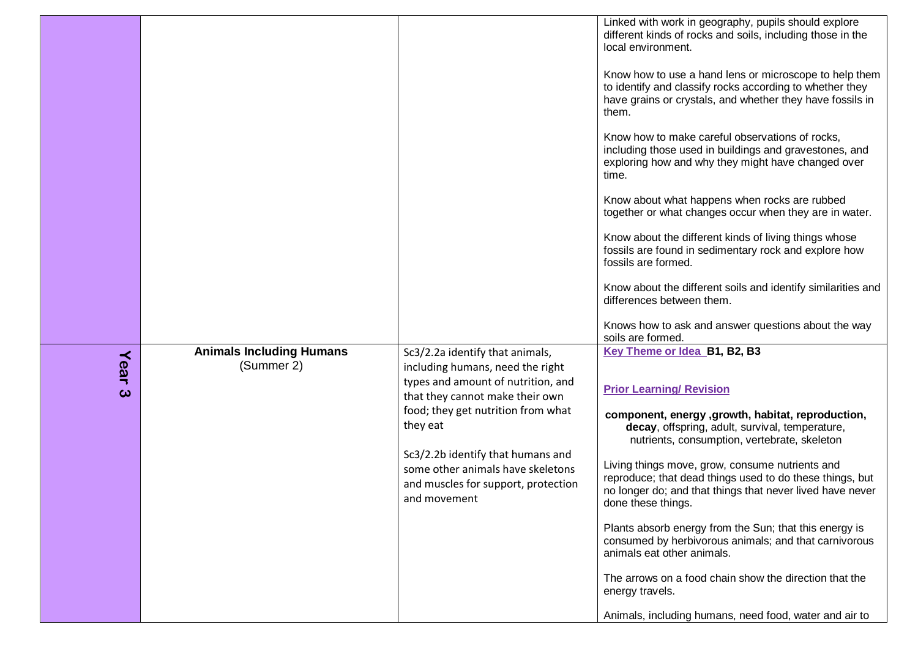| | | | |
|---|---|---|---|
| | | | Linked with work in geography, pupils should explore different kinds of rocks and soils, including those in the local environment.<br><br>Know how to use a hand lens or microscope to help them to identify and classify rocks according to whether they have grains or crystals, and whether they have fossils in them.<br><br>Know how to make careful observations of rocks, including those used in buildings and gravestones, and exploring how and why they might have changed over time.<br><br>Know about what happens when rocks are rubbed together or what changes occur when they are in water.<br><br>Know about the different kinds of living things whose fossils are found in sedimentary rock and explore how fossils are formed.<br><br>Know about the different soils and identify similarities and differences between them.<br><br>Knows how to ask and answer questions about the way soils are formed. |
| Year 3 | **Animals Including Humans** (Summer 2) | Sc3/2.2a identify that animals, including humans, need the right types and amount of nutrition, and that they cannot make their own food; they get nutrition from what they eat<br><br>Sc3/2.2b identify that humans and some other animals have skeletons and muscles for support, protection and movement | **Key Theme or Idea B1, B2, B3**<br><br>**Prior Learning/ Revision**<br><br>**component, energy ,growth, habitat, reproduction, decay**, offspring, adult, survival, temperature, nutrients, consumption, vertebrate, skeleton<br><br>Living things move, grow, consume nutrients and reproduce; that dead things used to do these things, but no longer do; and that things that never lived have never done these things.<br><br>Plants absorb energy from the Sun; that this energy is consumed by herbivorous animals; and that carnivorous animals eat other animals.<br><br>The arrows on a food chain show the direction that the energy travels.<br><br>Animals, including humans, need food, water and air to |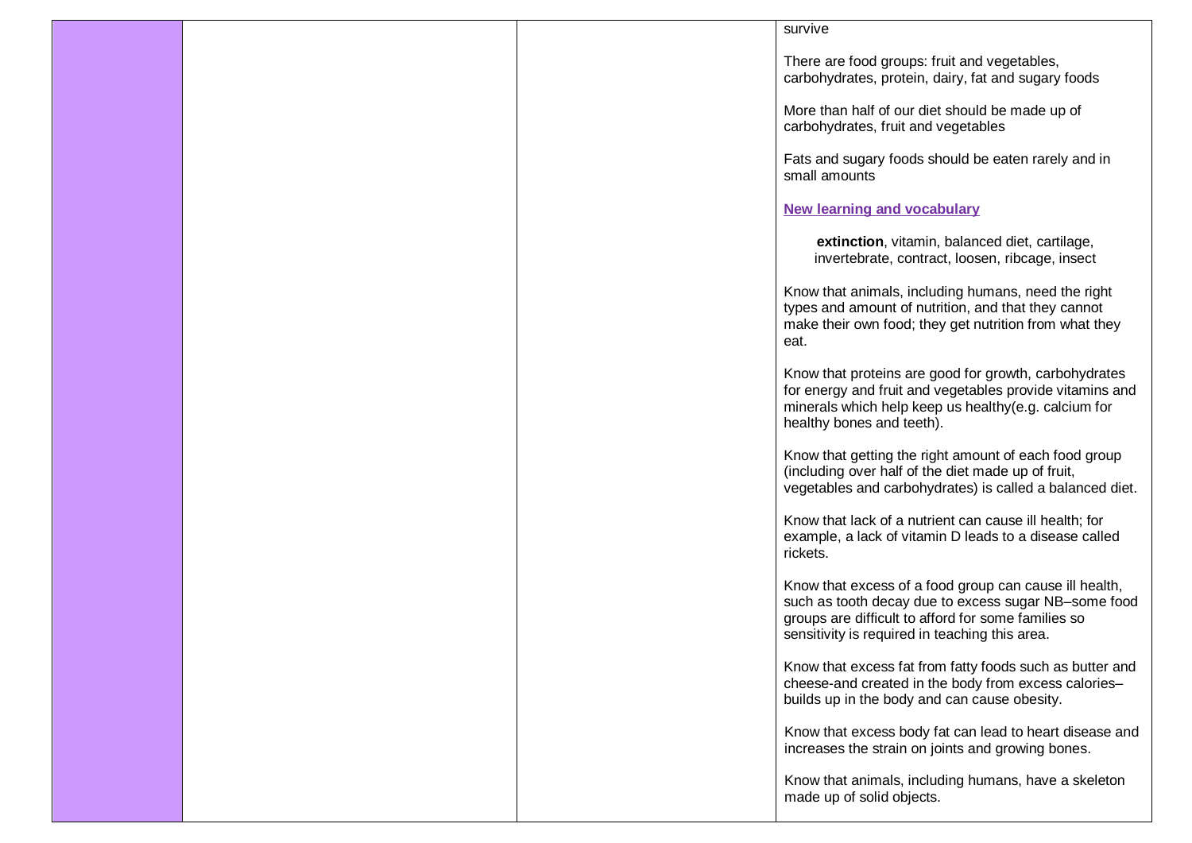| | | | survive<br><br>There are food groups: fruit and vegetables, carbohydrates, protein, dairy, fat and sugary foods<br><br>More than half of our diet should be made up of carbohydrates, fruit and vegetables<br><br>Fats and sugary foods should be eaten rarely and in small amounts<br><br>**New learning and vocabulary**<br><br>**extinction**, vitamin, balanced diet, cartilage, invertebrate, contract, loosen, ribcage, insect<br><br>Know that animals, including humans, need the right types and amount of nutrition, and that they cannot make their own food; they get nutrition from what they eat.<br><br>Know that proteins are good for growth, carbohydrates for energy and fruit and vegetables provide vitamins and minerals which help keep us healthy(e.g. calcium for healthy bones and teeth).<br><br>Know that getting the right amount of each food group (including over half of the diet made up of fruit, vegetables and carbohydrates) is called a balanced diet.<br><br>Know that lack of a nutrient can cause ill health; for example, a lack of vitamin D leads to a disease called rickets.<br><br>Know that excess of a food group can cause ill health, such as tooth decay due to excess sugar NB–some food groups are difficult to afford for some families so sensitivity is required in teaching this area.<br><br>Know that excess fat from fatty foods such as butter and cheese-and created in the body from excess calories– builds up in the body and can cause obesity.<br><br>Know that excess body fat can lead to heart disease and increases the strain on joints and growing bones.<br><br>Know that animals, including humans, have a skeleton made up of solid objects. |
|---|---|---|---|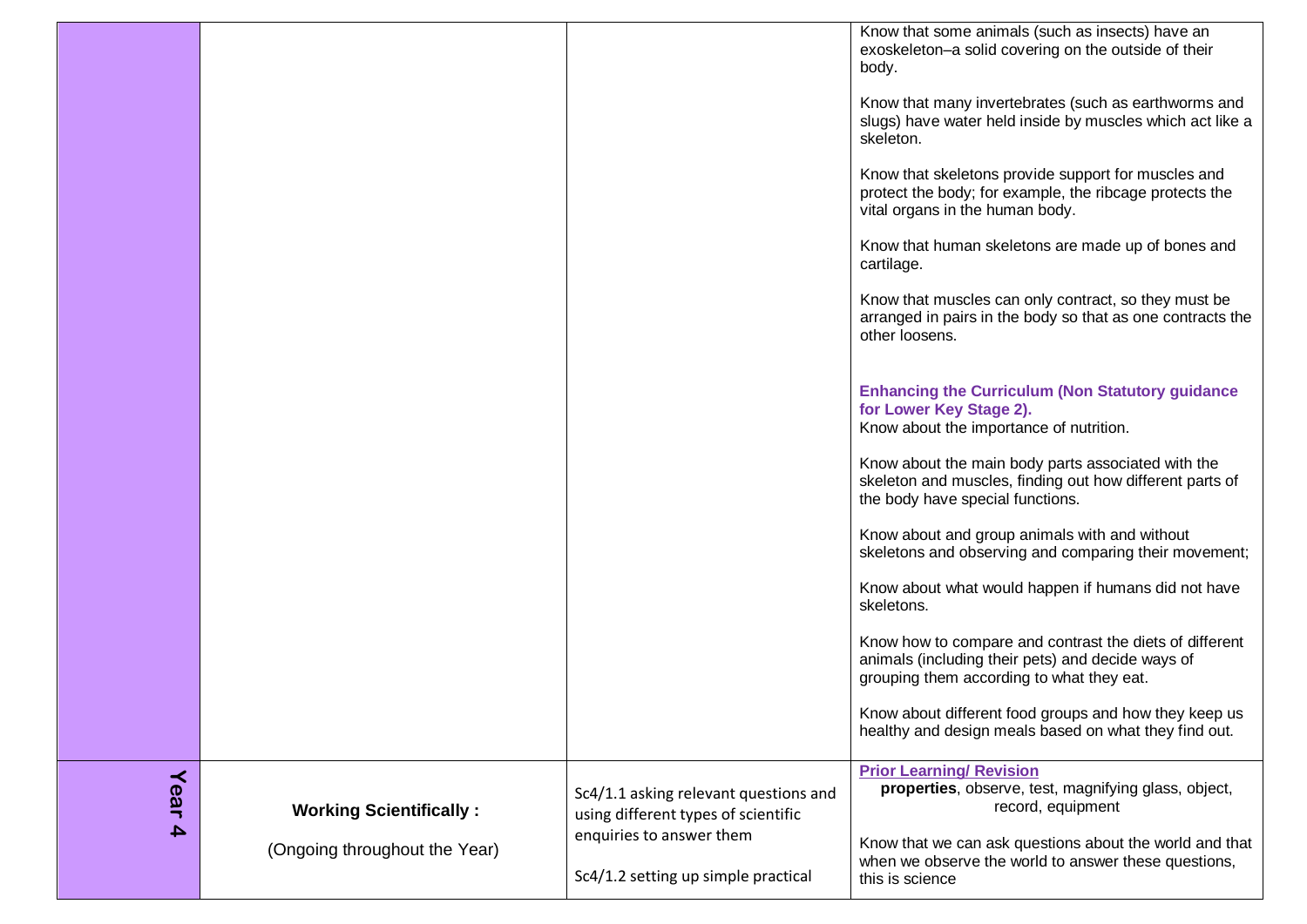| | | | |
|---|---|---|---|
| | | | Know that some animals (such as insects) have an exoskeleton–a solid covering on the outside of their body.<br><br>Know that many invertebrates (such as earthworms and slugs) have water held inside by muscles which act like a skeleton.<br><br>Know that skeletons provide support for muscles and protect the body; for example, the ribcage protects the vital organs in the human body.<br><br>Know that human skeletons are made up of bones and cartilage.<br><br>Know that muscles can only contract, so they must be arranged in pairs in the body so that as one contracts the other loosens.<br><br>**Enhancing the Curriculum (Non Statutory guidance for Lower Key Stage 2).**<br>Know about the importance of nutrition.<br><br>Know about the main body parts associated with the skeleton and muscles, finding out how different parts of the body have special functions.<br><br>Know about and group animals with and without skeletons and observing and comparing their movement;<br><br>Know about what would happen if humans did not have skeletons.<br><br>Know how to compare and contrast the diets of different animals (including their pets) and decide ways of grouping them according to what they eat.<br><br>Know about different food groups and how they keep us healthy and design meals based on what they find out. |
| **Year 4** | **Working Scientifically :**<br><br>(Ongoing throughout the Year) | Sc4/1.1 asking relevant questions and using different types of scientific enquiries to answer them<br><br>Sc4/1.2 setting up simple practical | **Prior Learning/ Revision**<br>**properties**, observe, test, magnifying glass, object, record, equipment<br><br>Know that we can ask questions about the world and that when we observe the world to answer these questions, this is science |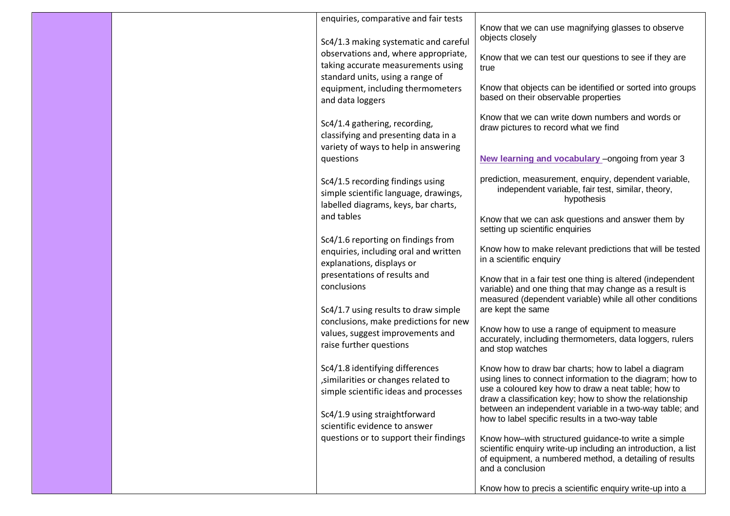| | | enquiries, comparative and fair tests<br><br>Sc4/1.3 making systematic and careful observations and, where appropriate, taking accurate measurements using standard units, using a range of equipment, including thermometers and data loggers<br><br>Sc4/1.4 gathering, recording, classifying and presenting data in a variety of ways to help in answering questions<br><br>Sc4/1.5 recording findings using simple scientific language, drawings, labelled diagrams, keys, bar charts, and tables<br><br>Sc4/1.6 reporting on findings from enquiries, including oral and written explanations, displays or presentations of results and conclusions<br><br>Sc4/1.7 using results to draw simple conclusions, make predictions for new values, suggest improvements and raise further questions<br><br>Sc4/1.8 identifying differences ,similarities or changes related to simple scientific ideas and processes<br><br>Sc4/1.9 using straightforward scientific evidence to answer questions or to support their findings | Know that we can use magnifying glasses to observe objects closely<br><br>Know that we can test our questions to see if they are true<br><br>Know that objects can be identified or sorted into groups based on their observable properties<br><br>Know that we can write down numbers and words or draw pictures to record what we find<br><br>**New learning and vocabulary** –ongoing from year 3<br><br>prediction, measurement, enquiry, dependent variable, independent variable, fair test, similar, theory, hypothesis<br><br>Know that we can ask questions and answer them by setting up scientific enquiries<br><br>Know how to make relevant predictions that will be tested in a scientific enquiry<br><br>Know that in a fair test one thing is altered (independent variable) and one thing that may change as a result is measured (dependent variable) while all other conditions are kept the same<br><br>Know how to use a range of equipment to measure accurately, including thermometers, data loggers, rulers and stop watches<br><br>Know how to draw bar charts; how to label a diagram using lines to connect information to the diagram; how to use a coloured key how to draw a neat table; how to draw a classification key; how to show the relationship between an independent variable in a two-way table; and how to label specific results in a two-way table<br><br>Know how–with structured guidance-to write a simple scientific enquiry write-up including an introduction, a list of equipment, a numbered method, a detailing of results and a conclusion<br><br>Know how to precis a scientific enquiry write-up into a |
|---|---|---|---|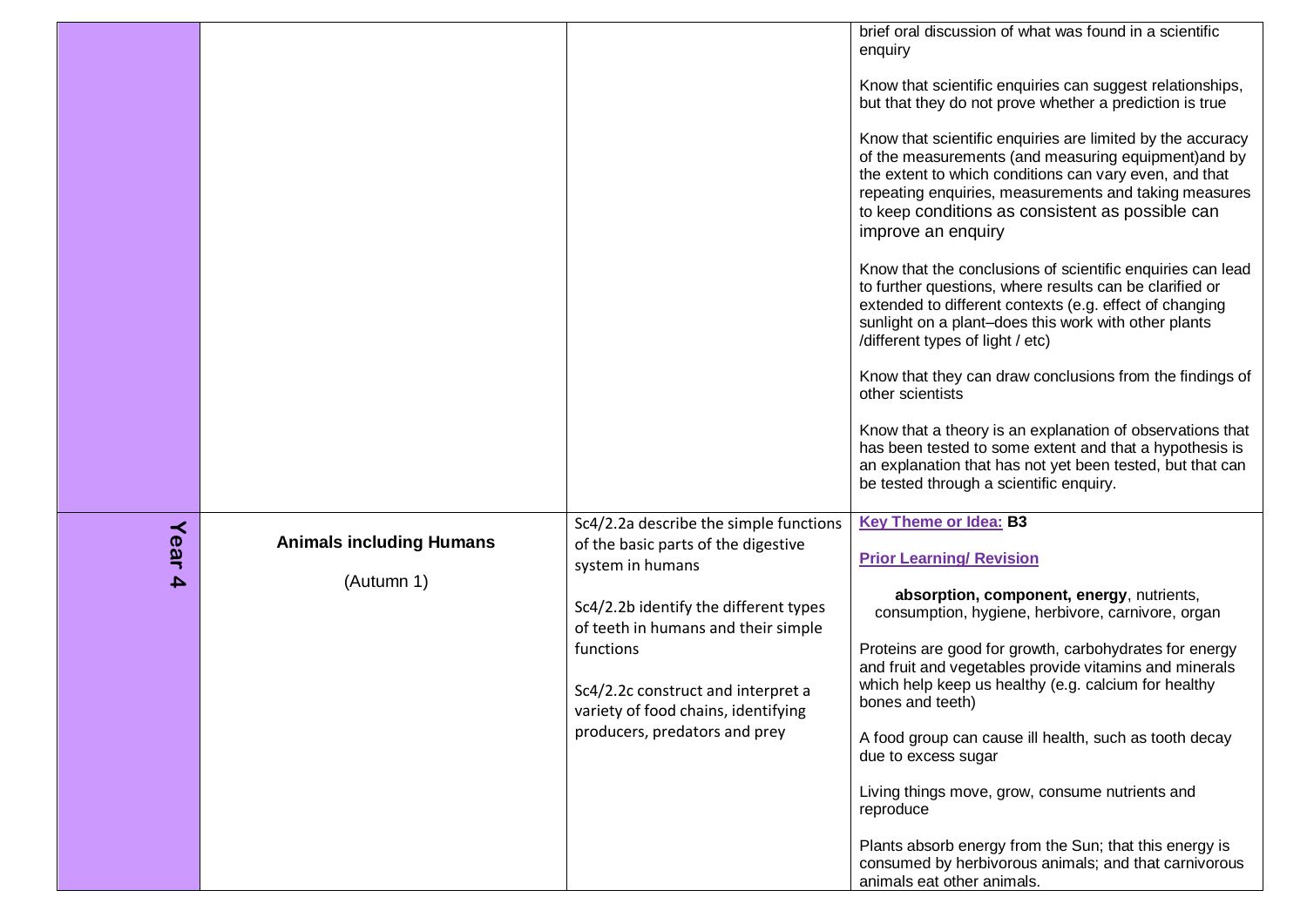|  |  |  |  |
|---|---|---|---|
|  |  |  | brief oral discussion of what was found in a scientific enquiry<br><br>Know that scientific enquiries can suggest relationships, but that they do not prove whether a prediction is true<br><br>Know that scientific enquiries are limited by the accuracy of the measurements (and measuring equipment)and by the extent to which conditions can vary even, and that repeating enquiries, measurements and taking measures to keep conditions as consistent as possible can improve an enquiry<br><br>Know that the conclusions of scientific enquiries can lead to further questions, where results can be clarified or extended to different contexts (e.g. effect of changing sunlight on a plant–does this work with other plants /different types of light / etc)<br><br>Know that they can draw conclusions from the findings of other scientists<br><br>Know that a theory is an explanation of observations that has been tested to some extent and that a hypothesis is an explanation that has not yet been tested, but that can be tested through a scientific enquiry. |
| Year 4 | **Animals including Humans**<br><br>(Autumn 1) | Sc4/2.2a describe the simple functions of the basic parts of the digestive system in humans<br><br>Sc4/2.2b identify the different types of teeth in humans and their simple functions<br><br>Sc4/2.2c construct and interpret a variety of food chains, identifying producers, predators and prey | **Key Theme or Idea: B3**<br><br>**Prior Learning/ Revision**<br><br>**absorption, component, energy**, nutrients, consumption, hygiene, herbivore, carnivore, organ<br><br>Proteins are good for growth, carbohydrates for energy and fruit and vegetables provide vitamins and minerals which help keep us healthy (e.g. calcium for healthy bones and teeth)<br><br>A food group can cause ill health, such as tooth decay due to excess sugar<br><br>Living things move, grow, consume nutrients and reproduce<br><br>Plants absorb energy from the Sun; that this energy is consumed by herbivorous animals; and that carnivorous animals eat other animals. |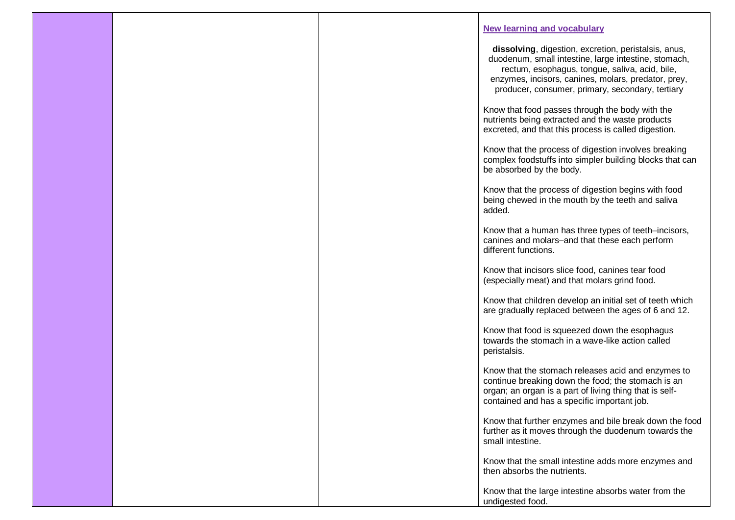| | | | **New learning and vocabulary**<br><br>**dissolving**, digestion, excretion, peristalsis, anus, duodenum, small intestine, large intestine, stomach, rectum, esophagus, tongue, saliva, acid, bile, enzymes, incisors, canines, molars, predator, prey, producer, consumer, primary, secondary, tertiary<br><br>Know that food passes through the body with the nutrients being extracted and the waste products excreted, and that this process is called digestion.<br><br>Know that the process of digestion involves breaking complex foodstuffs into simpler building blocks that can be absorbed by the body.<br><br>Know that the process of digestion begins with food being chewed in the mouth by the teeth and saliva added.<br><br>Know that a human has three types of teeth–incisors, canines and molars–and that these each perform different functions.<br><br>Know that incisors slice food, canines tear food (especially meat) and that molars grind food.<br><br>Know that children develop an initial set of teeth which are gradually replaced between the ages of 6 and 12.<br><br>Know that food is squeezed down the esophagus towards the stomach in a wave-like action called peristalsis.<br><br>Know that the stomach releases acid and enzymes to continue breaking down the food; the stomach is an organ; an organ is a part of living thing that is self-contained and has a specific important job.<br><br>Know that further enzymes and bile break down the food further as it moves through the duodenum towards the small intestine.<br><br>Know that the small intestine adds more enzymes and then absorbs the nutrients.<br><br>Know that the large intestine absorbs water from the undigested food. |
|---|---|---|---|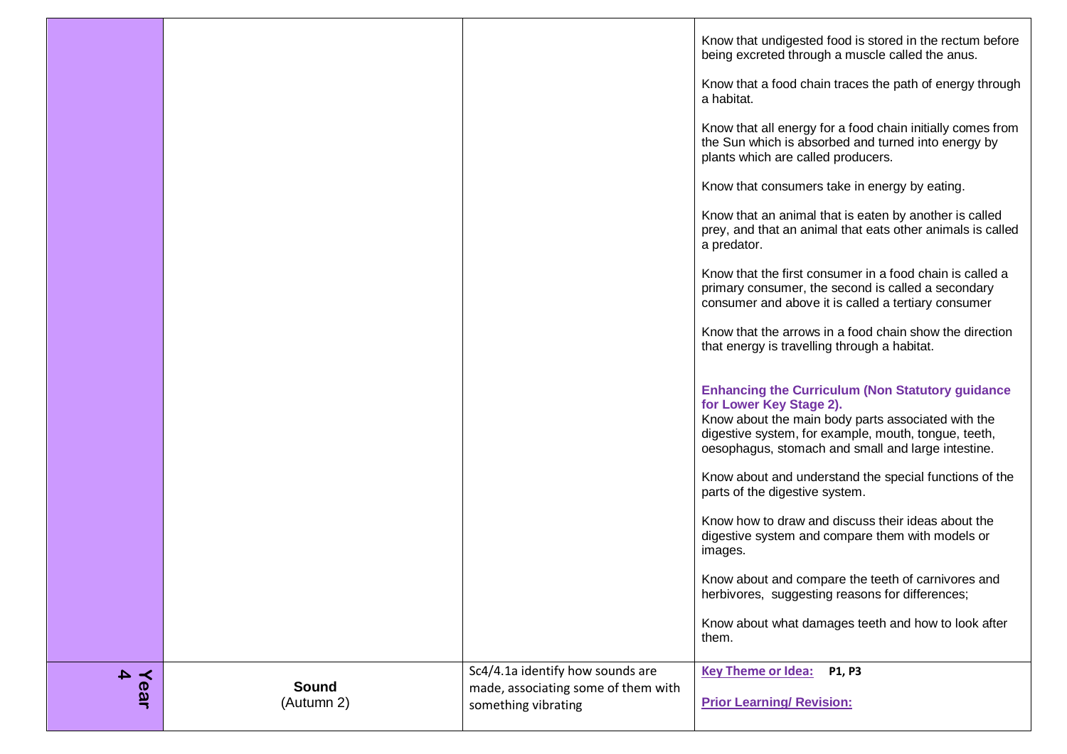| | | | |
|---|---|---|---|
| | | | Know that undigested food is stored in the rectum before being excreted through a muscle called the anus.<br><br>Know that a food chain traces the path of energy through a habitat.<br><br>Know that all energy for a food chain initially comes from the Sun which is absorbed and turned into energy by plants which are called producers.<br><br>Know that consumers take in energy by eating.<br><br>Know that an animal that is eaten by another is called prey, and that an animal that eats other animals is called a predator.<br><br>Know that the first consumer in a food chain is called a primary consumer, the second is called a secondary consumer and above it is called a tertiary consumer<br><br>Know that the arrows in a food chain show the direction that energy is travelling through a habitat.<br><br>**Enhancing the Curriculum (Non Statutory guidance for Lower Key Stage 2).**<br>Know about the main body parts associated with the digestive system, for example, mouth, tongue, teeth, oesophagus, stomach and small and large intestine.<br><br>Know about and understand the special functions of the parts of the digestive system.<br><br>Know how to draw and discuss their ideas about the digestive system and compare them with models or images.<br><br>Know about and compare the teeth of carnivores and herbivores, suggesting reasons for differences;<br><br>Know about what damages teeth and how to look after them. |
| **Year 4** | **Sound**<br>(Autumn 2) | Sc4/4.1a identify how sounds are made, associating some of them with something vibrating | **Key Theme or Idea:** **P1, P3**<br><br>**Prior Learning/ Revision:** |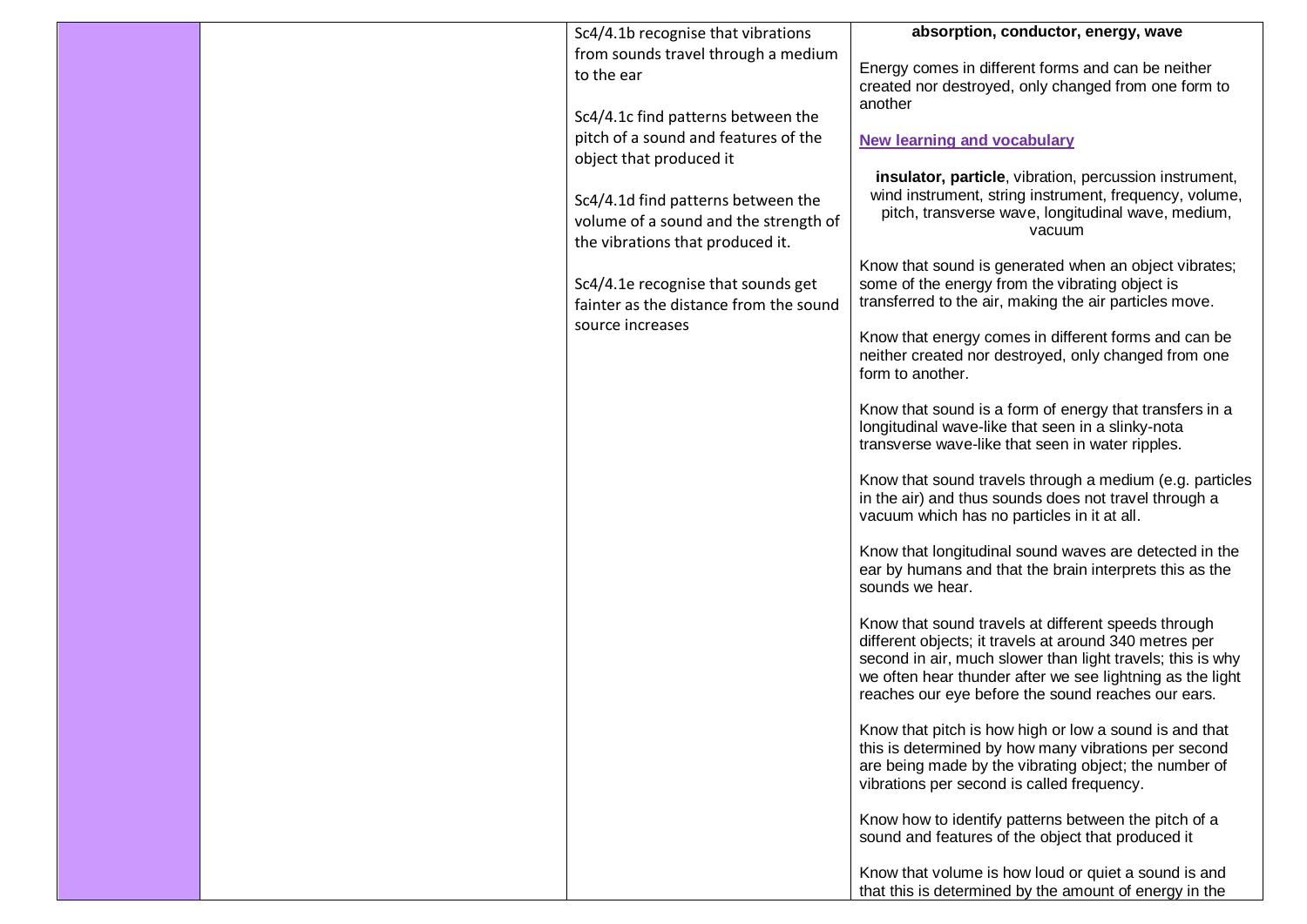| | | | |
|---|---|---|---|
| | | Sc4/4.1b recognise that vibrations from sounds travel through a medium to the ear<br><br>Sc4/4.1c find patterns between the pitch of a sound and features of the object that produced it<br><br>Sc4/4.1d find patterns between the volume of a sound and the strength of the vibrations that produced it.<br><br>Sc4/4.1e recognise that sounds get fainter as the distance from the sound source increases | **absorption, conductor, energy, wave**<br><br>Energy comes in different forms and can be neither created nor destroyed, only changed from one form to another<br><br>**New learning and vocabulary**<br><br>**insulator, particle**, vibration, percussion instrument, wind instrument, string instrument, frequency, volume, pitch, transverse wave, longitudinal wave, medium, vacuum<br><br>Know that sound is generated when an object vibrates; some of the energy from the vibrating object is transferred to the air, making the air particles move.<br><br>Know that energy comes in different forms and can be neither created nor destroyed, only changed from one form to another.<br><br>Know that sound is a form of energy that transfers in a longitudinal wave-like that seen in a slinky-nota transverse wave-like that seen in water ripples.<br><br>Know that sound travels through a medium (e.g. particles in the air) and thus sounds does not travel through a vacuum which has no particles in it at all.<br><br>Know that longitudinal sound waves are detected in the ear by humans and that the brain interprets this as the sounds we hear.<br><br>Know that sound travels at different speeds through different objects; it travels at around 340 metres per second in air, much slower than light travels; this is why we often hear thunder after we see lightning as the light reaches our eye before the sound reaches our ears.<br><br>Know that pitch is how high or low a sound is and that this is determined by how many vibrations per second are being made by the vibrating object; the number of vibrations per second is called frequency.<br><br>Know how to identify patterns between the pitch of a sound and features of the object that produced it<br><br>Know that volume is how loud or quiet a sound is and that this is determined by the amount of energy in the |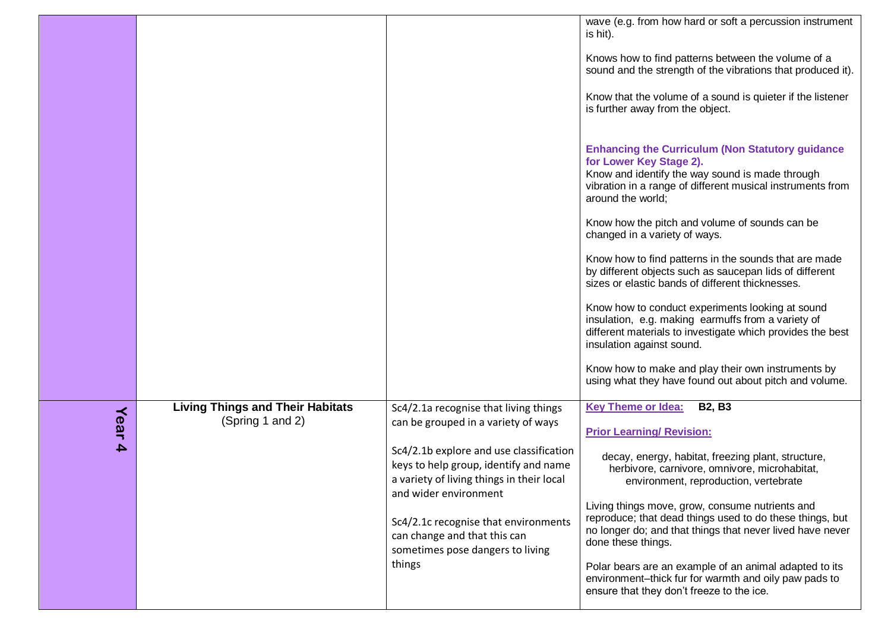| | | | |
|---|---|---|---|
| | | | wave (e.g. from how hard or soft a percussion instrument is hit).<br><br>Knows how to find patterns between the volume of a sound and the strength of the vibrations that produced it).<br><br>Know that the volume of a sound is quieter if the listener is further away from the object.<br><br>**Enhancing the Curriculum (Non Statutory guidance for Lower Key Stage 2).**<br>Know and identify the way sound is made through vibration in a range of different musical instruments from around the world;<br><br>Know how the pitch and volume of sounds can be changed in a variety of ways.<br><br>Know how to find patterns in the sounds that are made by different objects such as saucepan lids of different sizes or elastic bands of different thicknesses.<br><br>Know how to conduct experiments looking at sound insulation, e.g. making earmuffs from a variety of different materials to investigate which provides the best insulation against sound.<br><br>Know how to make and play their own instruments by using what they have found out about pitch and volume. |
| **Year 4** | **Living Things and Their Habitats**<br>(Spring 1 and 2) | Sc4/2.1a recognise that living things can be grouped in a variety of ways<br><br>Sc4/2.1b explore and use classification keys to help group, identify and name a variety of living things in their local and wider environment<br><br>Sc4/2.1c recognise that environments can change and that this can sometimes pose dangers to living things | **Key Theme or Idea:** **B2, B3**<br><br>**Prior Learning/ Revision:**<br><br>decay, energy, habitat, freezing plant, structure, herbivore, carnivore, omnivore, microhabitat, environment, reproduction, vertebrate<br><br>Living things move, grow, consume nutrients and reproduce; that dead things used to do these things, but no longer do; and that things that never lived have never done these things.<br><br>Polar bears are an example of an animal adapted to its environment–thick fur for warmth and oily paw pads to ensure that they don't freeze to the ice. |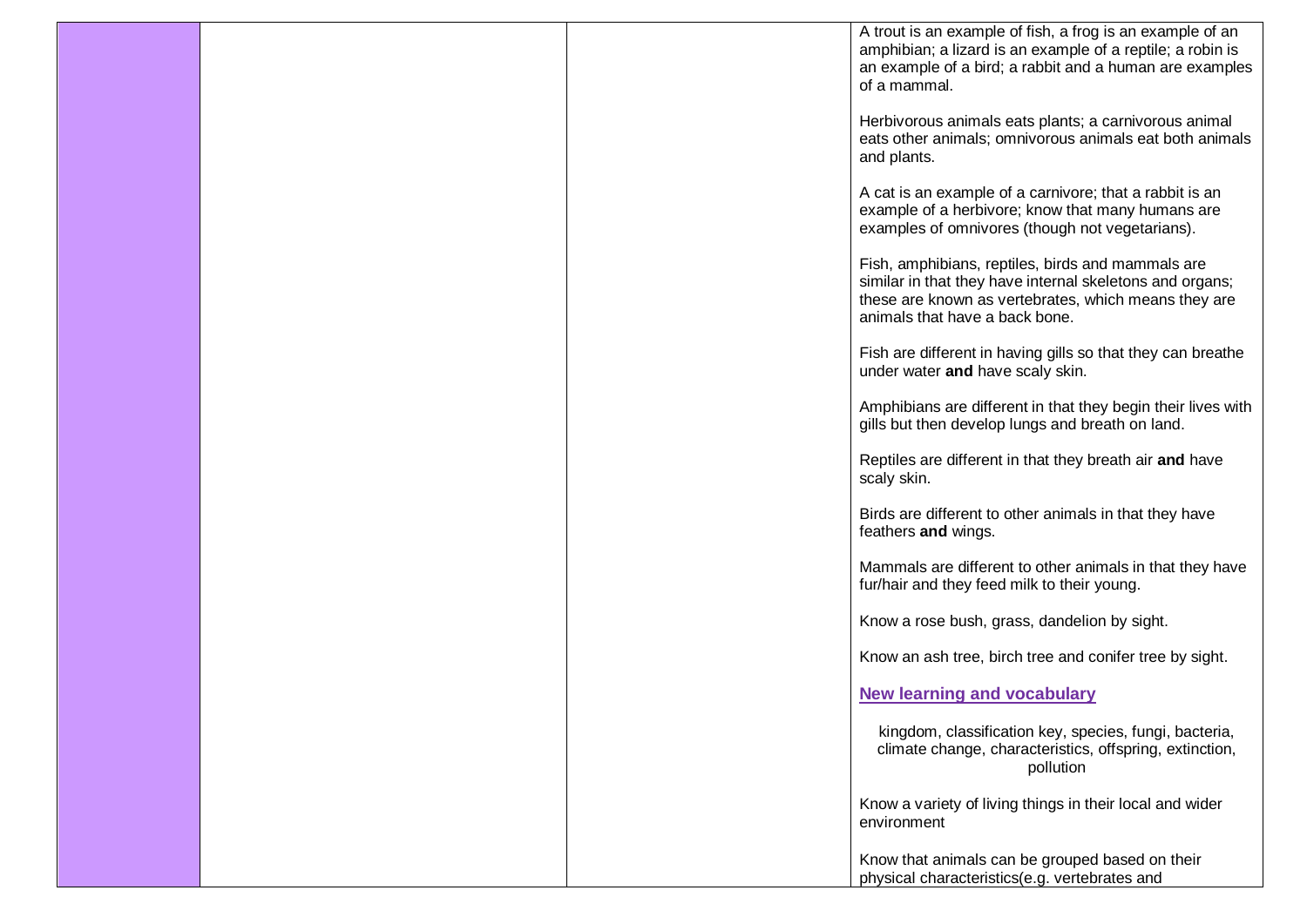| | | | |
|---|---|---|---|
| | | | A trout is an example of fish, a frog is an example of an amphibian; a lizard is an example of a reptile; a robin is an example of a bird; a rabbit and a human are examples of a mammal.<br><br>Herbivorous animals eats plants; a carnivorous animal eats other animals; omnivorous animals eat both animals and plants.<br><br>A cat is an example of a carnivore; that a rabbit is an example of a herbivore; know that many humans are examples of omnivores (though not vegetarians).<br><br>Fish, amphibians, reptiles, birds and mammals are similar in that they have internal skeletons and organs; these are known as vertebrates, which means they are animals that have a back bone.<br><br>Fish are different in having gills so that they can breathe under water **and** have scaly skin.<br><br>Amphibians are different in that they begin their lives with gills but then develop lungs and breath on land.<br><br>Reptiles are different in that they breath air **and** have scaly skin.<br><br>Birds are different to other animals in that they have feathers **and** wings.<br><br>Mammals are different to other animals in that they have fur/hair and they feed milk to their young.<br><br>Know a rose bush, grass, dandelion by sight.<br><br>Know an ash tree, birch tree and conifer tree by sight.<br><br>**New learning and vocabulary**<br><br>kingdom, classification key, species, fungi, bacteria, climate change, characteristics, offspring, extinction, pollution<br><br>Know a variety of living things in their local and wider environment<br><br>Know that animals can be grouped based on their physical characteristics(e.g. vertebrates and |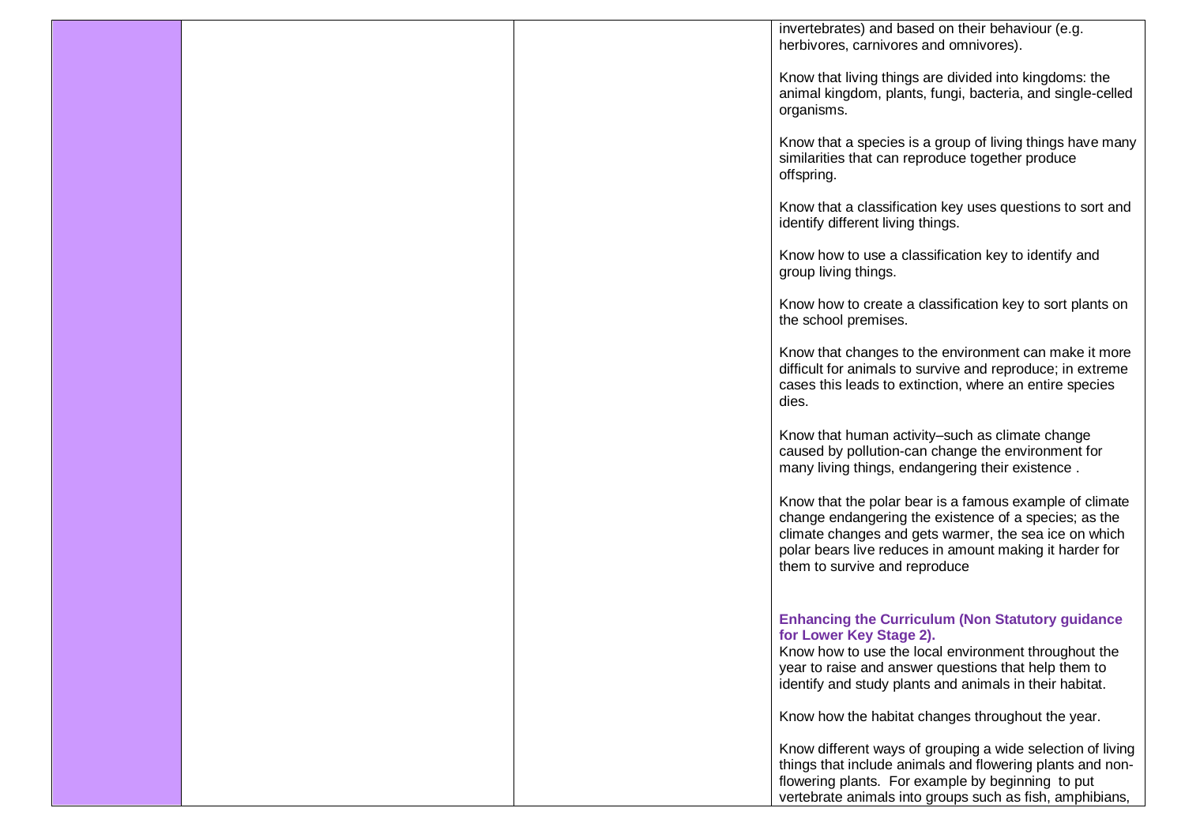| | | | |
|---|---|---|---|
| | | | invertebrates) and based on their behaviour (e.g. herbivores, carnivores and omnivores).<br><br>Know that living things are divided into kingdoms: the animal kingdom, plants, fungi, bacteria, and single-celled organisms.<br><br>Know that a species is a group of living things have many similarities that can reproduce together produce offspring.<br><br>Know that a classification key uses questions to sort and identify different living things.<br><br>Know how to use a classification key to identify and group living things.<br><br>Know how to create a classification key to sort plants on the school premises.<br><br>Know that changes to the environment can make it more difficult for animals to survive and reproduce; in extreme cases this leads to extinction, where an entire species dies.<br><br>Know that human activity–such as climate change caused by pollution-can change the environment for many living things, endangering their existence .<br><br>Know that the polar bear is a famous example of climate change endangering the existence of a species; as the climate changes and gets warmer, the sea ice on which polar bears live reduces in amount making it harder for them to survive and reproduce<br><br>**Enhancing the Curriculum (Non Statutory guidance for Lower Key Stage 2).**<br>Know how to use the local environment throughout the year to raise and answer questions that help them to identify and study plants and animals in their habitat.<br><br>Know how the habitat changes throughout the year.<br><br>Know different ways of grouping a wide selection of living things that include animals and flowering plants and non-flowering plants. For example by beginning to put vertebrate animals into groups such as fish, amphibians, |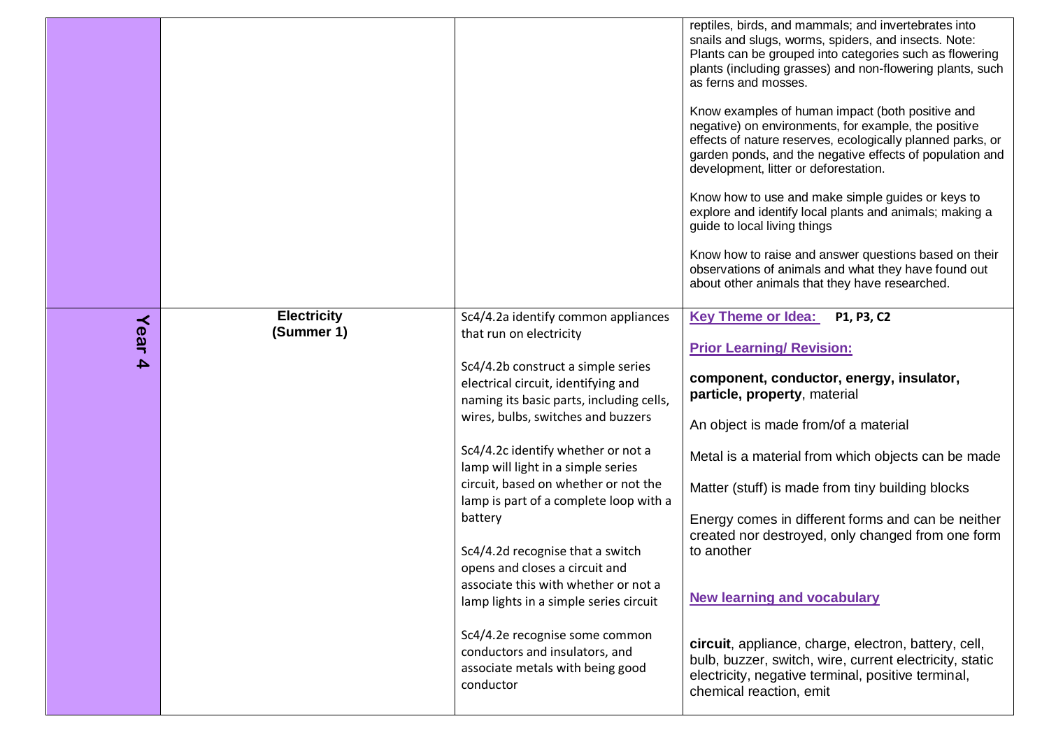| | | | |
|---|---|---|---|
| | | | reptiles, birds, and mammals; and invertebrates into snails and slugs, worms, spiders, and insects. Note: Plants can be grouped into categories such as flowering plants (including grasses) and non-flowering plants, such as ferns and mosses.<br><br>Know examples of human impact (both positive and negative) on environments, for example, the positive effects of nature reserves, ecologically planned parks, or garden ponds, and the negative effects of population and development, litter or deforestation.<br><br>Know how to use and make simple guides or keys to explore and identify local plants and animals; making a guide to local living things<br><br>Know how to raise and answer questions based on their observations of animals and what they have found out about other animals that they have researched. |
| Year 4 | **Electricity (Summer 1)** | Sc4/4.2a identify common appliances that run on electricity<br><br>Sc4/4.2b construct a simple series electrical circuit, identifying and naming its basic parts, including cells, wires, bulbs, switches and buzzers<br><br>Sc4/4.2c identify whether or not a lamp will light in a simple series circuit, based on whether or not the lamp is part of a complete loop with a battery<br><br>Sc4/4.2d recognise that a switch opens and closes a circuit and associate this with whether or not a lamp lights in a simple series circuit<br><br>Sc4/4.2e recognise some common conductors and insulators, and associate metals with being good conductor | **Key Theme or Idea:** **P1, P3, C2**<br><br>**Prior Learning/ Revision:**<br><br>**component, conductor, energy, insulator, particle, property**, material<br><br>An object is made from/of a material<br><br>Metal is a material from which objects can be made<br><br>Matter (stuff) is made from tiny building blocks<br><br>Energy comes in different forms and can be neither created nor destroyed, only changed from one form to another<br><br>**New learning and vocabulary**<br><br>**circuit**, appliance, charge, electron, battery, cell, bulb, buzzer, switch, wire, current electricity, static electricity, negative terminal, positive terminal, chemical reaction, emit |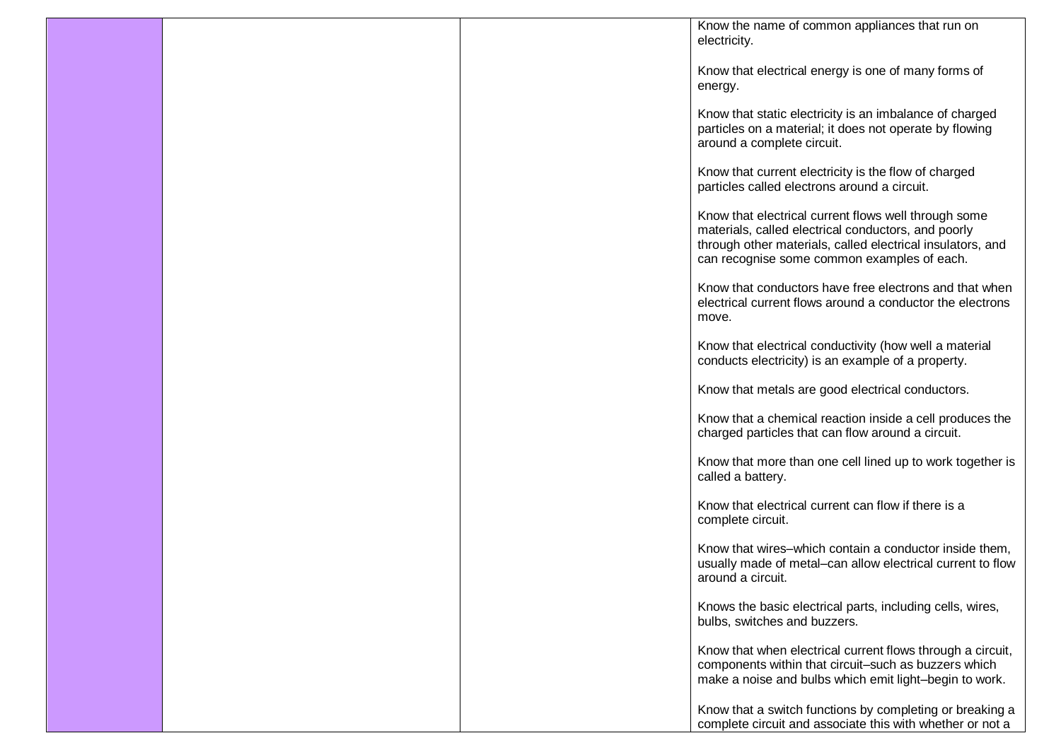| | | | |
|---|---|---|---|
| | | | Know the name of common appliances that run on electricity.<br><br>Know that electrical energy is one of many forms of energy.<br><br>Know that static electricity is an imbalance of charged particles on a material; it does not operate by flowing around a complete circuit.<br><br>Know that current electricity is the flow of charged particles called electrons around a circuit.<br><br>Know that electrical current flows well through some materials, called electrical conductors, and poorly through other materials, called electrical insulators, and can recognise some common examples of each.<br><br>Know that conductors have free electrons and that when electrical current flows around a conductor the electrons move.<br><br>Know that electrical conductivity (how well a material conducts electricity) is an example of a property.<br><br>Know that metals are good electrical conductors.<br><br>Know that a chemical reaction inside a cell produces the charged particles that can flow around a circuit.<br><br>Know that more than one cell lined up to work together is called a battery.<br><br>Know that electrical current can flow if there is a complete circuit.<br><br>Know that wires–which contain a conductor inside them, usually made of metal–can allow electrical current to flow around a circuit.<br><br>Knows the basic electrical parts, including cells, wires, bulbs, switches and buzzers.<br><br>Know that when electrical current flows through a circuit, components within that circuit–such as buzzers which make a noise and bulbs which emit light–begin to work.<br><br>Know that a switch functions by completing or breaking a complete circuit and associate this with whether or not a |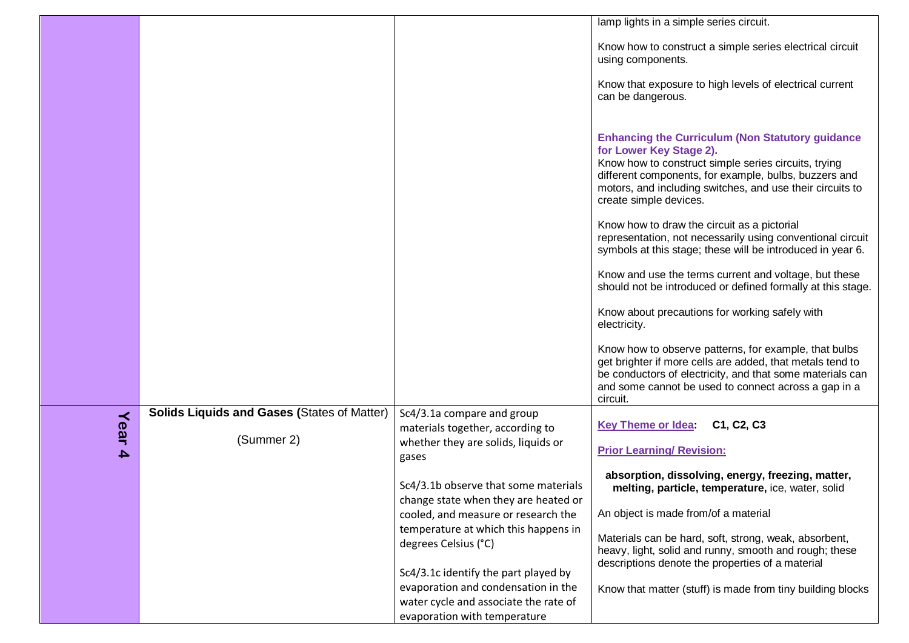| | | | |
|---|---|---|---|
| | | | lamp lights in a simple series circuit.<br><br>Know how to construct a simple series electrical circuit using components.<br><br>Know that exposure to high levels of electrical current can be dangerous.<br><br>**Enhancing the Curriculum (Non Statutory guidance for Lower Key Stage 2).**<br>Know how to construct simple series circuits, trying different components, for example, bulbs, buzzers and motors, and including switches, and use their circuits to create simple devices.<br><br>Know how to draw the circuit as a pictorial representation, not necessarily using conventional circuit symbols at this stage; these will be introduced in year 6.<br><br>Know and use the terms current and voltage, but these should not be introduced or defined formally at this stage.<br><br>Know about precautions for working safely with electricity.<br><br>Know how to observe patterns, for example, that bulbs get brighter if more cells are added, that metals tend to be conductors of electricity, and that some materials can and some cannot be used to connect across a gap in a circuit. |
| **Year 4** | **Solids Liquids and Gases (**States of Matter)<br><br>(Summer 2) | Sc4/3.1a compare and group materials together, according to whether they are solids, liquids or gases<br><br>Sc4/3.1b observe that some materials change state when they are heated or cooled, and measure or research the temperature at which this happens in degrees Celsius (°C)<br><br>Sc4/3.1c identify the part played by evaporation and condensation in the water cycle and associate the rate of evaporation with temperature | **Key Theme or Idea: C1, C2, C3**<br><br>**Prior Learning/ Revision:**<br><br>**absorption, dissolving, energy, freezing, matter, melting, particle, temperature,** ice, water, solid<br><br>An object is made from/of a material<br><br>Materials can be hard, soft, strong, weak, absorbent, heavy, light, solid and runny, smooth and rough; these descriptions denote the properties of a material<br><br>Know that matter (stuff) is made from tiny building blocks |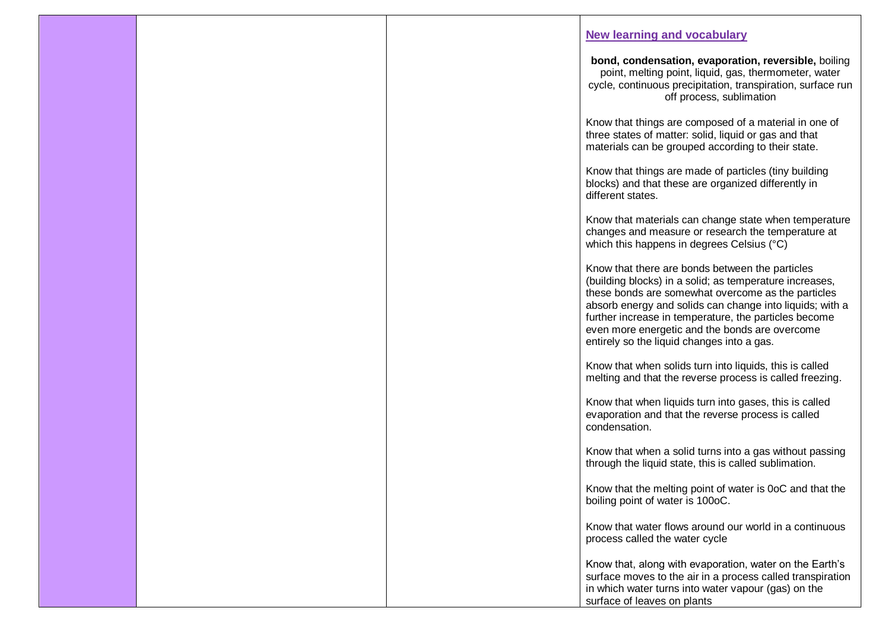| | | | **New learning and vocabulary**<br><br>**bond, condensation, evaporation, reversible,** boiling point, melting point, liquid, gas, thermometer, water cycle, continuous precipitation, transpiration, surface run off process, sublimation<br><br>Know that things are composed of a material in one of three states of matter: solid, liquid or gas and that materials can be grouped according to their state.<br><br>Know that things are made of particles (tiny building blocks) and that these are organized differently in different states.<br><br>Know that materials can change state when temperature changes and measure or research the temperature at which this happens in degrees Celsius (°C)<br><br>Know that there are bonds between the particles (building blocks) in a solid; as temperature increases, these bonds are somewhat overcome as the particles absorb energy and solids can change into liquids; with a further increase in temperature, the particles become even more energetic and the bonds are overcome entirely so the liquid changes into a gas.<br><br>Know that when solids turn into liquids, this is called melting and that the reverse process is called freezing.<br><br>Know that when liquids turn into gases, this is called evaporation and that the reverse process is called condensation.<br><br>Know that when a solid turns into a gas without passing through the liquid state, this is called sublimation.<br><br>Know that the melting point of water is 0oC and that the boiling point of water is 100oC.<br><br>Know that water flows around our world in a continuous process called the water cycle<br><br>Know that, along with evaporation, water on the Earth's surface moves to the air in a process called transpiration in which water turns into water vapour (gas) on the surface of leaves on plants |
|---|---|---|---|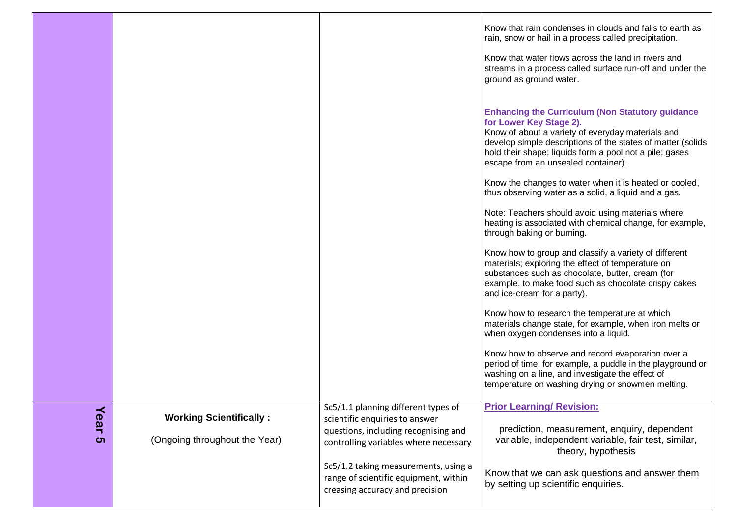| | | | |
|---|---|---|---|
| | | | Know that rain condenses in clouds and falls to earth as rain, snow or hail in a process called precipitation.<br><br>Know that water flows across the land in rivers and streams in a process called surface run-off and under the ground as ground water.<br><br>**Enhancing the Curriculum (Non Statutory guidance for Lower Key Stage 2).**<br>Know of about a variety of everyday materials and develop simple descriptions of the states of matter (solids hold their shape; liquids form a pool not a pile; gases escape from an unsealed container).<br><br>Know the changes to water when it is heated or cooled, thus observing water as a solid, a liquid and a gas.<br><br>Note: Teachers should avoid using materials where heating is associated with chemical change, for example, through baking or burning.<br><br>Know how to group and classify a variety of different materials; exploring the effect of temperature on substances such as chocolate, butter, cream (for example, to make food such as chocolate crispy cakes and ice-cream for a party).<br><br>Know how to research the temperature at which materials change state, for example, when iron melts or when oxygen condenses into a liquid.<br><br>Know how to observe and record evaporation over a period of time, for example, a puddle in the playground or washing on a line, and investigate the effect of temperature on washing drying or snowmen melting. |
| **Year 5** | **Working Scientifically :**<br><br>(Ongoing throughout the Year) | Sc5/1.1 planning different types of scientific enquiries to answer questions, including recognising and controlling variables where necessary<br><br>Sc5/1.2 taking measurements, using a range of scientific equipment, within creasing accuracy and precision | **Prior Learning/ Revision:**<br><br>prediction, measurement, enquiry, dependent variable, independent variable, fair test, similar, theory, hypothesis<br><br>Know that we can ask questions and answer them by setting up scientific enquiries. |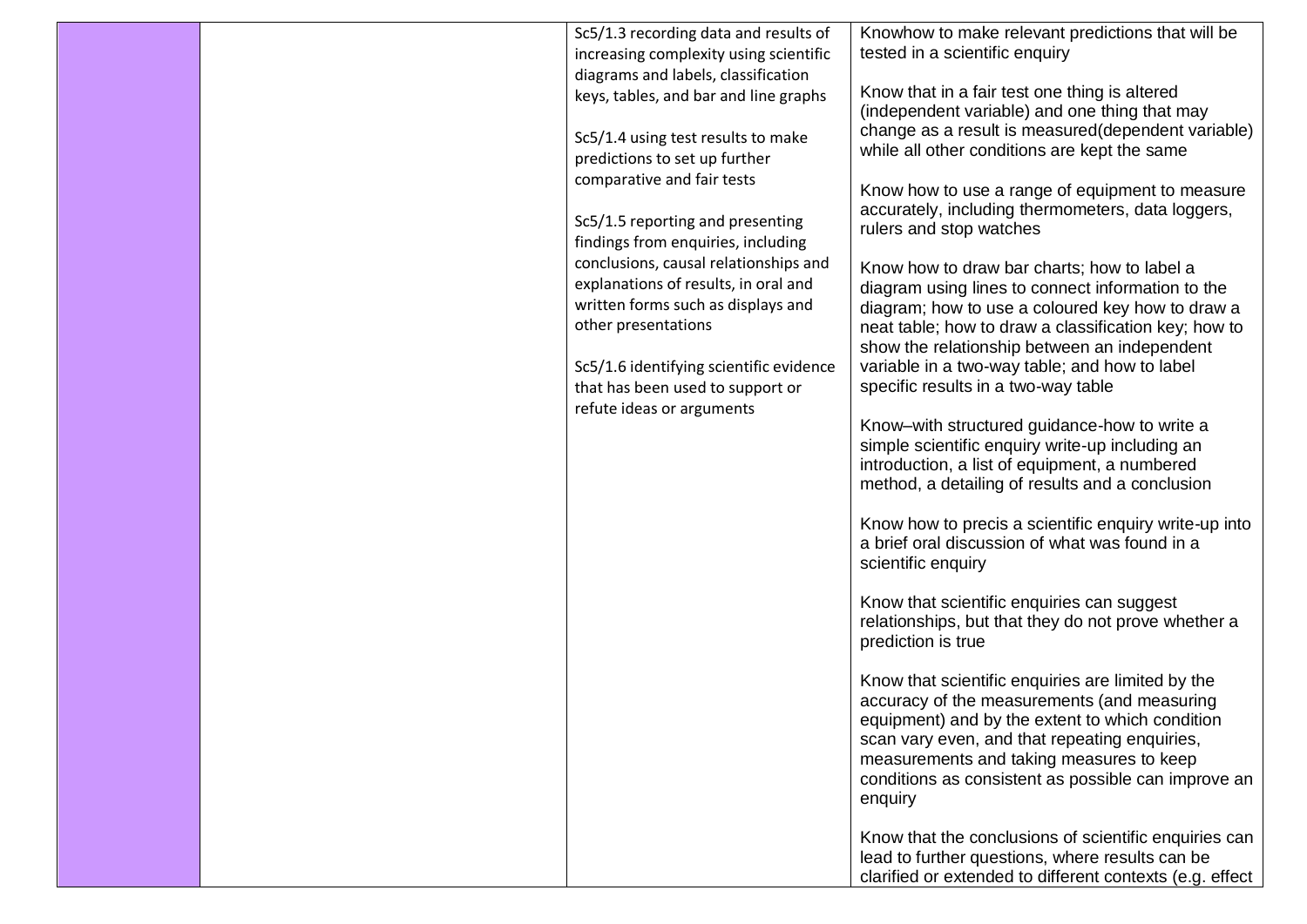| | | | |
|---|---|---|---|
| | | Sc5/1.3 recording data and results of increasing complexity using scientific diagrams and labels, classification keys, tables, and bar and line graphs<br><br>Sc5/1.4 using test results to make predictions to set up further comparative and fair tests<br><br>Sc5/1.5 reporting and presenting findings from enquiries, including conclusions, causal relationships and explanations of results, in oral and written forms such as displays and other presentations<br><br>Sc5/1.6 identifying scientific evidence that has been used to support or refute ideas or arguments | Knowhow to make relevant predictions that will be tested in a scientific enquiry<br><br>Know that in a fair test one thing is altered (independent variable) and one thing that may change as a result is measured(dependent variable) while all other conditions are kept the same<br><br>Know how to use a range of equipment to measure accurately, including thermometers, data loggers, rulers and stop watches<br><br>Know how to draw bar charts; how to label a diagram using lines to connect information to the diagram; how to use a coloured key how to draw a neat table; how to draw a classification key; how to show the relationship between an independent variable in a two-way table; and how to label specific results in a two-way table<br><br>Know–with structured guidance-how to write a simple scientific enquiry write-up including an introduction, a list of equipment, a numbered method, a detailing of results and a conclusion<br><br>Know how to precis a scientific enquiry write-up into a brief oral discussion of what was found in a scientific enquiry<br><br>Know that scientific enquiries can suggest relationships, but that they do not prove whether a prediction is true<br><br>Know that scientific enquiries are limited by the accuracy of the measurements (and measuring equipment) and by the extent to which condition scan vary even, and that repeating enquiries, measurements and taking measures to keep conditions as consistent as possible can improve an enquiry<br><br>Know that the conclusions of scientific enquiries can lead to further questions, where results can be clarified or extended to different contexts (e.g. effect |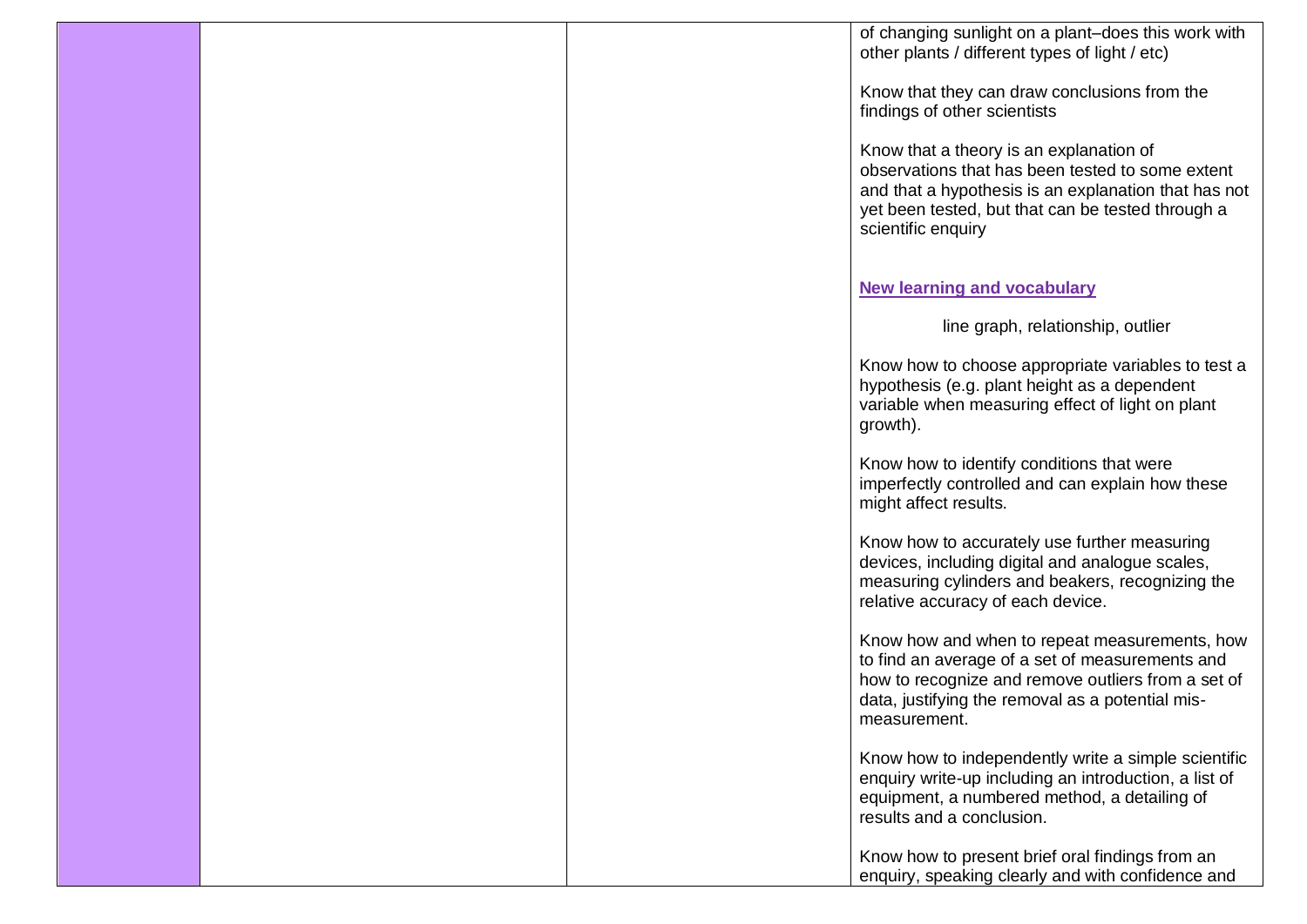| | | | |
|---|---|---|---|
| | | | of changing sunlight on a plant–does this work with other plants / different types of light / etc)<br><br>Know that they can draw conclusions from the findings of other scientists<br><br>Know that a theory is an explanation of observations that has been tested to some extent and that a hypothesis is an explanation that has not yet been tested, but that can be tested through a scientific enquiry<br><br>**New learning and vocabulary**<br><br>line graph, relationship, outlier<br><br>Know how to choose appropriate variables to test a hypothesis (e.g. plant height as a dependent variable when measuring effect of light on plant growth).<br><br>Know how to identify conditions that were imperfectly controlled and can explain how these might affect results.<br><br>Know how to accurately use further measuring devices, including digital and analogue scales, measuring cylinders and beakers, recognizing the relative accuracy of each device.<br><br>Know how and when to repeat measurements, how to find an average of a set of measurements and how to recognize and remove outliers from a set of data, justifying the removal as a potential mis-measurement.<br><br>Know how to independently write a simple scientific enquiry write-up including an introduction, a list of equipment, a numbered method, a detailing of results and a conclusion.<br><br>Know how to present brief oral findings from an enquiry, speaking clearly and with confidence and |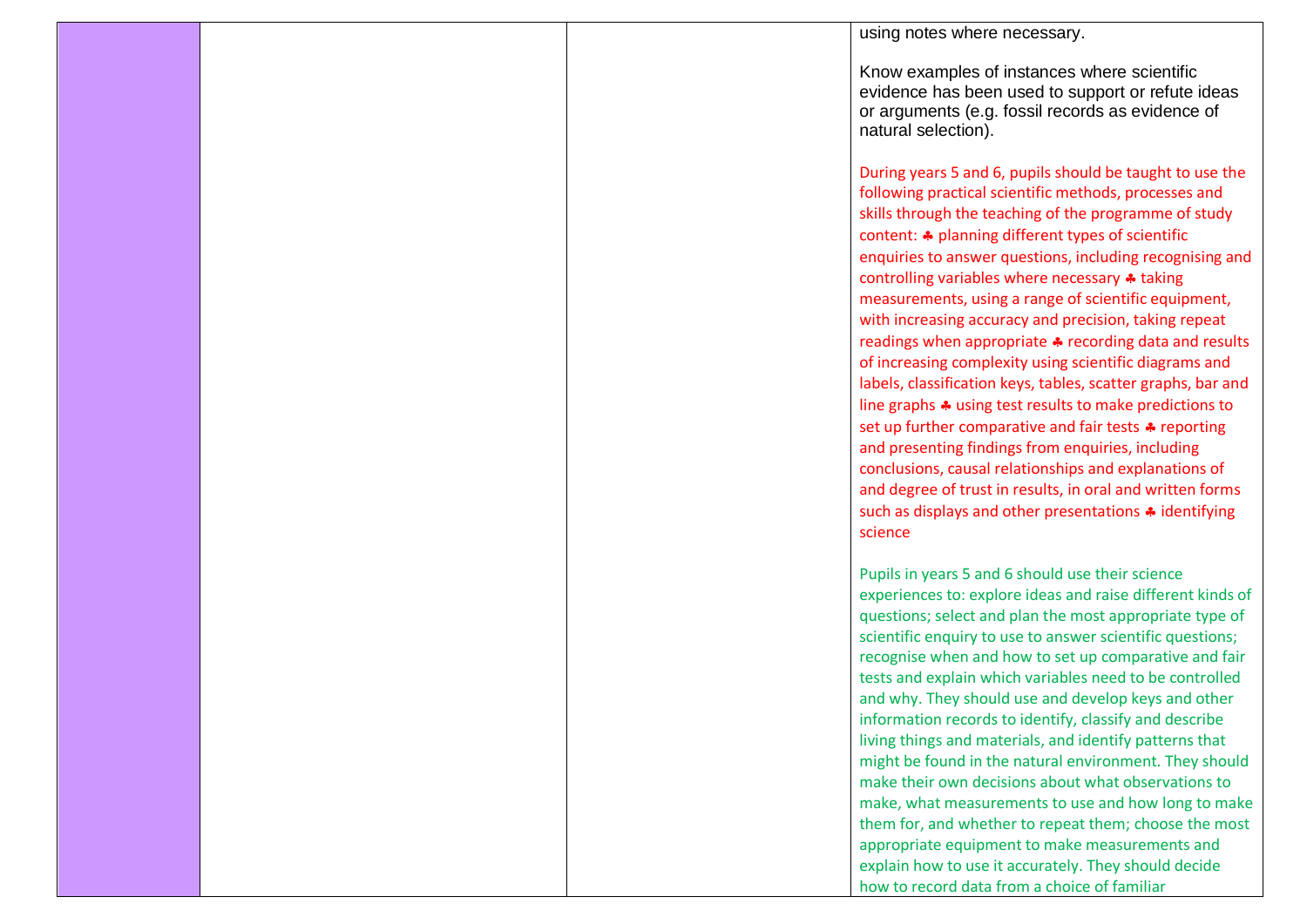| | | | |
|---|---|---|---|
| | | | using notes where necessary.<br><br>Know examples of instances where scientific evidence has been used to support or refute ideas or arguments (e.g. fossil records as evidence of natural selection).<br><br>During years 5 and 6, pupils should be taught to use the following practical scientific methods, processes and skills through the teaching of the programme of study content: ♣ planning different types of scientific enquiries to answer questions, including recognising and controlling variables where necessary ♣ taking measurements, using a range of scientific equipment, with increasing accuracy and precision, taking repeat readings when appropriate ♣ recording data and results of increasing complexity using scientific diagrams and labels, classification keys, tables, scatter graphs, bar and line graphs ♣ using test results to make predictions to set up further comparative and fair tests ♣ reporting and presenting findings from enquiries, including conclusions, causal relationships and explanations of and degree of trust in results, in oral and written forms such as displays and other presentations ♣ identifying science<br><br>Pupils in years 5 and 6 should use their science experiences to: explore ideas and raise different kinds of questions; select and plan the most appropriate type of scientific enquiry to use to answer scientific questions; recognise when and how to set up comparative and fair tests and explain which variables need to be controlled and why. They should use and develop keys and other information records to identify, classify and describe living things and materials, and identify patterns that might be found in the natural environment. They should make their own decisions about what observations to make, what measurements to use and how long to make them for, and whether to repeat them; choose the most appropriate equipment to make measurements and explain how to use it accurately. They should decide how to record data from a choice of familiar |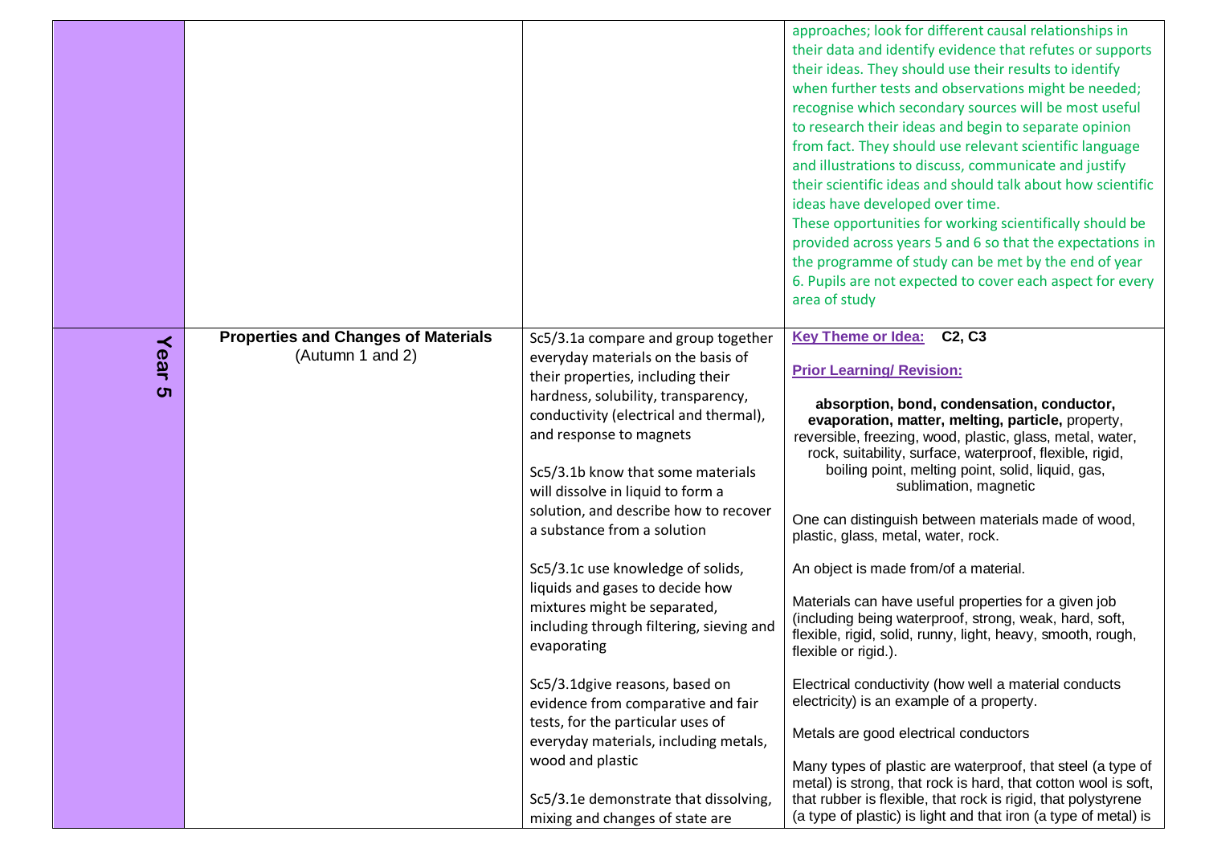| | | | |
|---|---|---|---|
| | | | approaches; look for different causal relationships in their data and identify evidence that refutes or supports their ideas. They should use their results to identify when further tests and observations might be needed; recognise which secondary sources will be most useful to research their ideas and begin to separate opinion from fact. They should use relevant scientific language and illustrations to discuss, communicate and justify their scientific ideas and should talk about how scientific ideas have developed over time.<br>These opportunities for working scientifically should be provided across years 5 and 6 so that the expectations in the programme of study can be met by the end of year 6. Pupils are not expected to cover each aspect for every area of study |
| Year 5 | **Properties and Changes of Materials**<br>(Autumn 1 and 2) | Sc5/3.1a compare and group together everyday materials on the basis of their properties, including their hardness, solubility, transparency, conductivity (electrical and thermal), and response to magnets<br><br>Sc5/3.1b know that some materials will dissolve in liquid to form a solution, and describe how to recover a substance from a solution<br><br>Sc5/3.1c use knowledge of solids, liquids and gases to decide how mixtures might be separated, including through filtering, sieving and evaporating<br><br>Sc5/3.1dgive reasons, based on evidence from comparative and fair tests, for the particular uses of everyday materials, including metals, wood and plastic<br><br>Sc5/3.1e demonstrate that dissolving, mixing and changes of state are | **Key Theme or Idea:** **C2, C3**<br><br>**Prior Learning/ Revision:**<br><br>**absorption, bond, condensation, conductor, evaporation, matter, melting, particle,** property, reversible, freezing, wood, plastic, glass, metal, water, rock, suitability, surface, waterproof, flexible, rigid, boiling point, melting point, solid, liquid, gas, sublimation, magnetic<br><br>One can distinguish between materials made of wood, plastic, glass, metal, water, rock.<br><br>An object is made from/of a material.<br><br>Materials can have useful properties for a given job (including being waterproof, strong, weak, hard, soft, flexible, rigid, solid, runny, light, heavy, smooth, rough, flexible or rigid.).<br><br>Electrical conductivity (how well a material conducts electricity) is an example of a property.<br><br>Metals are good electrical conductors<br><br>Many types of plastic are waterproof, that steel (a type of metal) is strong, that rock is hard, that cotton wool is soft, that rubber is flexible, that rock is rigid, that polystyrene (a type of plastic) is light and that iron (a type of metal) is |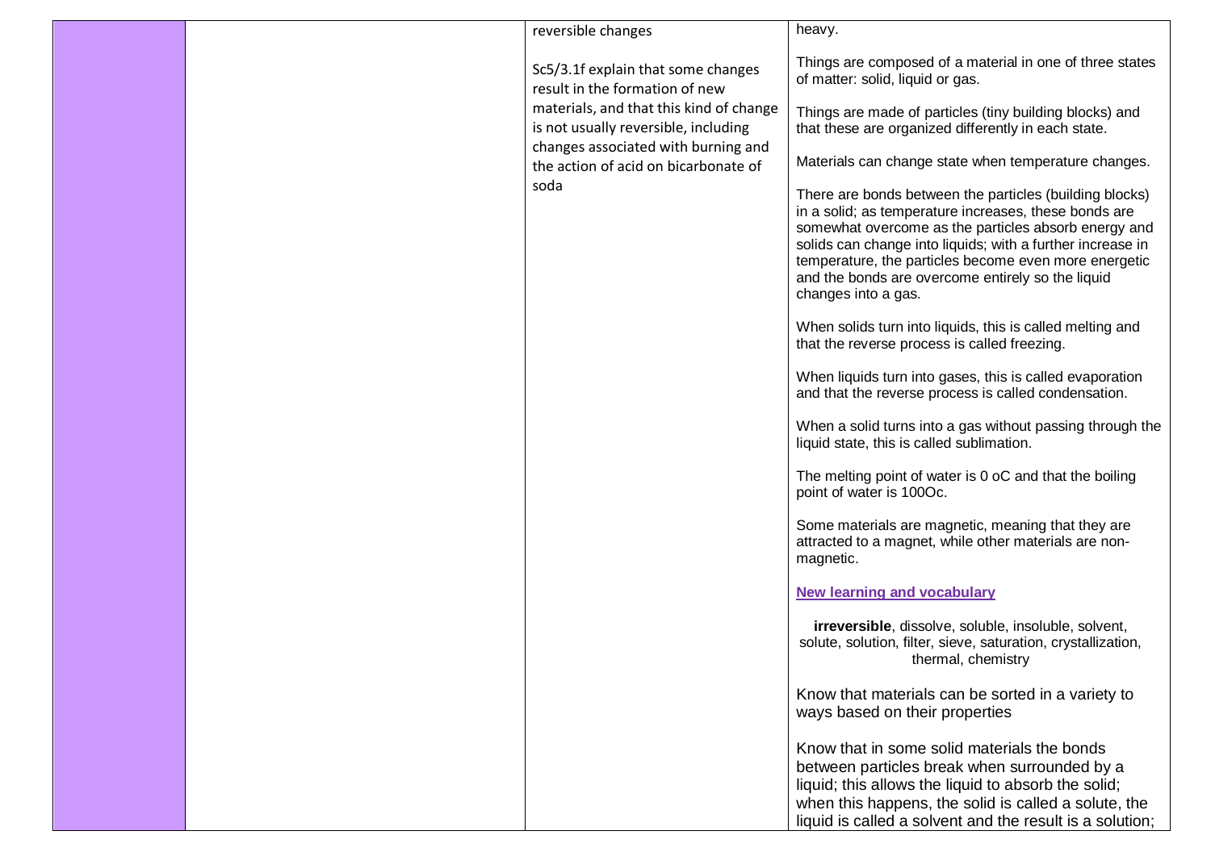| | | | |
|---|---|---|---|
| | | reversible changes<br><br>Sc5/3.1f explain that some changes result in the formation of new materials, and that this kind of change is not usually reversible, including changes associated with burning and the action of acid on bicarbonate of soda | heavy.<br><br>Things are composed of a material in one of three states of matter: solid, liquid or gas.<br><br>Things are made of particles (tiny building blocks) and that these are organized differently in each state.<br><br>Materials can change state when temperature changes.<br><br>There are bonds between the particles (building blocks) in a solid; as temperature increases, these bonds are somewhat overcome as the particles absorb energy and solids can change into liquids; with a further increase in temperature, the particles become even more energetic and the bonds are overcome entirely so the liquid changes into a gas.<br><br>When solids turn into liquids, this is called melting and that the reverse process is called freezing.<br><br>When liquids turn into gases, this is called evaporation and that the reverse process is called condensation.<br><br>When a solid turns into a gas without passing through the liquid state, this is called sublimation.<br><br>The melting point of water is 0 oC and that the boiling point of water is 100Oc.<br><br>Some materials are magnetic, meaning that they are attracted to a magnet, while other materials are non-magnetic.<br><br>**New learning and vocabulary**<br><br>**irreversible**, dissolve, soluble, insoluble, solvent, solute, solution, filter, sieve, saturation, crystallization, thermal, chemistry<br><br>Know that materials can be sorted in a variety to ways based on their properties<br><br>Know that in some solid materials the bonds between particles break when surrounded by a liquid; this allows the liquid to absorb the solid; when this happens, the solid is called a solute, the liquid is called a solvent and the result is a solution; |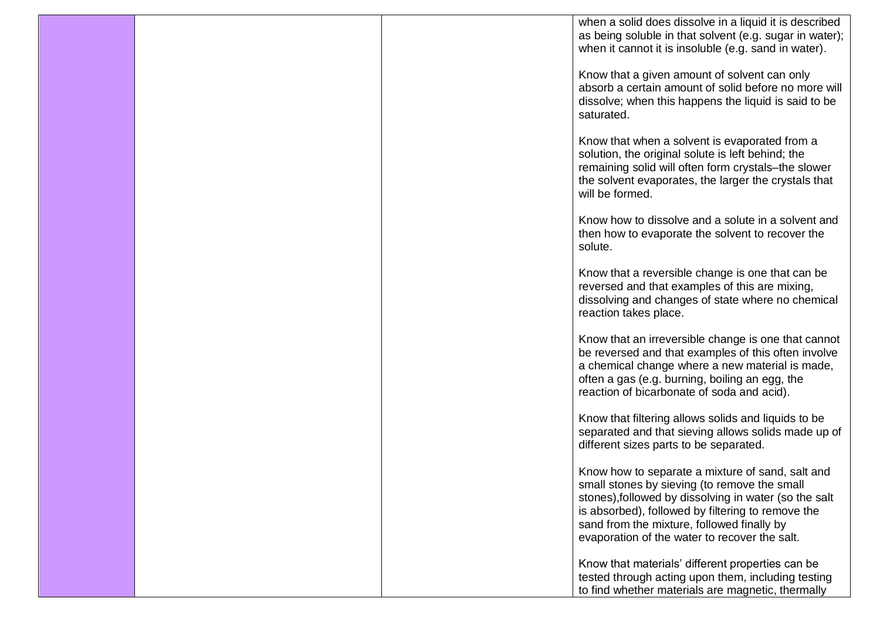| | | | |
|---|---|---|---|
| | | | when a solid does dissolve in a liquid it is described as being soluble in that solvent (e.g. sugar in water); when it cannot it is insoluble (e.g. sand in water).<br><br>Know that a given amount of solvent can only absorb a certain amount of solid before no more will dissolve; when this happens the liquid is said to be saturated.<br><br>Know that when a solvent is evaporated from a solution, the original solute is left behind; the remaining solid will often form crystals–the slower the solvent evaporates, the larger the crystals that will be formed.<br><br>Know how to dissolve and a solute in a solvent and then how to evaporate the solvent to recover the solute.<br><br>Know that a reversible change is one that can be reversed and that examples of this are mixing, dissolving and changes of state where no chemical reaction takes place.<br><br>Know that an irreversible change is one that cannot be reversed and that examples of this often involve a chemical change where a new material is made, often a gas (e.g. burning, boiling an egg, the reaction of bicarbonate of soda and acid).<br><br>Know that filtering allows solids and liquids to be separated and that sieving allows solids made up of different sizes parts to be separated.<br><br>Know how to separate a mixture of sand, salt and small stones by sieving (to remove the small stones),followed by dissolving in water (so the salt is absorbed), followed by filtering to remove the sand from the mixture, followed finally by evaporation of the water to recover the salt.<br><br>Know that materials' different properties can be tested through acting upon them, including testing to find whether materials are magnetic, thermally |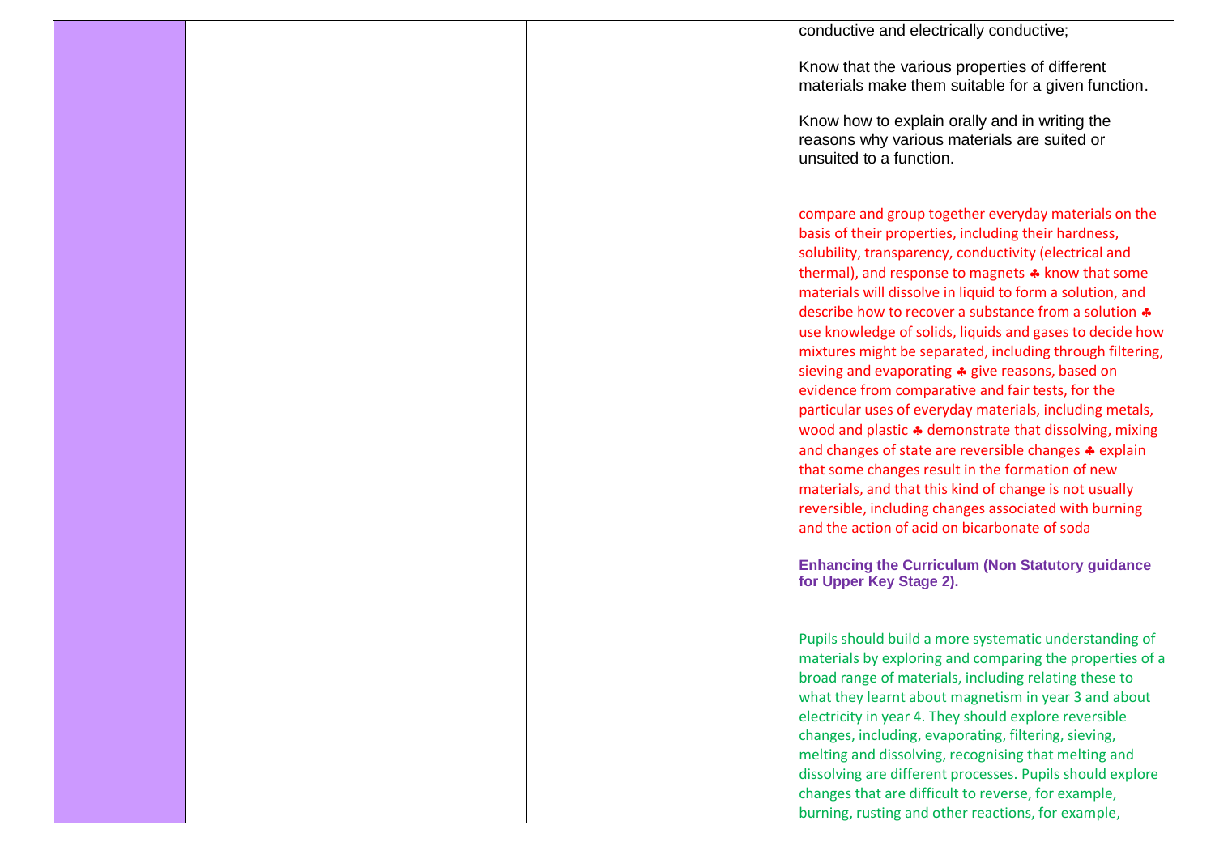| | | | |
|---|---|---|---|
| | | | conductive and electrically conductive;<br><br>Know that the various properties of different materials make them suitable for a given function.<br><br>Know how to explain orally and in writing the reasons why various materials are suited or unsuited to a function.<br><br>compare and group together everyday materials on the basis of their properties, including their hardness, solubility, transparency, conductivity (electrical and thermal), and response to magnets ♣ know that some materials will dissolve in liquid to form a solution, and describe how to recover a substance from a solution ♣ use knowledge of solids, liquids and gases to decide how mixtures might be separated, including through filtering, sieving and evaporating ♣ give reasons, based on evidence from comparative and fair tests, for the particular uses of everyday materials, including metals, wood and plastic ♣ demonstrate that dissolving, mixing and changes of state are reversible changes ♣ explain that some changes result in the formation of new materials, and that this kind of change is not usually reversible, including changes associated with burning and the action of acid on bicarbonate of soda<br><br>**Enhancing the Curriculum (Non Statutory guidance for Upper Key Stage 2).**<br><br>Pupils should build a more systematic understanding of materials by exploring and comparing the properties of a broad range of materials, including relating these to what they learnt about magnetism in year 3 and about electricity in year 4. They should explore reversible changes, including, evaporating, filtering, sieving, melting and dissolving, recognising that melting and dissolving are different processes. Pupils should explore changes that are difficult to reverse, for example, burning, rusting and other reactions, for example, |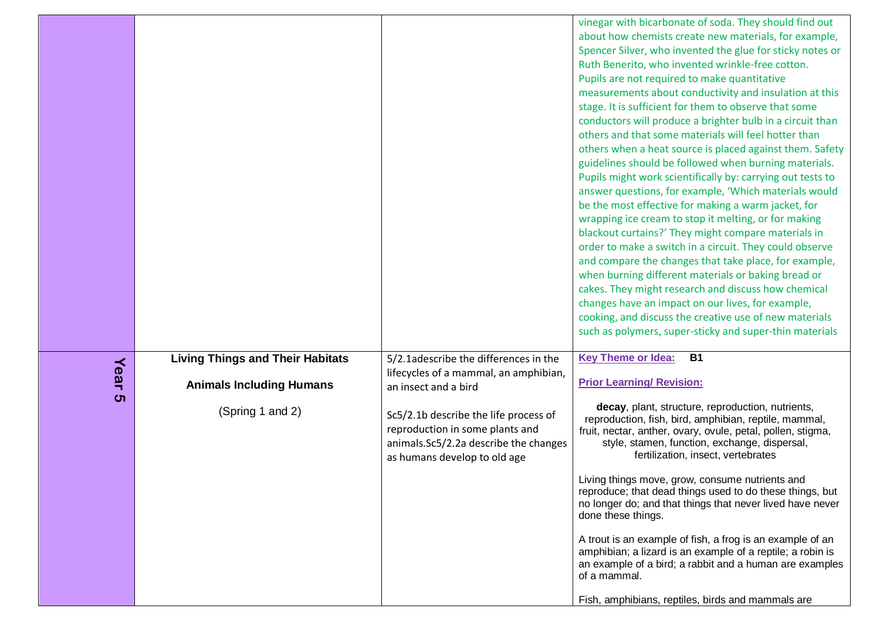| | | | |
|---|---|---|---|
| | | | vinegar with bicarbonate of soda. They should find out about how chemists create new materials, for example, Spencer Silver, who invented the glue for sticky notes or Ruth Benerito, who invented wrinkle-free cotton. Pupils are not required to make quantitative measurements about conductivity and insulation at this stage. It is sufficient for them to observe that some conductors will produce a brighter bulb in a circuit than others and that some materials will feel hotter than others when a heat source is placed against them. Safety guidelines should be followed when burning materials. Pupils might work scientifically by: carrying out tests to answer questions, for example, 'Which materials would be the most effective for making a warm jacket, for wrapping ice cream to stop it melting, or for making blackout curtains?' They might compare materials in order to make a switch in a circuit. They could observe and compare the changes that take place, for example, when burning different materials or baking bread or cakes. They might research and discuss how chemical changes have an impact on our lives, for example, cooking, and discuss the creative use of new materials such as polymers, super-sticky and super-thin materials |
| **Year 5** | **Living Things and Their Habitats**<br><br>**Animals Including Humans**<br><br>(Spring 1 and 2) | 5/2.1adescribe the differences in the lifecycles of a mammal, an amphibian, an insect and a bird<br><br>Sc5/2.1b describe the life process of reproduction in some plants and animals.Sc5/2.2a describe the changes as humans develop to old age | **Key Theme or Idea: B1**<br><br>**Prior Learning/ Revision:**<br><br>**decay**, plant, structure, reproduction, nutrients, reproduction, fish, bird, amphibian, reptile, mammal, fruit, nectar, anther, ovary, ovule, petal, pollen, stigma, style, stamen, function, exchange, dispersal, fertilization, insect, vertebrates<br><br>Living things move, grow, consume nutrients and reproduce; that dead things used to do these things, but no longer do; and that things that never lived have never done these things.<br><br>A trout is an example of fish, a frog is an example of an amphibian; a lizard is an example of a reptile; a robin is an example of a bird; a rabbit and a human are examples of a mammal.<br><br>Fish, amphibians, reptiles, birds and mammals are |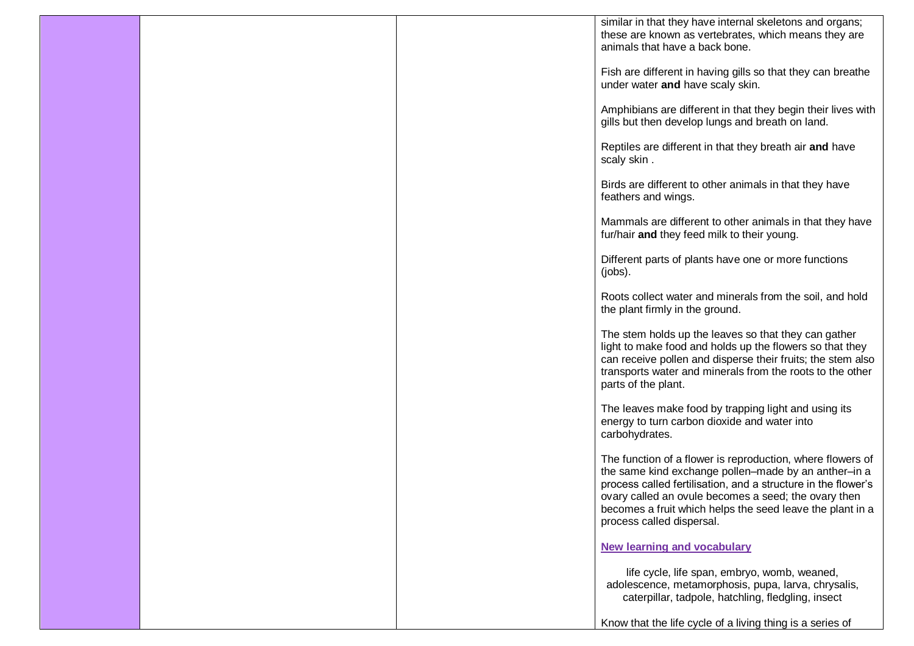| | | | |
|---|---|---|---|
| | | | similar in that they have internal skeletons and organs; these are known as vertebrates, which means they are animals that have a back bone.<br><br>Fish are different in having gills so that they can breathe under water **and** have scaly skin.<br><br>Amphibians are different in that they begin their lives with gills but then develop lungs and breath on land.<br><br>Reptiles are different in that they breath air **and** have scaly skin .<br><br>Birds are different to other animals in that they have feathers and wings.<br><br>Mammals are different to other animals in that they have fur/hair **and** they feed milk to their young.<br><br>Different parts of plants have one or more functions (jobs).<br><br>Roots collect water and minerals from the soil, and hold the plant firmly in the ground.<br><br>The stem holds up the leaves so that they can gather light to make food and holds up the flowers so that they can receive pollen and disperse their fruits; the stem also transports water and minerals from the roots to the other parts of the plant.<br><br>The leaves make food by trapping light and using its energy to turn carbon dioxide and water into carbohydrates.<br><br>The function of a flower is reproduction, where flowers of the same kind exchange pollen–made by an anther–in a process called fertilisation, and a structure in the flower's ovary called an ovule becomes a seed; the ovary then becomes a fruit which helps the seed leave the plant in a process called dispersal.<br><br>**New learning and vocabulary**<br><br>life cycle, life span, embryo, womb, weaned, adolescence, metamorphosis, pupa, larva, chrysalis, caterpillar, tadpole, hatchling, fledgling, insect<br><br>Know that the life cycle of a living thing is a series of |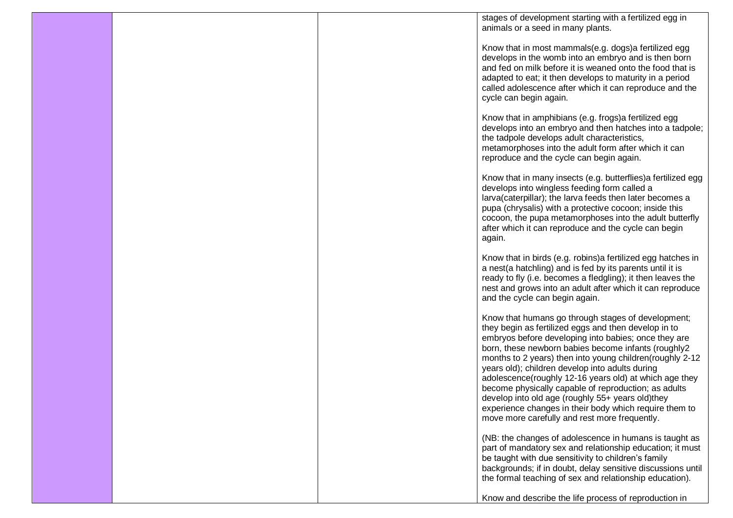| | | | |
|---|---|---|---|
| | | | stages of development starting with a fertilized egg in animals or a seed in many plants.<br><br>Know that in most mammals(e.g. dogs)a fertilized egg develops in the womb into an embryo and is then born and fed on milk before it is weaned onto the food that is adapted to eat; it then develops to maturity in a period called adolescence after which it can reproduce and the cycle can begin again.<br><br>Know that in amphibians (e.g. frogs)a fertilized egg develops into an embryo and then hatches into a tadpole; the tadpole develops adult characteristics, metamorphoses into the adult form after which it can reproduce and the cycle can begin again.<br><br>Know that in many insects (e.g. butterflies)a fertilized egg develops into wingless feeding form called a larva(caterpillar); the larva feeds then later becomes a pupa (chrysalis) with a protective cocoon; inside this cocoon, the pupa metamorphoses into the adult butterfly after which it can reproduce and the cycle can begin again.<br><br>Know that in birds (e.g. robins)a fertilized egg hatches in a nest(a hatchling) and is fed by its parents until it is ready to fly (i.e. becomes a fledgling); it then leaves the nest and grows into an adult after which it can reproduce and the cycle can begin again.<br><br>Know that humans go through stages of development; they begin as fertilized eggs and then develop in to embryos before developing into babies; once they are born, these newborn babies become infants (roughly2 months to 2 years) then into young children(roughly 2-12 years old); children develop into adults during adolescence(roughly 12-16 years old) at which age they become physically capable of reproduction; as adults develop into old age (roughly 55+ years old)they experience changes in their body which require them to move more carefully and rest more frequently.<br><br>(NB: the changes of adolescence in humans is taught as part of mandatory sex and relationship education; it must be taught with due sensitivity to children's family backgrounds; if in doubt, delay sensitive discussions until the formal teaching of sex and relationship education).<br><br>Know and describe the life process of reproduction in |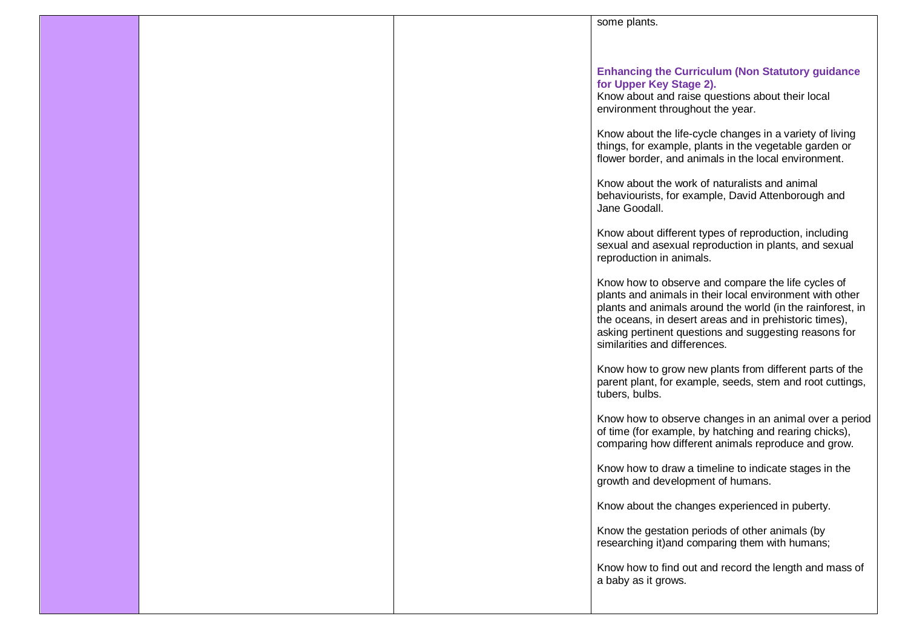| | | | |
|---|---|---|---|
| | | | some plants.<br><br>**Enhancing the Curriculum (Non Statutory guidance for Upper Key Stage 2).**<br>Know about and raise questions about their local environment throughout the year.<br><br>Know about the life-cycle changes in a variety of living things, for example, plants in the vegetable garden or flower border, and animals in the local environment.<br><br>Know about the work of naturalists and animal behaviourists, for example, David Attenborough and Jane Goodall.<br><br>Know about different types of reproduction, including sexual and asexual reproduction in plants, and sexual reproduction in animals.<br><br>Know how to observe and compare the life cycles of plants and animals in their local environment with other plants and animals around the world (in the rainforest, in the oceans, in desert areas and in prehistoric times), asking pertinent questions and suggesting reasons for similarities and differences.<br><br>Know how to grow new plants from different parts of the parent plant, for example, seeds, stem and root cuttings, tubers, bulbs.<br><br>Know how to observe changes in an animal over a period of time (for example, by hatching and rearing chicks), comparing how different animals reproduce and grow.<br><br>Know how to draw a timeline to indicate stages in the growth and development of humans.<br><br>Know about the changes experienced in puberty.<br><br>Know the gestation periods of other animals (by researching it)and comparing them with humans;<br><br>Know how to find out and record the length and mass of a baby as it grows. |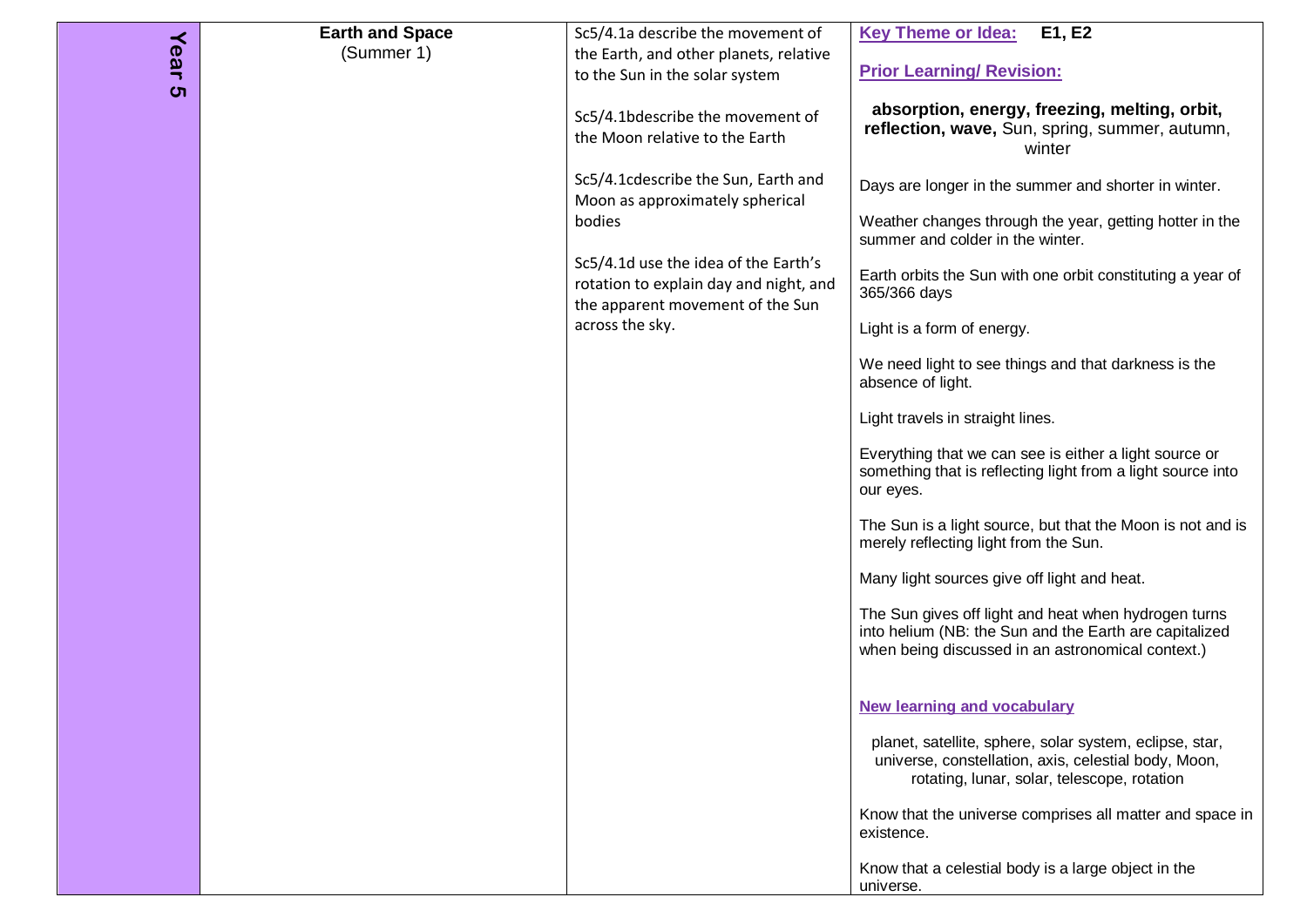| Year 5 | Earth and Space (Summer 1) | Sc5/4.1a describe the movement of the Earth, and other planets, relative to the Sun in the solar system<br><br>Sc5/4.1bdescribe the movement of the Moon relative to the Earth<br><br>Sc5/4.1cdescribe the Sun, Earth and Moon as approximately spherical bodies<br><br>Sc5/4.1d use the idea of the Earth's rotation to explain day and night, and the apparent movement of the Sun across the sky. | **Key Theme or Idea: E1, E2**<br><br>**Prior Learning/ Revision:**<br><br>**absorption, energy, freezing, melting, orbit, reflection, wave,** Sun, spring, summer, autumn, winter<br><br>Days are longer in the summer and shorter in winter.<br><br>Weather changes through the year, getting hotter in the summer and colder in the winter.<br><br>Earth orbits the Sun with one orbit constituting a year of 365/366 days<br><br>Light is a form of energy.<br><br>We need light to see things and that darkness is the absence of light.<br><br>Light travels in straight lines.<br><br>Everything that we can see is either a light source or something that is reflecting light from a light source into our eyes.<br><br>The Sun is a light source, but that the Moon is not and is merely reflecting light from the Sun.<br><br>Many light sources give off light and heat.<br><br>The Sun gives off light and heat when hydrogen turns into helium (NB: the Sun and the Earth are capitalized when being discussed in an astronomical context.)<br><br>**New learning and vocabulary**<br><br>planet, satellite, sphere, solar system, eclipse, star, universe, constellation, axis, celestial body, Moon, rotating, lunar, solar, telescope, rotation<br><br>Know that the universe comprises all matter and space in existence.<br><br>Know that a celestial body is a large object in the universe. |
|---|---|---|---|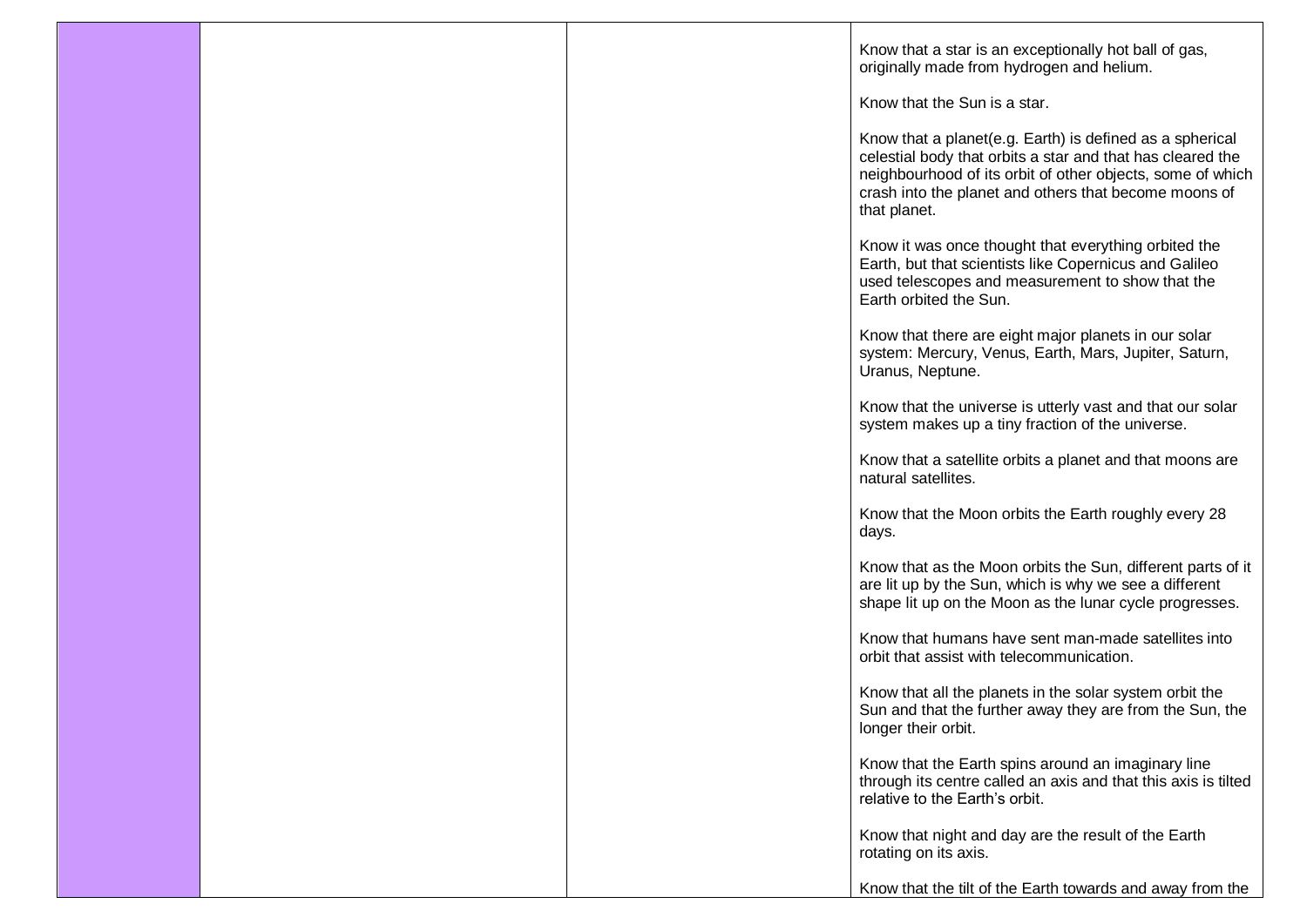| | | | |
|---|---|---|---|
| | | | Know that a star is an exceptionally hot ball of gas, originally made from hydrogen and helium.<br><br>Know that the Sun is a star.<br><br>Know that a planet(e.g. Earth) is defined as a spherical celestial body that orbits a star and that has cleared the neighbourhood of its orbit of other objects, some of which crash into the planet and others that become moons of that planet.<br><br>Know it was once thought that everything orbited the Earth, but that scientists like Copernicus and Galileo used telescopes and measurement to show that the Earth orbited the Sun.<br><br>Know that there are eight major planets in our solar system: Mercury, Venus, Earth, Mars, Jupiter, Saturn, Uranus, Neptune.<br><br>Know that the universe is utterly vast and that our solar system makes up a tiny fraction of the universe.<br><br>Know that a satellite orbits a planet and that moons are natural satellites.<br><br>Know that the Moon orbits the Earth roughly every 28 days.<br><br>Know that as the Moon orbits the Sun, different parts of it are lit up by the Sun, which is why we see a different shape lit up on the Moon as the lunar cycle progresses.<br><br>Know that humans have sent man-made satellites into orbit that assist with telecommunication.<br><br>Know that all the planets in the solar system orbit the Sun and that the further away they are from the Sun, the longer their orbit.<br><br>Know that the Earth spins around an imaginary line through its centre called an axis and that this axis is tilted relative to the Earth's orbit.<br><br>Know that night and day are the result of the Earth rotating on its axis.<br><br>Know that the tilt of the Earth towards and away from the |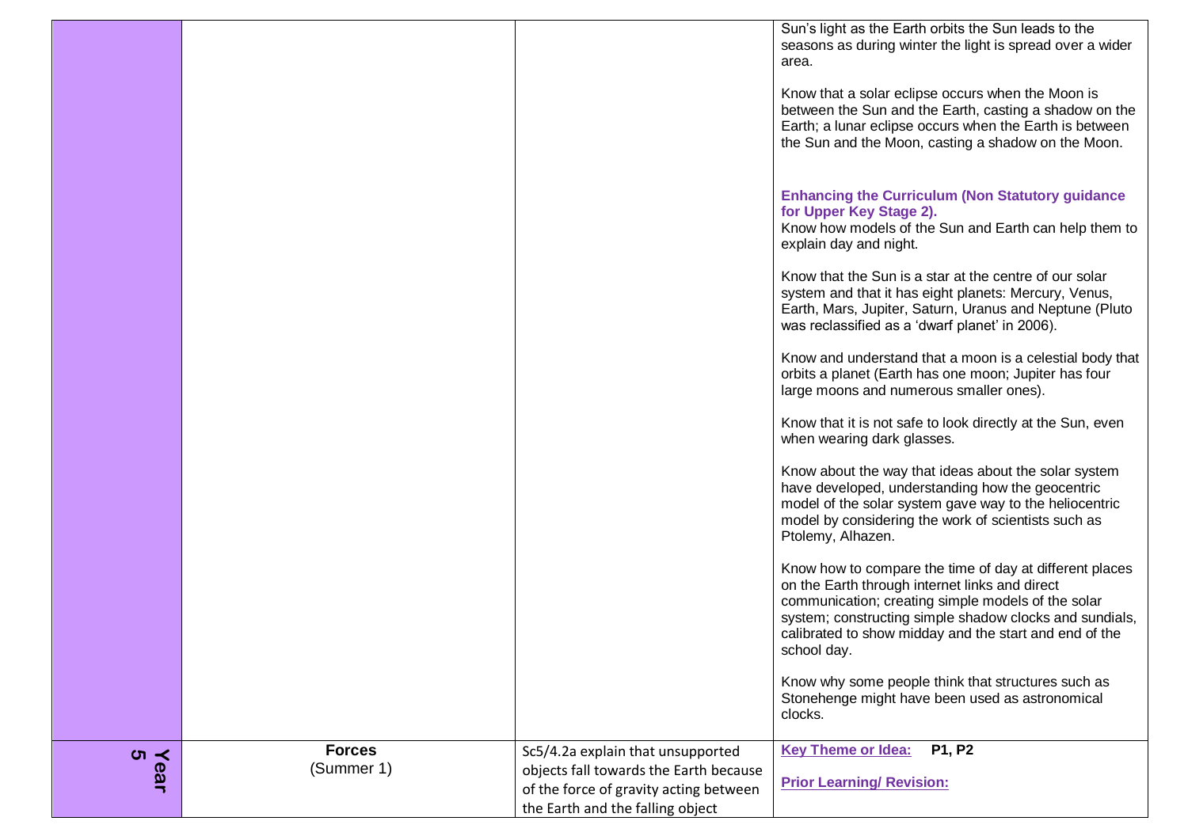| | | | |
|---|---|---|---|
| | | | Sun's light as the Earth orbits the Sun leads to the seasons as during winter the light is spread over a wider area.<br><br>Know that a solar eclipse occurs when the Moon is between the Sun and the Earth, casting a shadow on the Earth; a lunar eclipse occurs when the Earth is between the Sun and the Moon, casting a shadow on the Moon.<br><br>**Enhancing the Curriculum (Non Statutory guidance for Upper Key Stage 2).**<br>Know how models of the Sun and Earth can help them to explain day and night.<br><br>Know that the Sun is a star at the centre of our solar system and that it has eight planets: Mercury, Venus, Earth, Mars, Jupiter, Saturn, Uranus and Neptune (Pluto was reclassified as a 'dwarf planet' in 2006).<br><br>Know and understand that a moon is a celestial body that orbits a planet (Earth has one moon; Jupiter has four large moons and numerous smaller ones).<br><br>Know that it is not safe to look directly at the Sun, even when wearing dark glasses.<br><br>Know about the way that ideas about the solar system have developed, understanding how the geocentric model of the solar system gave way to the heliocentric model by considering the work of scientists such as Ptolemy, Alhazen.<br><br>Know how to compare the time of day at different places on the Earth through internet links and direct communication; creating simple models of the solar system; constructing simple shadow clocks and sundials, calibrated to show midday and the start and end of the school day.<br><br>Know why some people think that structures such as Stonehenge might have been used as astronomical clocks. |
| **Year 5** | **Forces**<br>(Summer 1) | Sc5/4.2a explain that unsupported objects fall towards the Earth because of the force of gravity acting between the Earth and the falling object | **Key Theme or Idea:** **P1, P2**<br><br>**Prior Learning/ Revision:** |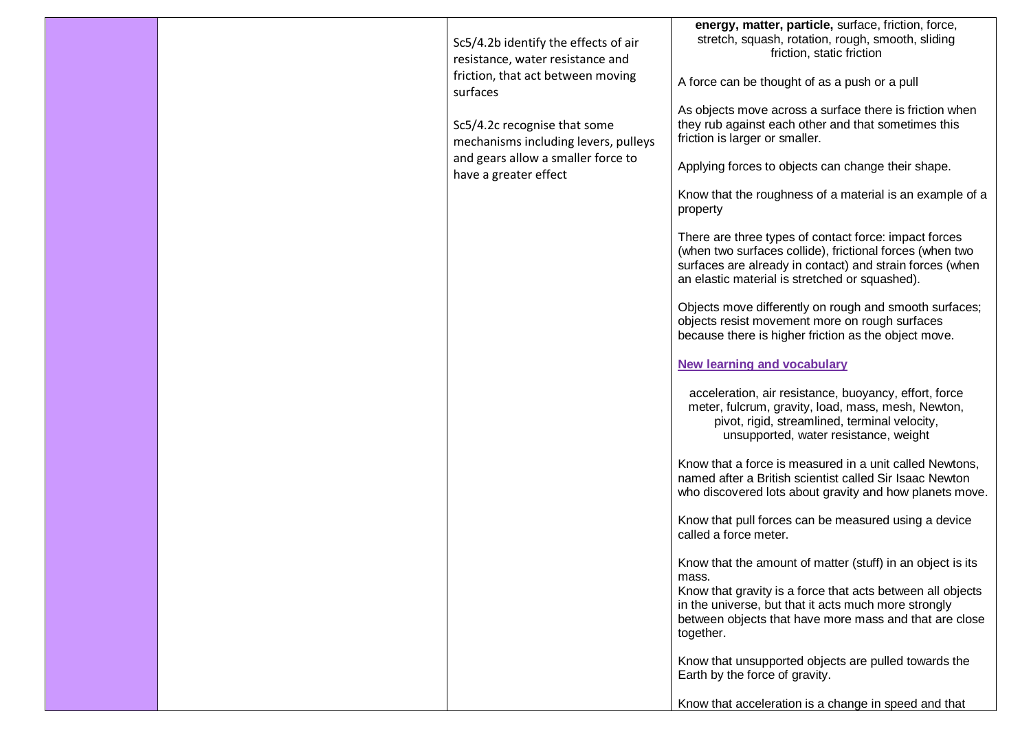| | | | |
|---|---|---|---|
| | | Sc5/4.2b identify the effects of air resistance, water resistance and friction, that act between moving surfaces<br><br>Sc5/4.2c recognise that some mechanisms including levers, pulleys and gears allow a smaller force to have a greater effect | **energy, matter, particle,** surface, friction, force, stretch, squash, rotation, rough, smooth, sliding friction, static friction<br><br>A force can be thought of as a push or a pull<br><br>As objects move across a surface there is friction when they rub against each other and that sometimes this friction is larger or smaller.<br><br>Applying forces to objects can change their shape.<br><br>Know that the roughness of a material is an example of a property<br><br>There are three types of contact force: impact forces (when two surfaces collide), frictional forces (when two surfaces are already in contact) and strain forces (when an elastic material is stretched or squashed).<br><br>Objects move differently on rough and smooth surfaces; objects resist movement more on rough surfaces because there is higher friction as the object move.<br><br>**New learning and vocabulary**<br><br>acceleration, air resistance, buoyancy, effort, force meter, fulcrum, gravity, load, mass, mesh, Newton, pivot, rigid, streamlined, terminal velocity, unsupported, water resistance, weight<br><br>Know that a force is measured in a unit called Newtons, named after a British scientist called Sir Isaac Newton who discovered lots about gravity and how planets move.<br><br>Know that pull forces can be measured using a device called a force meter.<br><br>Know that the amount of matter (stuff) in an object is its mass.<br>Know that gravity is a force that acts between all objects in the universe, but that it acts much more strongly between objects that have more mass and that are close together.<br><br>Know that unsupported objects are pulled towards the Earth by the force of gravity.<br><br>Know that acceleration is a change in speed and that |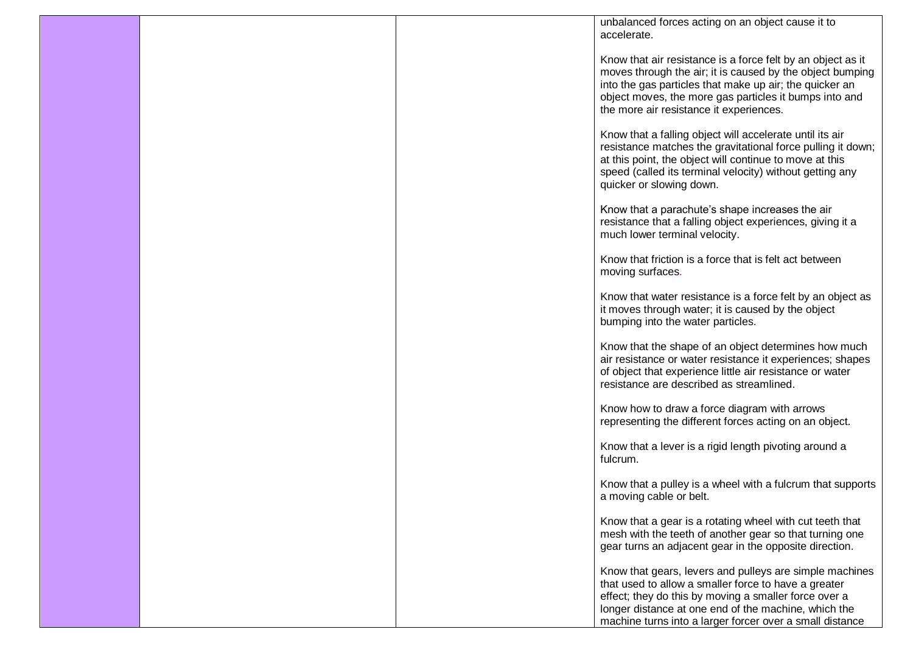|  |  |  | unbalanced forces acting on an object cause it to accelerate.<br><br>Know that air resistance is a force felt by an object as it moves through the air; it is caused by the object bumping into the gas particles that make up air; the quicker an object moves, the more gas particles it bumps into and the more air resistance it experiences.<br><br>Know that a falling object will accelerate until its air resistance matches the gravitational force pulling it down; at this point, the object will continue to move at this speed (called its terminal velocity) without getting any quicker or slowing down.<br><br>Know that a parachute's shape increases the air resistance that a falling object experiences, giving it a much lower terminal velocity.<br><br>Know that friction is a force that is felt act between moving surfaces.<br><br>Know that water resistance is a force felt by an object as it moves through water; it is caused by the object bumping into the water particles.<br><br>Know that the shape of an object determines how much air resistance or water resistance it experiences; shapes of object that experience little air resistance or water resistance are described as streamlined.<br><br>Know how to draw a force diagram with arrows representing the different forces acting on an object.<br><br>Know that a lever is a rigid length pivoting around a fulcrum.<br><br>Know that a pulley is a wheel with a fulcrum that supports a moving cable or belt.<br><br>Know that a gear is a rotating wheel with cut teeth that mesh with the teeth of another gear so that turning one gear turns an adjacent gear in the opposite direction.<br><br>Know that gears, levers and pulleys are simple machines that used to allow a smaller force to have a greater effect; they do this by moving a smaller force over a longer distance at one end of the machine, which the machine turns into a larger forcer over a small distance |
|---|---|---|---|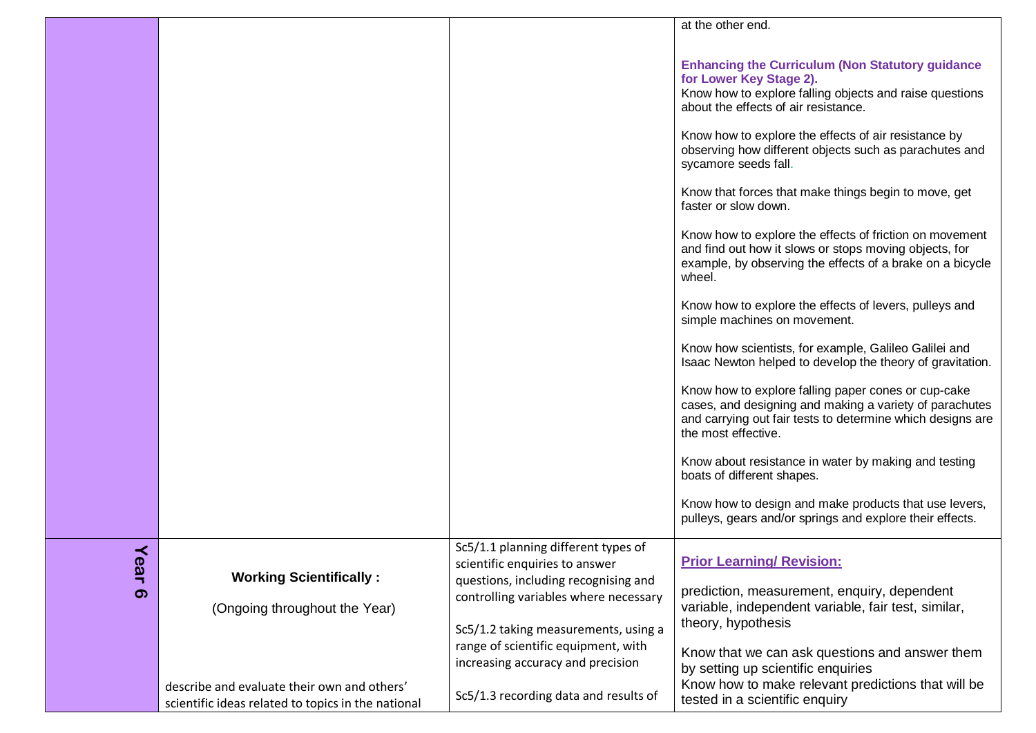| | | | |
|---|---|---|---|
| | | | at the other end.<br><br>**Enhancing the Curriculum (Non Statutory guidance for Lower Key Stage 2).**<br>Know how to explore falling objects and raise questions about the effects of air resistance.<br><br>Know how to explore the effects of air resistance by observing how different objects such as parachutes and sycamore seeds fall.<br><br>Know that forces that make things begin to move, get faster or slow down.<br><br>Know how to explore the effects of friction on movement and find out how it slows or stops moving objects, for example, by observing the effects of a brake on a bicycle wheel.<br><br>Know how to explore the effects of levers, pulleys and simple machines on movement.<br><br>Know how scientists, for example, Galileo Galilei and Isaac Newton helped to develop the theory of gravitation.<br><br>Know how to explore falling paper cones or cup-cake cases, and designing and making a variety of parachutes and carrying out fair tests to determine which designs are the most effective.<br><br>Know about resistance in water by making and testing boats of different shapes.<br><br>Know how to design and make products that use levers, pulleys, gears and/or springs and explore their effects. |
| Year 6 | **Working Scientifically :**<br><br>(Ongoing throughout the Year)<br><br>describe and evaluate their own and others' scientific ideas related to topics in the national | Sc5/1.1 planning different types of scientific enquiries to answer questions, including recognising and controlling variables where necessary<br><br>Sc5/1.2 taking measurements, using a range of scientific equipment, with increasing accuracy and precision<br><br>Sc5/1.3 recording data and results of | **Prior Learning/ Revision:**<br><br>prediction, measurement, enquiry, dependent variable, independent variable, fair test, similar, theory, hypothesis<br><br>Know that we can ask questions and answer them by setting up scientific enquiries<br>Know how to make relevant predictions that will be tested in a scientific enquiry |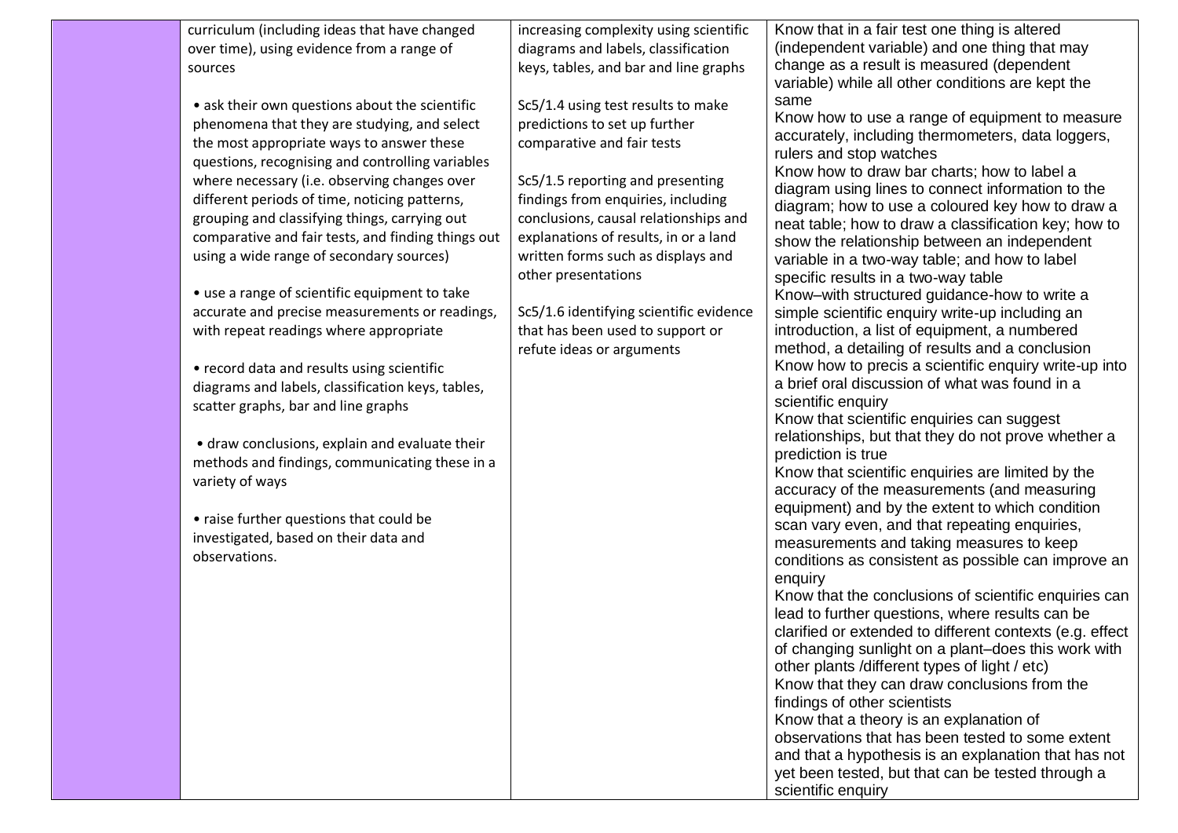|  | curriculum (including ideas that have changed over time), using evidence from a range of sources<br><br>• ask their own questions about the scientific phenomena that they are studying, and select the most appropriate ways to answer these questions, recognising and controlling variables where necessary (i.e. observing changes over different periods of time, noticing patterns, grouping and classifying things, carrying out comparative and fair tests, and finding things out using a wide range of secondary sources)<br><br>• use a range of scientific equipment to take accurate and precise measurements or readings, with repeat readings where appropriate<br><br>• record data and results using scientific diagrams and labels, classification keys, tables, scatter graphs, bar and line graphs<br><br>• draw conclusions, explain and evaluate their methods and findings, communicating these in a variety of ways<br><br>• raise further questions that could be investigated, based on their data and observations. | increasing complexity using scientific diagrams and labels, classification keys, tables, and bar and line graphs<br><br>Sc5/1.4 using test results to make predictions to set up further comparative and fair tests<br><br>Sc5/1.5 reporting and presenting findings from enquiries, including conclusions, causal relationships and explanations of results, in or a land written forms such as displays and other presentations<br><br>Sc5/1.6 identifying scientific evidence that has been used to support or refute ideas or arguments | Know that in a fair test one thing is altered (independent variable) and one thing that may change as a result is measured (dependent variable) while all other conditions are kept the same<br>Know how to use a range of equipment to measure accurately, including thermometers, data loggers, rulers and stop watches<br>Know how to draw bar charts; how to label a diagram using lines to connect information to the diagram; how to use a coloured key how to draw a neat table; how to draw a classification key; how to show the relationship between an independent variable in a two-way table; and how to label specific results in a two-way table<br>Know–with structured guidance-how to write a simple scientific enquiry write-up including an introduction, a list of equipment, a numbered method, a detailing of results and a conclusion<br>Know how to precis a scientific enquiry write-up into a brief oral discussion of what was found in a scientific enquiry<br>Know that scientific enquiries can suggest relationships, but that they do not prove whether a prediction is true<br>Know that scientific enquiries are limited by the accuracy of the measurements (and measuring equipment) and by the extent to which condition scan vary even, and that repeating enquiries, measurements and taking measures to keep conditions as consistent as possible can improve an enquiry<br>Know that the conclusions of scientific enquiries can lead to further questions, where results can be clarified or extended to different contexts (e.g. effect of changing sunlight on a plant–does this work with other plants /different types of light / etc)<br>Know that they can draw conclusions from the findings of other scientists<br>Know that a theory is an explanation of observations that has been tested to some extent and that a hypothesis is an explanation that has not yet been tested, but that can be tested through a scientific enquiry |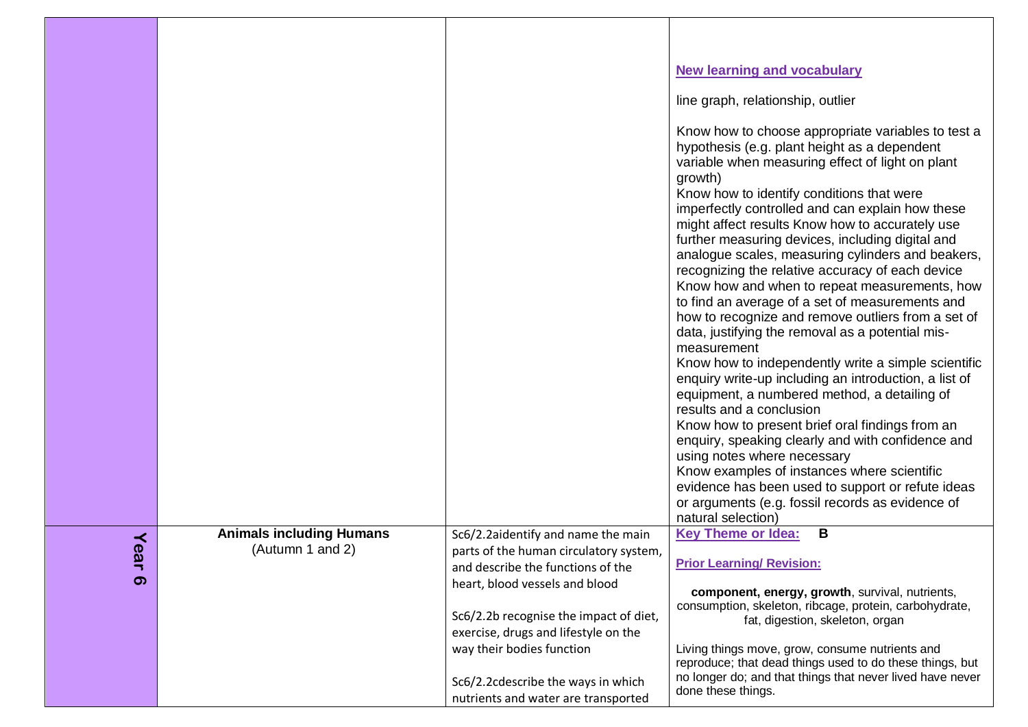| | | | |
|---|---|---|---|
| | | | **New learning and vocabulary**<br><br>line graph, relationship, outlier<br><br>Know how to choose appropriate variables to test a hypothesis (e.g. plant height as a dependent variable when measuring effect of light on plant growth)<br>Know how to identify conditions that were imperfectly controlled and can explain how these might affect results Know how to accurately use further measuring devices, including digital and analogue scales, measuring cylinders and beakers, recognizing the relative accuracy of each device<br>Know how and when to repeat measurements, how to find an average of a set of measurements and how to recognize and remove outliers from a set of data, justifying the removal as a potential mis-measurement<br>Know how to independently write a simple scientific enquiry write-up including an introduction, a list of equipment, a numbered method, a detailing of results and a conclusion<br>Know how to present brief oral findings from an enquiry, speaking clearly and with confidence and using notes where necessary<br>Know examples of instances where scientific evidence has been used to support or refute ideas or arguments (e.g. fossil records as evidence of natural selection) |
| Year 6 | **Animals including Humans**<br>(Autumn 1 and 2) | Sc6/2.2aidentify and name the main parts of the human circulatory system, and describe the functions of the heart, blood vessels and blood<br><br>Sc6/2.2b recognise the impact of diet, exercise, drugs and lifestyle on the way their bodies function<br><br>Sc6/2.2cdescribe the ways in which nutrients and water are transported | **Key Theme or Idea: B**<br><br>**Prior Learning/ Revision:**<br><br>**component, energy, growth**, survival, nutrients, consumption, skeleton, ribcage, protein, carbohydrate, fat, digestion, skeleton, organ<br><br>Living things move, grow, consume nutrients and reproduce; that dead things used to do these things, but no longer do; and that things that never lived have never done these things. |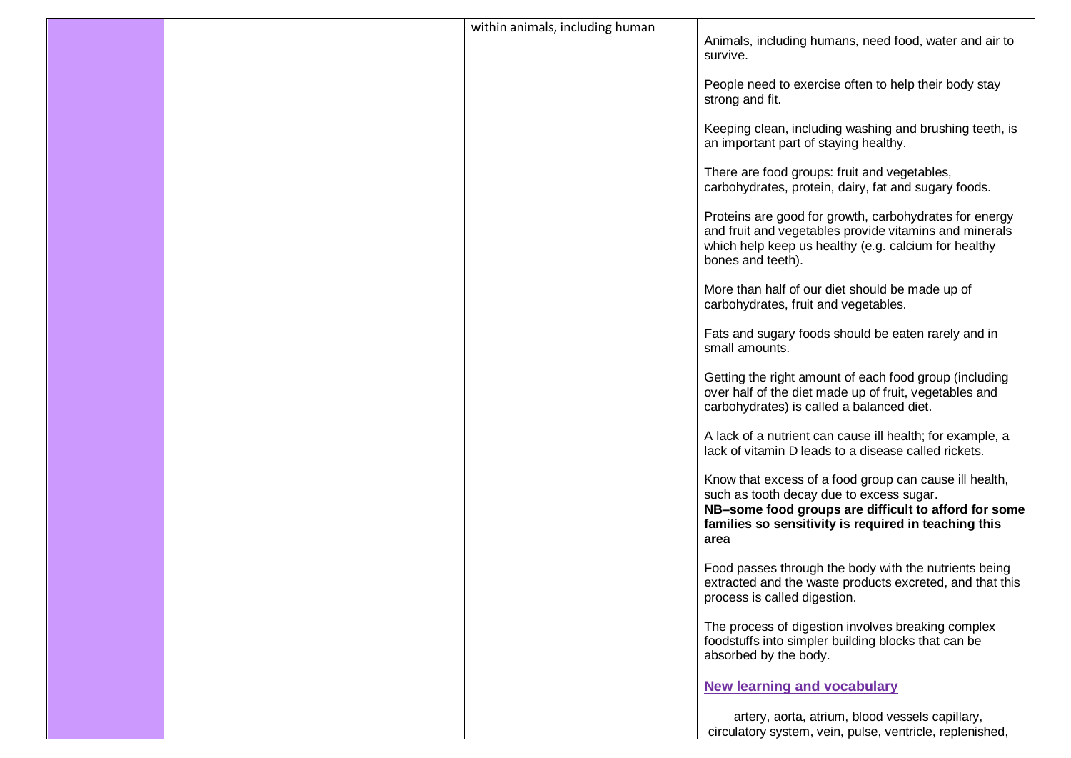| | | within animals, including human | Animals, including humans, need food, water and air to survive.<br><br>People need to exercise often to help their body stay strong and fit.<br><br>Keeping clean, including washing and brushing teeth, is an important part of staying healthy.<br><br>There are food groups: fruit and vegetables, carbohydrates, protein, dairy, fat and sugary foods.<br><br>Proteins are good for growth, carbohydrates for energy and fruit and vegetables provide vitamins and minerals which help keep us healthy (e.g. calcium for healthy bones and teeth).<br><br>More than half of our diet should be made up of carbohydrates, fruit and vegetables.<br><br>Fats and sugary foods should be eaten rarely and in small amounts.<br><br>Getting the right amount of each food group (including over half of the diet made up of fruit, vegetables and carbohydrates) is called a balanced diet.<br><br>A lack of a nutrient can cause ill health; for example, a lack of vitamin D leads to a disease called rickets.<br><br>Know that excess of a food group can cause ill health, such as tooth decay due to excess sugar.<br>**NB–some food groups are difficult to afford for some families so sensitivity is required in teaching this area**<br><br>Food passes through the body with the nutrients being extracted and the waste products excreted, and that this process is called digestion.<br><br>The process of digestion involves breaking complex foodstuffs into simpler building blocks that can be absorbed by the body.<br><br>**New learning and vocabulary**<br><br>artery, aorta, atrium, blood vessels capillary, circulatory system, vein, pulse, ventricle, replenished, |
|---|---|---|---|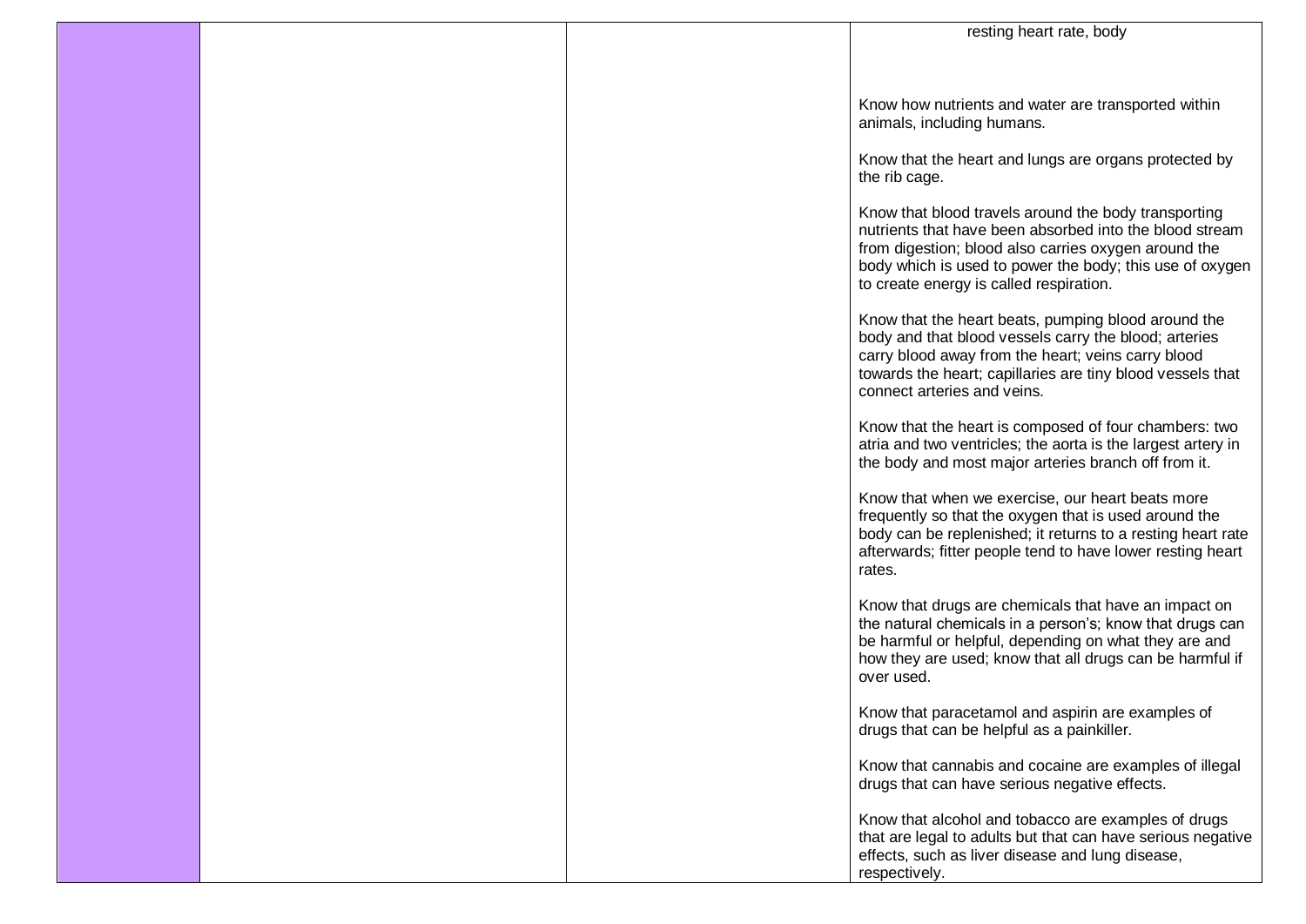| | | | |
|---|---|---|---|
| | | | resting heart rate, body<br><br>Know how nutrients and water are transported within animals, including humans.<br><br>Know that the heart and lungs are organs protected by the rib cage.<br><br>Know that blood travels around the body transporting nutrients that have been absorbed into the blood stream from digestion; blood also carries oxygen around the body which is used to power the body; this use of oxygen to create energy is called respiration.<br><br>Know that the heart beats, pumping blood around the body and that blood vessels carry the blood; arteries carry blood away from the heart; veins carry blood towards the heart; capillaries are tiny blood vessels that connect arteries and veins.<br><br>Know that the heart is composed of four chambers: two atria and two ventricles; the aorta is the largest artery in the body and most major arteries branch off from it.<br><br>Know that when we exercise, our heart beats more frequently so that the oxygen that is used around the body can be replenished; it returns to a resting heart rate afterwards; fitter people tend to have lower resting heart rates.<br><br>Know that drugs are chemicals that have an impact on the natural chemicals in a person's; know that drugs can be harmful or helpful, depending on what they are and how they are used; know that all drugs can be harmful if over used.<br><br>Know that paracetamol and aspirin are examples of drugs that can be helpful as a painkiller.<br><br>Know that cannabis and cocaine are examples of illegal drugs that can have serious negative effects.<br><br>Know that alcohol and tobacco are examples of drugs that are legal to adults but that can have serious negative effects, such as liver disease and lung disease, respectively. |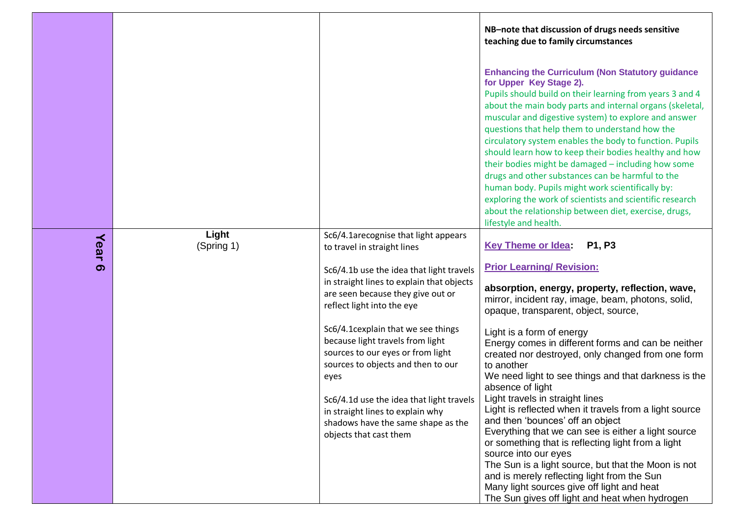| | | | |
|---|---|---|---|
| | | | **NB–note that discussion of drugs needs sensitive teaching due to family circumstances**<br><br>**Enhancing the Curriculum (Non Statutory guidance for Upper Key Stage 2).**<br>Pupils should build on their learning from years 3 and 4 about the main body parts and internal organs (skeletal, muscular and digestive system) to explore and answer questions that help them to understand how the circulatory system enables the body to function. Pupils should learn how to keep their bodies healthy and how their bodies might be damaged – including how some drugs and other substances can be harmful to the human body. Pupils might work scientifically by: exploring the work of scientists and scientific research about the relationship between diet, exercise, drugs, lifestyle and health. |
| **Year 6** | **Light**<br>(Spring 1) | Sc6/4.1arecognise that light appears to travel in straight lines<br><br>Sc6/4.1b use the idea that light travels in straight lines to explain that objects are seen because they give out or reflect light into the eye<br><br>Sc6/4.1cexplain that we see things because light travels from light sources to our eyes or from light sources to objects and then to our eyes<br><br>Sc6/4.1d use the idea that light travels in straight lines to explain why shadows have the same shape as the objects that cast them | **Key Theme or Idea: P1, P3**<br><br>**Prior Learning/ Revision:**<br><br>**absorption, energy, property, reflection, wave,** mirror, incident ray, image, beam, photons, solid, opaque, transparent, object, source,<br><br>Light is a form of energy<br>Energy comes in different forms and can be neither created nor destroyed, only changed from one form to another<br>We need light to see things and that darkness is the absence of light<br>Light travels in straight lines<br>Light is reflected when it travels from a light source and then 'bounces' off an object<br>Everything that we can see is either a light source or something that is reflecting light from a light source into our eyes<br>The Sun is a light source, but that the Moon is not and is merely reflecting light from the Sun<br>Many light sources give off light and heat<br>The Sun gives off light and heat when hydrogen |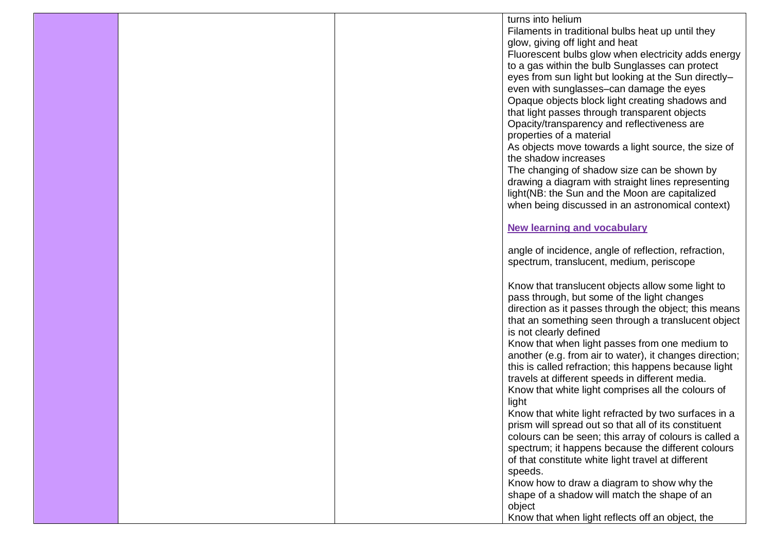| | | | turns into helium<br>Filaments in traditional bulbs heat up until they glow, giving off light and heat<br>Fluorescent bulbs glow when electricity adds energy to a gas within the bulb Sunglasses can protect eyes from sun light but looking at the Sun directly–even with sunglasses–can damage the eyes<br>Opaque objects block light creating shadows and that light passes through transparent objects<br>Opacity/transparency and reflectiveness are properties of a material<br>As objects move towards a light source, the size of the shadow increases<br>The changing of shadow size can be shown by drawing a diagram with straight lines representing light(NB: the Sun and the Moon are capitalized when being discussed in an astronomical context)<br><br>**New learning and vocabulary**<br><br>angle of incidence, angle of reflection, refraction, spectrum, translucent, medium, periscope<br><br>Know that translucent objects allow some light to pass through, but some of the light changes direction as it passes through the object; this means that an something seen through a translucent object is not clearly defined<br>Know that when light passes from one medium to another (e.g. from air to water), it changes direction; this is called refraction; this happens because light travels at different speeds in different media.<br>Know that white light comprises all the colours of light<br>Know that white light refracted by two surfaces in a prism will spread out so that all of its constituent colours can be seen; this array of colours is called a spectrum; it happens because the different colours of that constitute white light travel at different speeds.<br>Know how to draw a diagram to show why the shape of a shadow will match the shape of an object<br>Know that when light reflects off an object, the |
|---|---|---|---|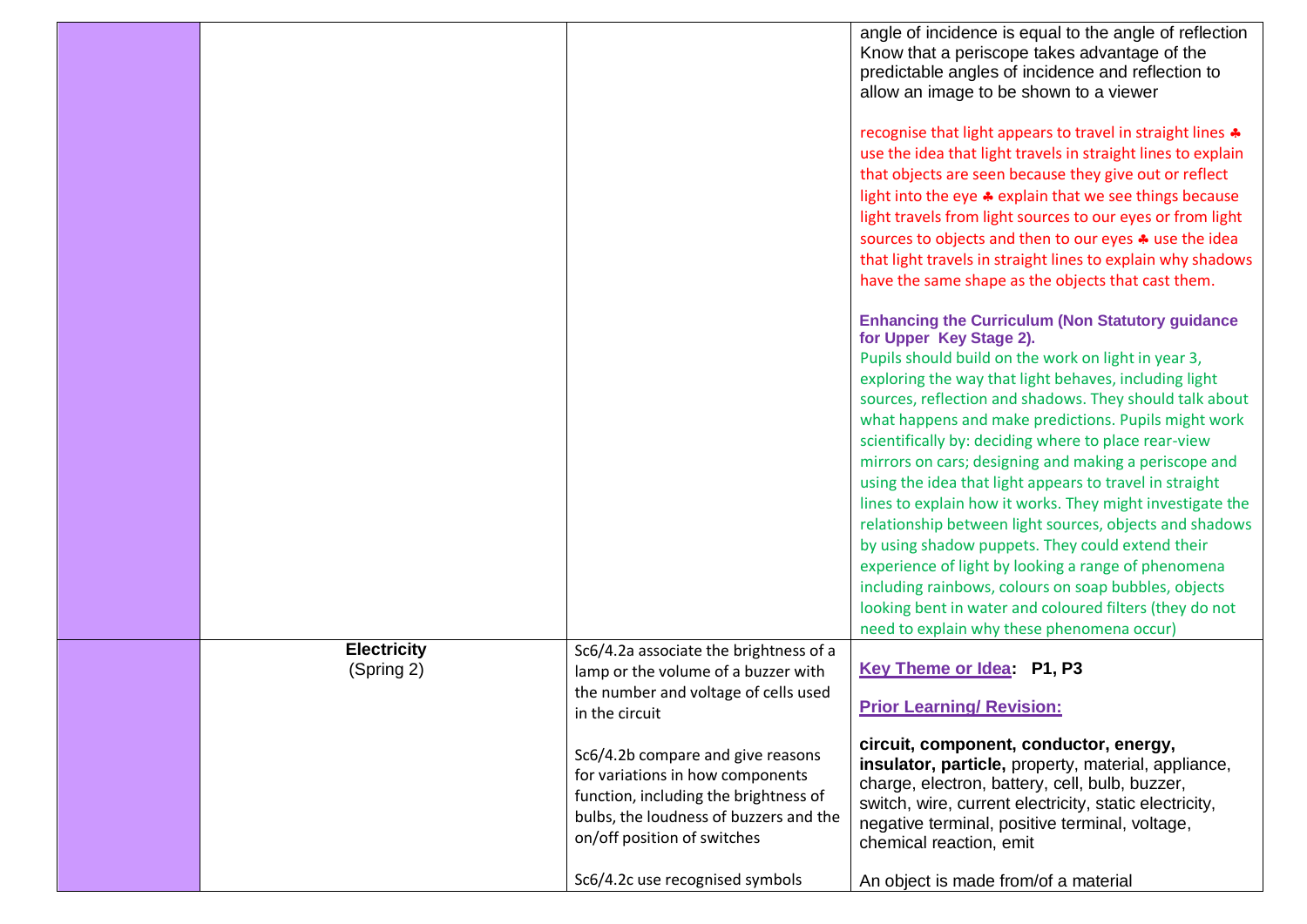| | | | |
|---|---|---|---|
| | | | angle of incidence is equal to the angle of reflection<br>Know that a periscope takes advantage of the predictable angles of incidence and reflection to allow an image to be shown to a viewer<br><br>recognise that light appears to travel in straight lines ♣ use the idea that light travels in straight lines to explain that objects are seen because they give out or reflect light into the eye ♣ explain that we see things because light travels from light sources to our eyes or from light sources to objects and then to our eyes ♣ use the idea that light travels in straight lines to explain why shadows have the same shape as the objects that cast them.<br><br>**Enhancing the Curriculum (Non Statutory guidance for Upper Key Stage 2).**<br>Pupils should build on the work on light in year 3, exploring the way that light behaves, including light sources, reflection and shadows. They should talk about what happens and make predictions. Pupils might work scientifically by: deciding where to place rear-view mirrors on cars; designing and making a periscope and using the idea that light appears to travel in straight lines to explain how it works. They might investigate the relationship between light sources, objects and shadows by using shadow puppets. They could extend their experience of light by looking a range of phenomena including rainbows, colours on soap bubbles, objects looking bent in water and coloured filters (they do not need to explain why these phenomena occur) |
| | **Electricity**<br>(Spring 2) | Sc6/4.2a associate the brightness of a lamp or the volume of a buzzer with the number and voltage of cells used in the circuit<br><br>Sc6/4.2b compare and give reasons for variations in how components function, including the brightness of bulbs, the loudness of buzzers and the on/off position of switches<br><br>Sc6/4.2c use recognised symbols | **Key Theme or Idea: P1, P3**<br><br>**Prior Learning/ Revision:**<br><br>**circuit, component, conductor, energy, insulator, particle,** property, material, appliance, charge, electron, battery, cell, bulb, buzzer, switch, wire, current electricity, static electricity, negative terminal, positive terminal, voltage, chemical reaction, emit<br><br>An object is made from/of a material |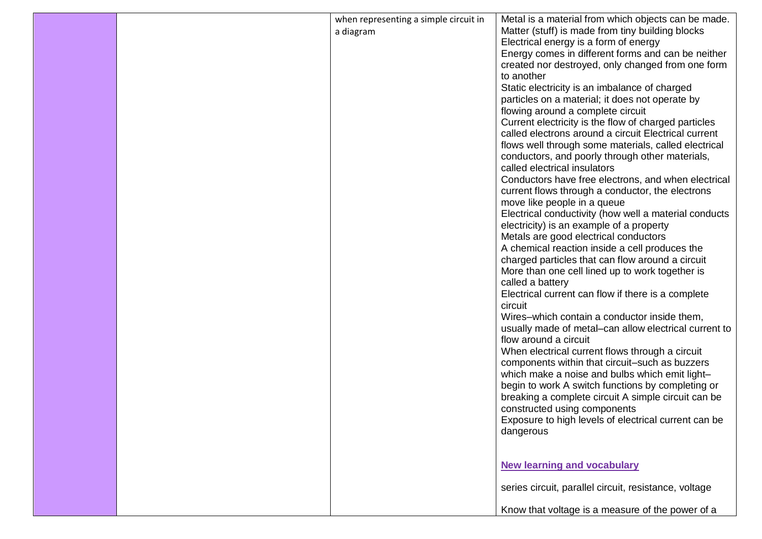| | | | |
|---|---|---|---|
| | | when representing a simple circuit in a diagram | Metal is a material from which objects can be made.<br>Matter (stuff) is made from tiny building blocks<br>Electrical energy is a form of energy<br>Energy comes in different forms and can be neither created nor destroyed, only changed from one form to another<br>Static electricity is an imbalance of charged particles on a material; it does not operate by flowing around a complete circuit<br>Current electricity is the flow of charged particles called electrons around a circuit Electrical current flows well through some materials, called electrical conductors, and poorly through other materials, called electrical insulators<br>Conductors have free electrons, and when electrical current flows through a conductor, the electrons move like people in a queue<br>Electrical conductivity (how well a material conducts electricity) is an example of a property<br>Metals are good electrical conductors<br>A chemical reaction inside a cell produces the charged particles that can flow around a circuit<br>More than one cell lined up to work together is called a battery<br>Electrical current can flow if there is a complete circuit<br>Wires–which contain a conductor inside them, usually made of metal–can allow electrical current to flow around a circuit<br>When electrical current flows through a circuit components within that circuit–such as buzzers which make a noise and bulbs which emit light–begin to work A switch functions by completing or breaking a complete circuit A simple circuit can be constructed using components<br>Exposure to high levels of electrical current can be dangerous<br><br>**New learning and vocabulary**<br><br>series circuit, parallel circuit, resistance, voltage<br><br>Know that voltage is a measure of the power of a |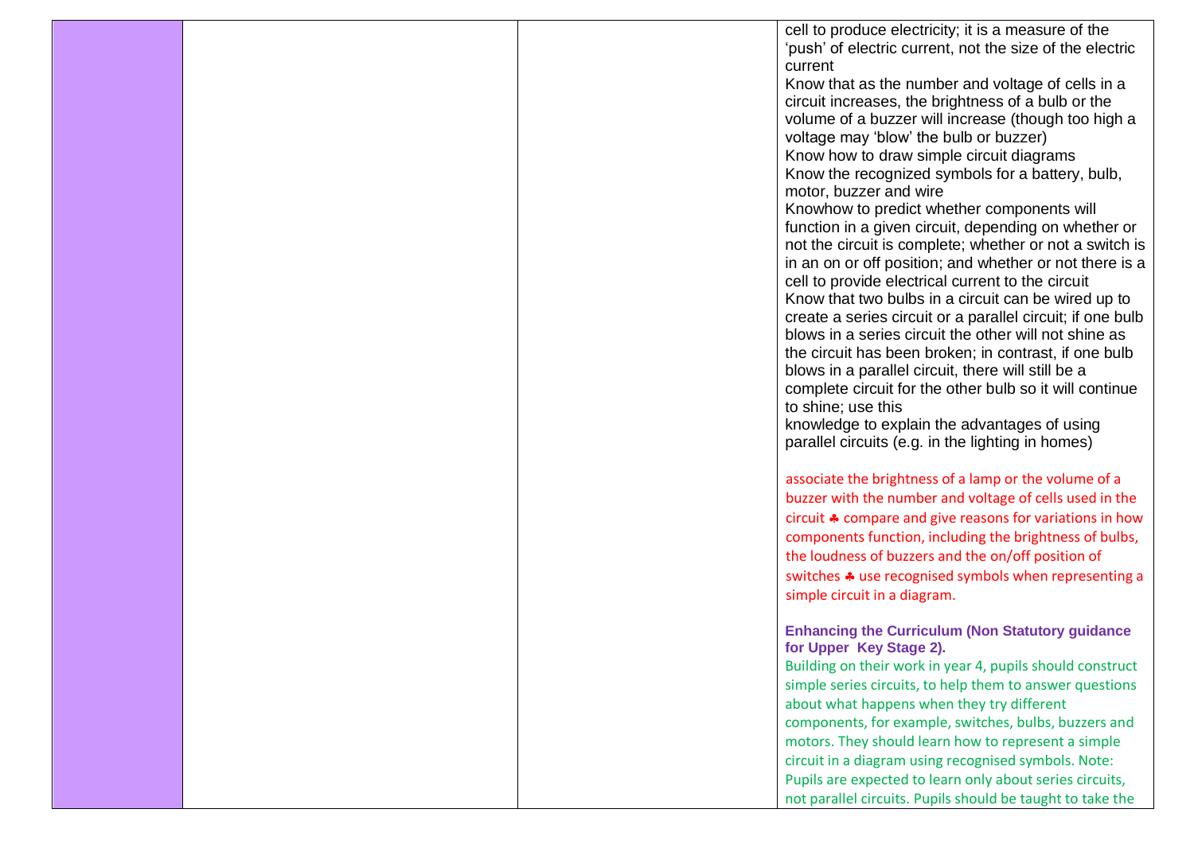| | | | |
|---|---|---|---|
| | | | cell to produce electricity; it is a measure of the 'push' of electric current, not the size of the electric current<br>Know that as the number and voltage of cells in a circuit increases, the brightness of a bulb or the volume of a buzzer will increase (though too high a voltage may 'blow' the bulb or buzzer)<br>Know how to draw simple circuit diagrams<br>Know the recognized symbols for a battery, bulb, motor, buzzer and wire<br>Knowhow to predict whether components will function in a given circuit, depending on whether or not the circuit is complete; whether or not a switch is in an on or off position; and whether or not there is a cell to provide electrical current to the circuit<br>Know that two bulbs in a circuit can be wired up to create a series circuit or a parallel circuit; if one bulb blows in a series circuit the other will not shine as the circuit has been broken; in contrast, if one bulb blows in a parallel circuit, there will still be a complete circuit for the other bulb so it will continue to shine; use this<br>knowledge to explain the advantages of using parallel circuits (e.g. in the lighting in homes)<br><br>associate the brightness of a lamp or the volume of a buzzer with the number and voltage of cells used in the circuit ♣ compare and give reasons for variations in how components function, including the brightness of bulbs, the loudness of buzzers and the on/off position of switches ♣ use recognised symbols when representing a simple circuit in a diagram.<br><br>**Enhancing the Curriculum (Non Statutory guidance for Upper Key Stage 2).**<br>Building on their work in year 4, pupils should construct simple series circuits, to help them to answer questions about what happens when they try different components, for example, switches, bulbs, buzzers and motors. They should learn how to represent a simple circuit in a diagram using recognised symbols. Note: Pupils are expected to learn only about series circuits, not parallel circuits. Pupils should be taught to take the |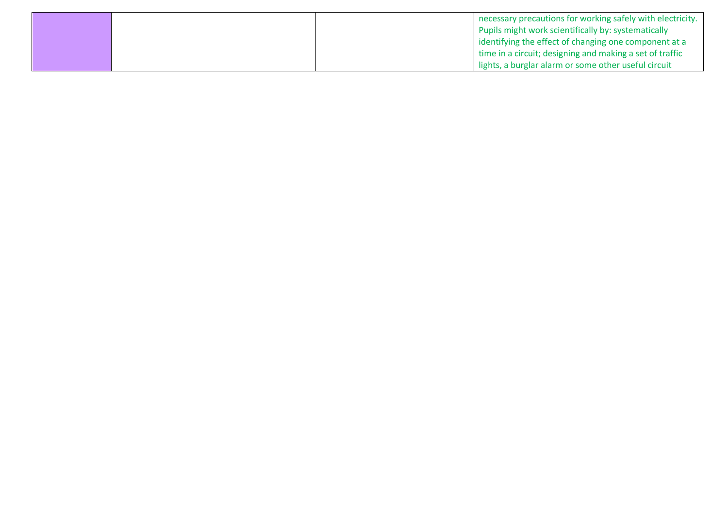|  |  |  | necessary precautions for working safely with electricity. Pupils might work scientifically by: systematically identifying the effect of changing one component at a time in a circuit; designing and making a set of traffic lights, a burglar alarm or some other useful circuit |
|---|---|---|---|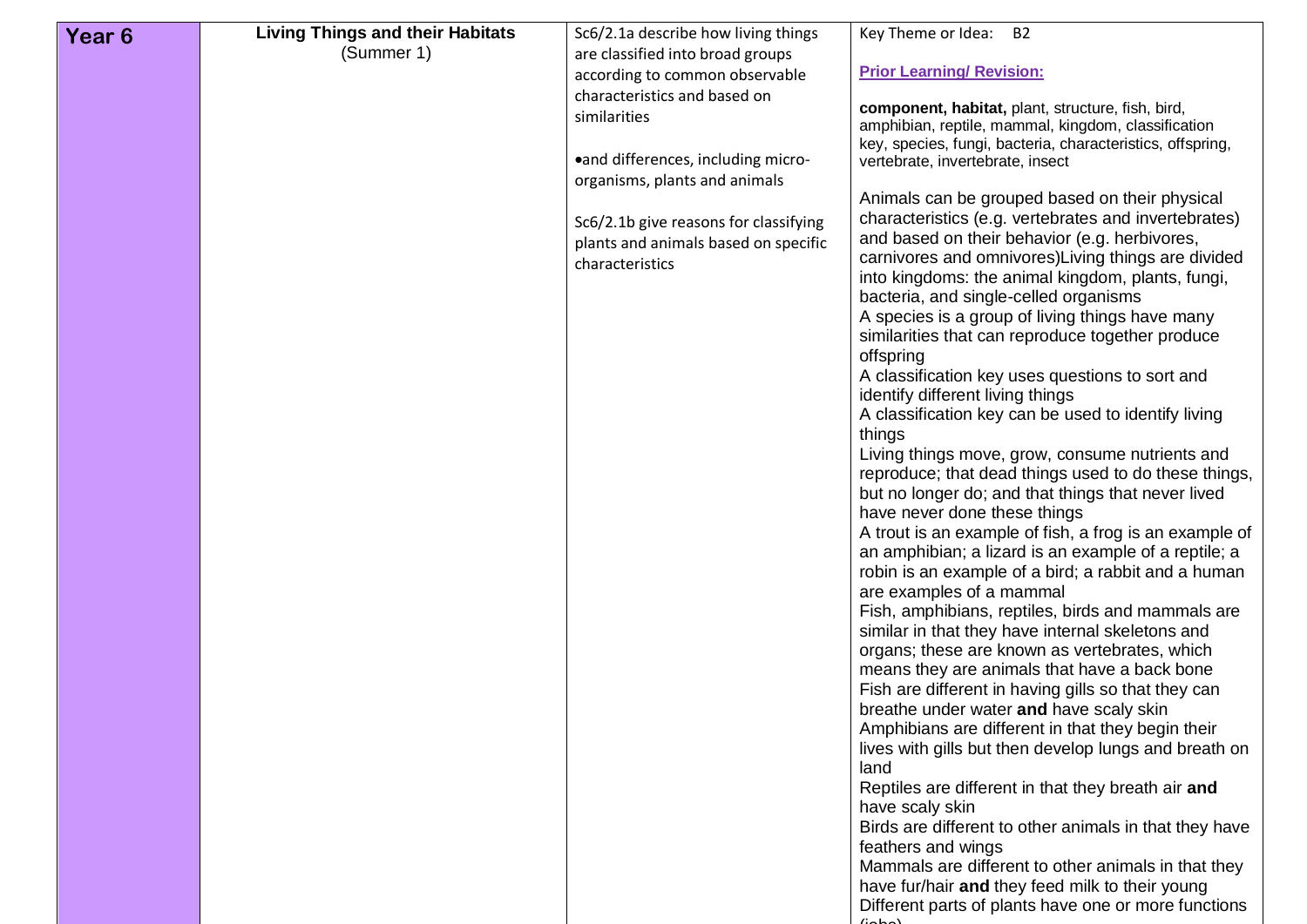| Year 6 | Living Things and their Habitats<br>(Summer 1) | Sc6/2.1a describe how living things are classified into broad groups according to common observable characteristics and based on similarities<br><br>•and differences, including micro-organisms, plants and animals<br><br>Sc6/2.1b give reasons for classifying plants and animals based on specific characteristics | Key Theme or Idea: B2<br><br>**Prior Learning/ Revision:**<br><br>**component, habitat,** plant, structure, fish, bird, amphibian, reptile, mammal, kingdom, classification key, species, fungi, bacteria, characteristics, offspring, vertebrate, invertebrate, insect<br><br>Animals can be grouped based on their physical characteristics (e.g. vertebrates and invertebrates) and based on their behavior (e.g. herbivores, carnivores and omnivores)Living things are divided into kingdoms: the animal kingdom, plants, fungi, bacteria, and single-celled organisms<br>A species is a group of living things have many similarities that can reproduce together produce offspring<br>A classification key uses questions to sort and identify different living things<br>A classification key can be used to identify living things<br>Living things move, grow, consume nutrients and reproduce; that dead things used to do these things, but no longer do; and that things that never lived have never done these things<br>A trout is an example of fish, a frog is an example of an amphibian; a lizard is an example of a reptile; a robin is an example of a bird; a rabbit and a human are examples of a mammal<br>Fish, amphibians, reptiles, birds and mammals are similar in that they have internal skeletons and organs; these are known as vertebrates, which means they are animals that have a back bone<br>Fish are different in having gills so that they can breathe under water **and** have scaly skin<br>Amphibians are different in that they begin their lives with gills but then develop lungs and breath on land<br>Reptiles are different in that they breath air **and** have scaly skin<br>Birds are different to other animals in that they have feathers and wings<br>Mammals are different to other animals in that they have fur/hair **and** they feed milk to their young<br>Different parts of plants have one or more functions (jobs) |
|---|---|---|---|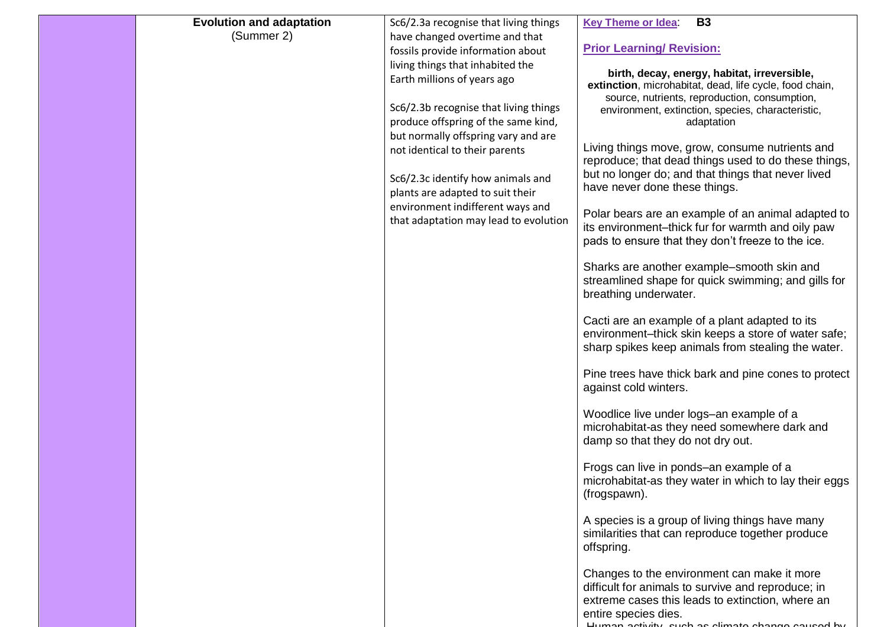| | Evolution and adaptation (Summer 2) | Sc6/2.3a recognise that living things have changed overtime and that fossils provide information about living things that inhabited the Earth millions of years ago<br><br>Sc6/2.3b recognise that living things produce offspring of the same kind, but normally offspring vary and are not identical to their parents<br><br>Sc6/2.3c identify how animals and plants are adapted to suit their environment indifferent ways and that adaptation may lead to evolution | **Key Theme or Idea**: **B3**<br><br>**Prior Learning/ Revision:**<br><br>**birth, decay, energy, habitat, irreversible, extinction**, microhabitat, dead, life cycle, food chain, source, nutrients, reproduction, consumption, environment, extinction, species, characteristic, adaptation<br><br>Living things move, grow, consume nutrients and reproduce; that dead things used to do these things, but no longer do; and that things that never lived have never done these things.<br><br>Polar bears are an example of an animal adapted to its environment–thick fur for warmth and oily paw pads to ensure that they don't freeze to the ice.<br><br>Sharks are another example–smooth skin and streamlined shape for quick swimming; and gills for breathing underwater.<br><br>Cacti are an example of a plant adapted to its environment–thick skin keeps a store of water safe; sharp spikes keep animals from stealing the water.<br><br>Pine trees have thick bark and pine cones to protect against cold winters.<br><br>Woodlice live under logs–an example of a microhabitat-as they need somewhere dark and damp so that they do not dry out.<br><br>Frogs can live in ponds–an example of a microhabitat-as they water in which to lay their eggs (frogspawn).<br><br>A species is a group of living things have many similarities that can reproduce together produce offspring.<br><br>Changes to the environment can make it more difficult for animals to survive and reproduce; in extreme cases this leads to extinction, where an entire species dies.<br><br>Human activity, such as climate change caused by |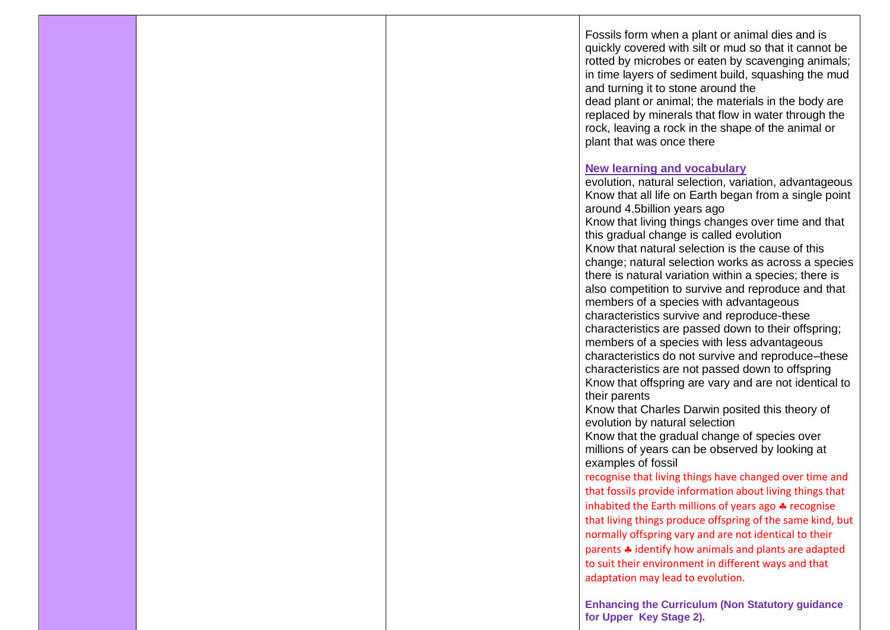| | | | Fossils form when a plant or animal dies and is quickly covered with silt or mud so that it cannot be rotted by microbes or eaten by scavenging animals; in time layers of sediment build, squashing the mud and turning it to stone around the dead plant or animal; the materials in the body are replaced by minerals that flow in water through the rock, leaving a rock in the shape of the animal or plant that was once there<br><br>**New learning and vocabulary**<br>evolution, natural selection, variation, advantageous<br>Know that all life on Earth began from a single point around 4.5billion years ago<br>Know that living things changes over time and that this gradual change is called evolution<br>Know that natural selection is the cause of this change; natural selection works as across a species there is natural variation within a species; there is also competition to survive and reproduce and that members of a species with advantageous characteristics survive and reproduce-these characteristics are passed down to their offspring; members of a species with less advantageous characteristics do not survive and reproduce–these characteristics are not passed down to offspring<br>Know that offspring are vary and are not identical to their parents<br>Know that Charles Darwin posited this theory of evolution by natural selection<br>Know that the gradual change of species over millions of years can be observed by looking at examples of fossil<br>recognise that living things have changed over time and that fossils provide information about living things that inhabited the Earth millions of years ago ♣ recognise that living things produce offspring of the same kind, but normally offspring vary and are not identical to their parents ♣ identify how animals and plants are adapted to suit their environment in different ways and that adaptation may lead to evolution.<br><br>**Enhancing the Curriculum (Non Statutory guidance for Upper Key Stage 2).** |
|---|---|---|---|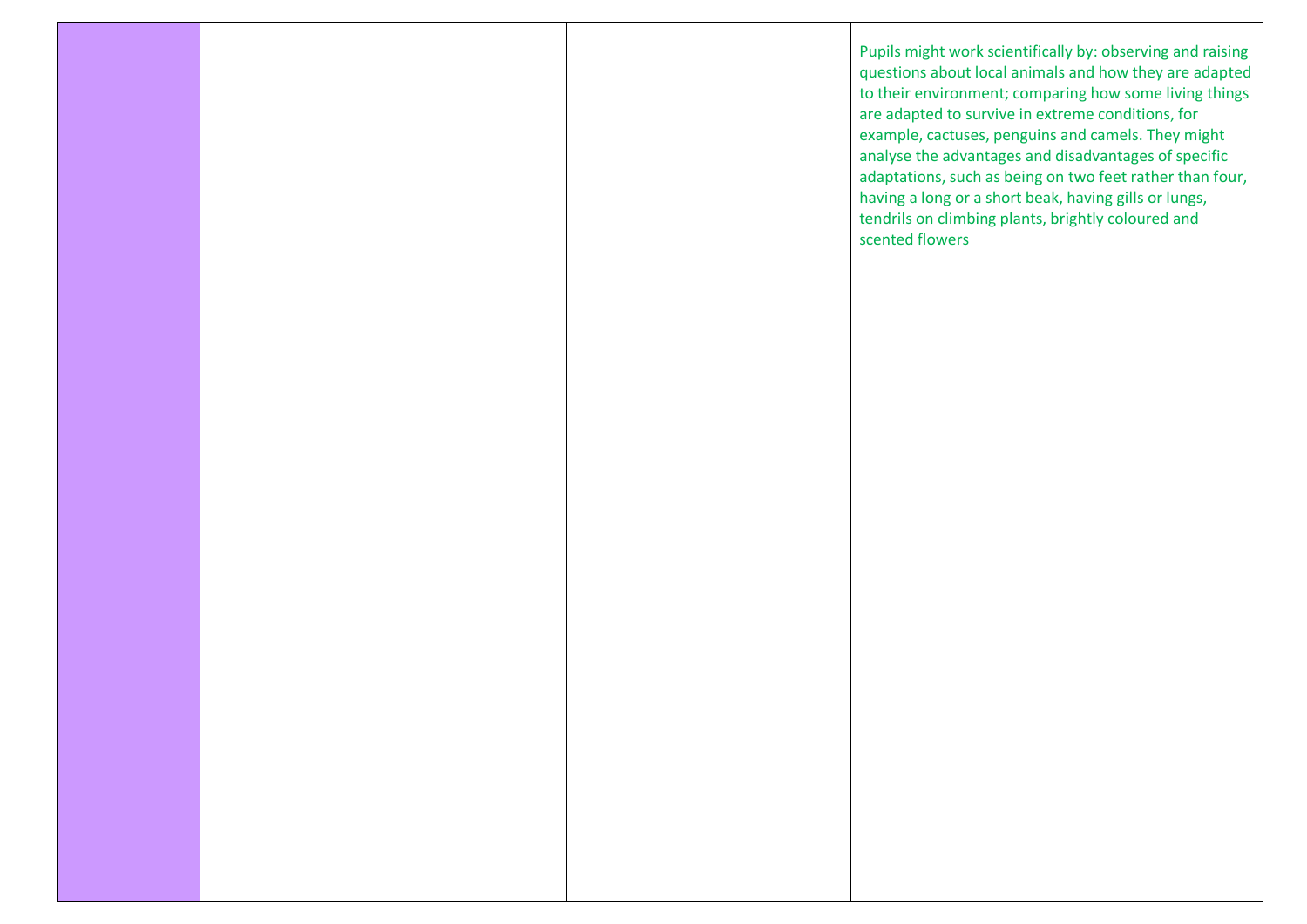| | | | |
|---|---|---|---|
| | | | Pupils might work scientifically by: observing and raising questions about local animals and how they are adapted to their environment; comparing how some living things are adapted to survive in extreme conditions, for example, cactuses, penguins and camels. They might analyse the advantages and disadvantages of specific adaptations, such as being on two feet rather than four, having a long or a short beak, having gills or lungs, tendrils on climbing plants, brightly coloured and scented flowers |